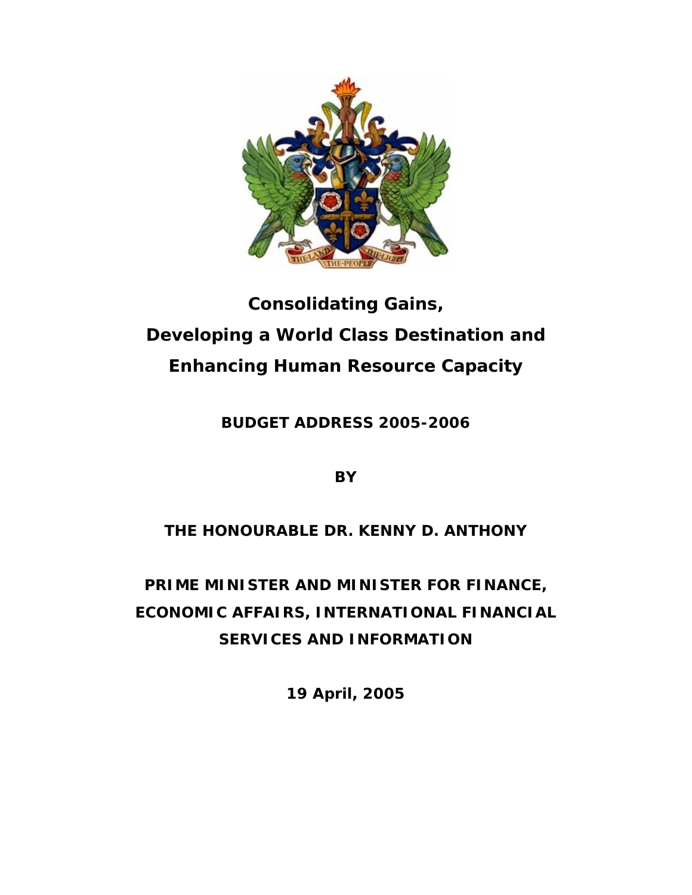# Consolidating Gains,
# Developing a World Class Destination and
# Enhancing Human Resource Capacity

**BUDGET ADDRESS 2005-2006**

**BY**

**THE HONOURABLE DR. KENNY D. ANTHONY**

**PRIME MINISTER AND MINISTER FOR FINANCE, ECONOMIC AFFAIRS, INTERNATIONAL FINANCIAL SERVICES AND INFORMATION**

**19 April, 2005**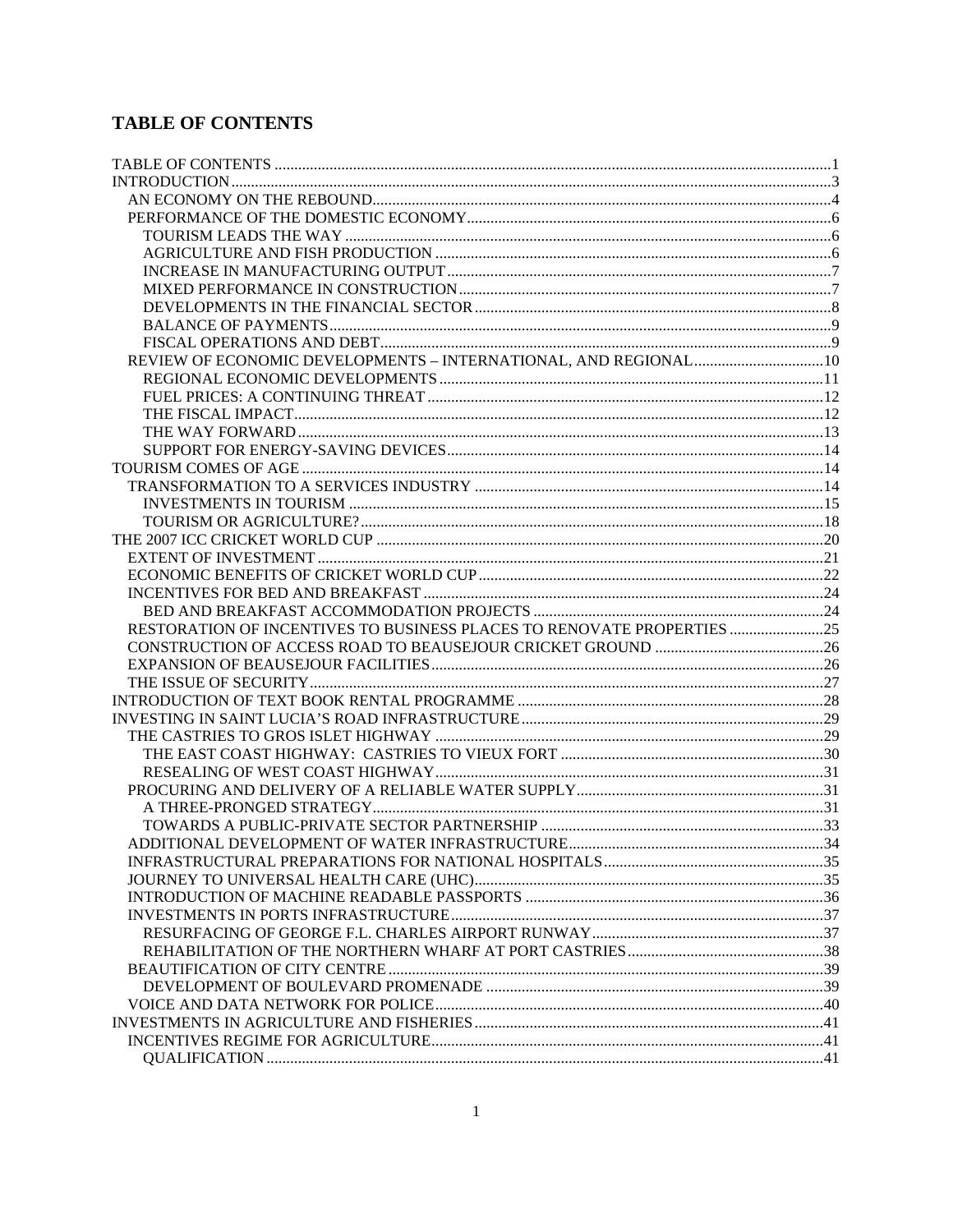## TABLE OF CONTENTS

TABLE OF CONTENTS ....................................................................................................................................1
INTRODUCTION............................................................................................................................................3
- AN ECONOMY ON THE REBOUND.......................................................................................................4
- PERFORMANCE OF THE DOMESTIC ECONOMY.............................................................................6
  - TOURISM LEADS THE WAY ...........................................................................................................6
  - AGRICULTURE AND FISH PRODUCTION ....................................................................................6
  - INCREASE IN MANUFACTURING OUTPUT..................................................................................7
  - MIXED PERFORMANCE IN CONSTRUCTION..............................................................................7
  - DEVELOPMENTS IN THE FINANCIAL SECTOR...........................................................................8
  - BALANCE OF PAYMENTS...............................................................................................................9
  - FISCAL OPERATIONS AND DEBT..................................................................................................9
- REVIEW OF ECONOMIC DEVELOPMENTS – INTERNATIONAL, AND REGIONAL.................................10
  - REGIONAL ECONOMIC DEVELOPMENTS.................................................................................11
  - FUEL PRICES: A CONTINUING THREAT....................................................................................12
  - THE FISCAL IMPACT......................................................................................................................12
  - THE WAY FORWARD.....................................................................................................................13
  - SUPPORT FOR ENERGY-SAVING DEVICES...............................................................................14

TOURISM COMES OF AGE.......................................................................................................................14
- TRANSFORMATION TO A SERVICES INDUSTRY .........................................................................14
  - INVESTMENTS IN TOURISM ........................................................................................................15
  - TOURISM OR AGRICULTURE?.....................................................................................................18

THE 2007 ICC CRICKET WORLD CUP .....................................................................................................20
- EXTENT OF INVESTMENT ................................................................................................................21
- ECONOMIC BENEFITS OF CRICKET WORLD CUP.......................................................................22
- INCENTIVES FOR BED AND BREAKFAST .....................................................................................24
  - BED AND BREAKFAST ACCOMMODATION PROJECTS ..........................................................24
- RESTORATION OF INCENTIVES TO BUSINESS PLACES TO RENOVATE PROPERTIES ........................25
- CONSTRUCTION OF ACCESS ROAD TO BEAUSEJOUR CRICKET GROUND ...........................................26
- EXPANSION OF BEAUSEJOUR FACILITIES...................................................................................26
- THE ISSUE OF SECURITY..................................................................................................................27

INTRODUCTION OF TEXT BOOK RENTAL PROGRAMME .............................................................................28
INVESTING IN SAINT LUCIA'S ROAD INFRASTRUCTURE.............................................................................29
- THE CASTRIES TO GROS ISLET HIGHWAY ..................................................................................29
  - THE EAST COAST HIGHWAY: CASTRIES TO VIEUX FORT ...................................................30
  - RESEALING OF WEST COAST HIGHWAY..................................................................................31
- PROCURING AND DELIVERY OF A RELIABLE WATER SUPPLY...............................................................31
  - A THREE-PRONGED STRATEGY..................................................................................................31
  - TOWARDS A PUBLIC-PRIVATE SECTOR PARTNERSHIP ........................................................33
- ADDITIONAL DEVELOPMENT OF WATER INFRASTRUCTURE.................................................................34
- INFRASTRUCTURAL PREPARATIONS FOR NATIONAL HOSPITALS........................................................35
- JOURNEY TO UNIVERSAL HEALTH CARE (UHC).........................................................................35
- INTRODUCTION OF MACHINE READABLE PASSPORTS ............................................................36
- INVESTMENTS IN PORTS INFRASTRUCTURE...............................................................................37
  - RESURFACING OF GEORGE F.L. CHARLES AIRPORT RUNWAY...........................................37
  - REHABILITATION OF THE NORTHERN WHARF AT PORT CASTRIES..................................38
- BEAUTIFICATION OF CITY CENTRE ..............................................................................................39
  - DEVELOPMENT OF BOULEVARD PROMENADE .....................................................................39
- VOICE AND DATA NETWORK FOR POLICE...................................................................................40

INVESTMENTS IN AGRICULTURE AND FISHERIES.........................................................................................41
- INCENTIVES REGIME FOR AGRICULTURE...................................................................................41
  - QUALIFICATION ............................................................................................................................41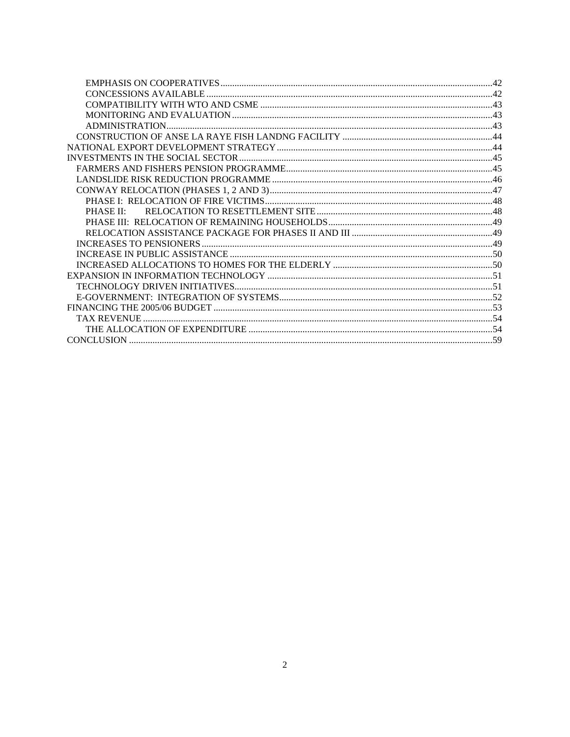EMPHASIS ON COOPERATIVES ....................................................................................................42
CONCESSIONS AVAILABLE ....................................................................................................42
COMPATIBILITY WITH WTO AND CSME ....................................................................................................43
MONITORING AND EVALUATION ....................................................................................................43
ADMINISTRATION....................................................................................................43
CONSTRUCTION OF ANSE LA RAYE FISH LANDNG FACILITY ....................................................................................................44
NATIONAL EXPORT DEVELOPMENT STRATEGY....................................................................................................44
INVESTMENTS IN THE SOCIAL SECTOR....................................................................................................45
FARMERS AND FISHERS PENSION PROGRAMME....................................................................................................45
LANDSLIDE RISK REDUCTION PROGRAMME ....................................................................................................46
CONWAY RELOCATION (PHASES 1, 2 AND 3)....................................................................................................47
PHASE I: RELOCATION OF FIRE VICTIMS....................................................................................................48
PHASE II: RELOCATION TO RESETTLEMENT SITE....................................................................................................48
PHASE III: RELOCATION OF REMAINING HOUSEHOLDS....................................................................................................49
RELOCATION ASSISTANCE PACKAGE FOR PHASES II AND III ....................................................................................................49
INCREASES TO PENSIONERS....................................................................................................49
INCREASE IN PUBLIC ASSISTANCE ....................................................................................................50
INCREASED ALLOCATIONS TO HOMES FOR THE ELDERLY ....................................................................................................50
EXPANSION IN INFORMATION TECHNOLOGY ....................................................................................................51
TECHNOLOGY DRIVEN INITIATIVES....................................................................................................51
E-GOVERNMENT: INTEGRATION OF SYSTEMS....................................................................................................52
FINANCING THE 2005/06 BUDGET ....................................................................................................53
TAX REVENUE ....................................................................................................54
THE ALLOCATION OF EXPENDITURE ....................................................................................................54
CONCLUSION ....................................................................................................59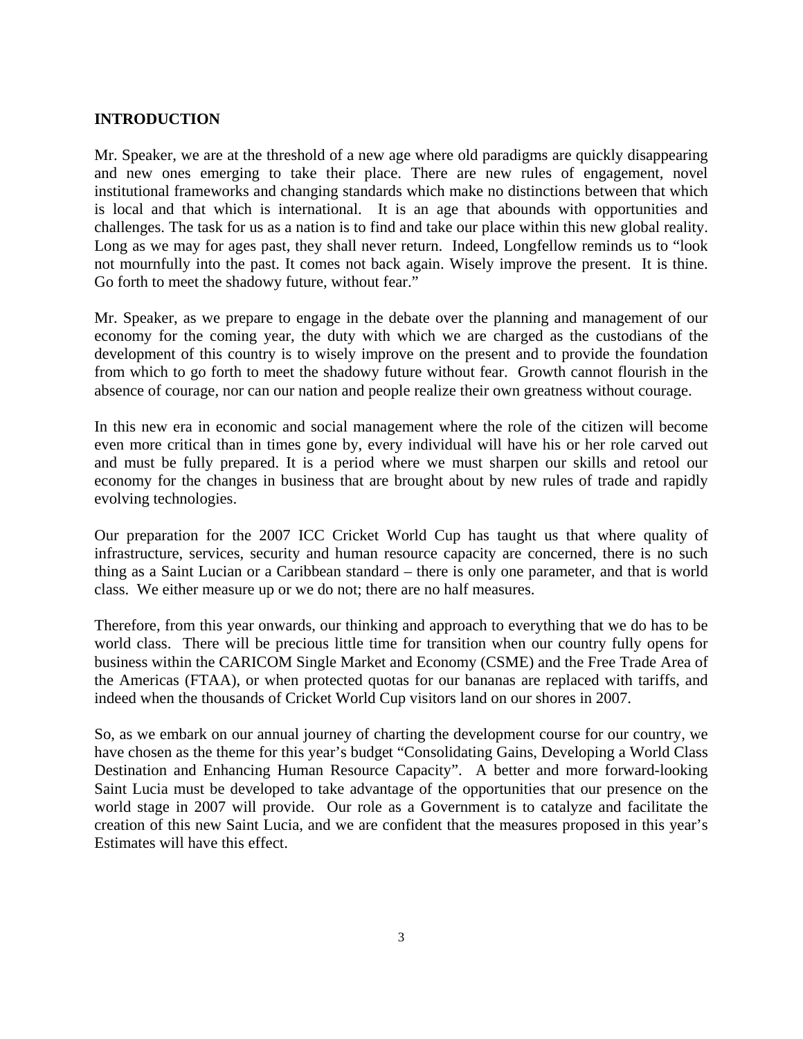## INTRODUCTION

Mr. Speaker, we are at the threshold of a new age where old paradigms are quickly disappearing and new ones emerging to take their place. There are new rules of engagement, novel institutional frameworks and changing standards which make no distinctions between that which is local and that which is international. It is an age that abounds with opportunities and challenges. The task for us as a nation is to find and take our place within this new global reality. Long as we may for ages past, they shall never return. Indeed, Longfellow reminds us to "look not mournfully into the past. It comes not back again. Wisely improve the present. It is thine. Go forth to meet the shadowy future, without fear."

Mr. Speaker, as we prepare to engage in the debate over the planning and management of our economy for the coming year, the duty with which we are charged as the custodians of the development of this country is to wisely improve on the present and to provide the foundation from which to go forth to meet the shadowy future without fear. Growth cannot flourish in the absence of courage, nor can our nation and people realize their own greatness without courage.

In this new era in economic and social management where the role of the citizen will become even more critical than in times gone by, every individual will have his or her role carved out and must be fully prepared. It is a period where we must sharpen our skills and retool our economy for the changes in business that are brought about by new rules of trade and rapidly evolving technologies.

Our preparation for the 2007 ICC Cricket World Cup has taught us that where quality of infrastructure, services, security and human resource capacity are concerned, there is no such thing as a Saint Lucian or a Caribbean standard – there is only one parameter, and that is world class. We either measure up or we do not; there are no half measures.

Therefore, from this year onwards, our thinking and approach to everything that we do has to be world class. There will be precious little time for transition when our country fully opens for business within the CARICOM Single Market and Economy (CSME) and the Free Trade Area of the Americas (FTAA), or when protected quotas for our bananas are replaced with tariffs, and indeed when the thousands of Cricket World Cup visitors land on our shores in 2007.

So, as we embark on our annual journey of charting the development course for our country, we have chosen as the theme for this year's budget "Consolidating Gains, Developing a World Class Destination and Enhancing Human Resource Capacity". A better and more forward-looking Saint Lucia must be developed to take advantage of the opportunities that our presence on the world stage in 2007 will provide. Our role as a Government is to catalyze and facilitate the creation of this new Saint Lucia, and we are confident that the measures proposed in this year's Estimates will have this effect.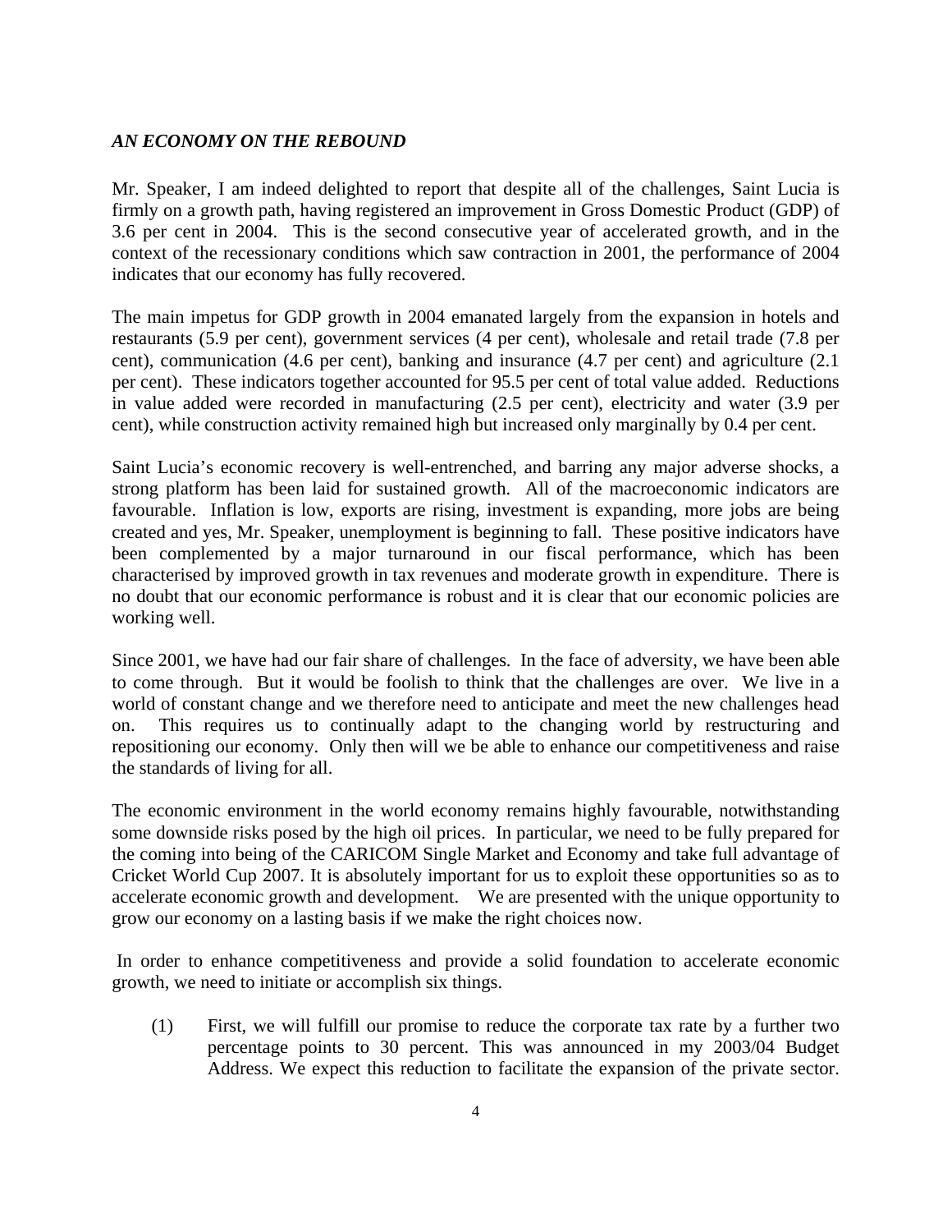***AN ECONOMY ON THE REBOUND***

Mr. Speaker, I am indeed delighted to report that despite all of the challenges, Saint Lucia is firmly on a growth path, having registered an improvement in Gross Domestic Product (GDP) of 3.6 per cent in 2004. This is the second consecutive year of accelerated growth, and in the context of the recessionary conditions which saw contraction in 2001, the performance of 2004 indicates that our economy has fully recovered.

The main impetus for GDP growth in 2004 emanated largely from the expansion in hotels and restaurants (5.9 per cent), government services (4 per cent), wholesale and retail trade (7.8 per cent), communication (4.6 per cent), banking and insurance (4.7 per cent) and agriculture (2.1 per cent). These indicators together accounted for 95.5 per cent of total value added. Reductions in value added were recorded in manufacturing (2.5 per cent), electricity and water (3.9 per cent), while construction activity remained high but increased only marginally by 0.4 per cent.

Saint Lucia's economic recovery is well-entrenched, and barring any major adverse shocks, a strong platform has been laid for sustained growth. All of the macroeconomic indicators are favourable. Inflation is low, exports are rising, investment is expanding, more jobs are being created and yes, Mr. Speaker, unemployment is beginning to fall. These positive indicators have been complemented by a major turnaround in our fiscal performance, which has been characterised by improved growth in tax revenues and moderate growth in expenditure. There is no doubt that our economic performance is robust and it is clear that our economic policies are working well.

Since 2001, we have had our fair share of challenges. In the face of adversity, we have been able to come through. But it would be foolish to think that the challenges are over. We live in a world of constant change and we therefore need to anticipate and meet the new challenges head on. This requires us to continually adapt to the changing world by restructuring and repositioning our economy. Only then will we be able to enhance our competitiveness and raise the standards of living for all.

The economic environment in the world economy remains highly favourable, notwithstanding some downside risks posed by the high oil prices. In particular, we need to be fully prepared for the coming into being of the CARICOM Single Market and Economy and take full advantage of Cricket World Cup 2007. It is absolutely important for us to exploit these opportunities so as to accelerate economic growth and development. We are presented with the unique opportunity to grow our economy on a lasting basis if we make the right choices now.

In order to enhance competitiveness and provide a solid foundation to accelerate economic growth, we need to initiate or accomplish six things.

(1) First, we will fulfill our promise to reduce the corporate tax rate by a further two percentage points to 30 percent. This was announced in my 2003/04 Budget Address. We expect this reduction to facilitate the expansion of the private sector.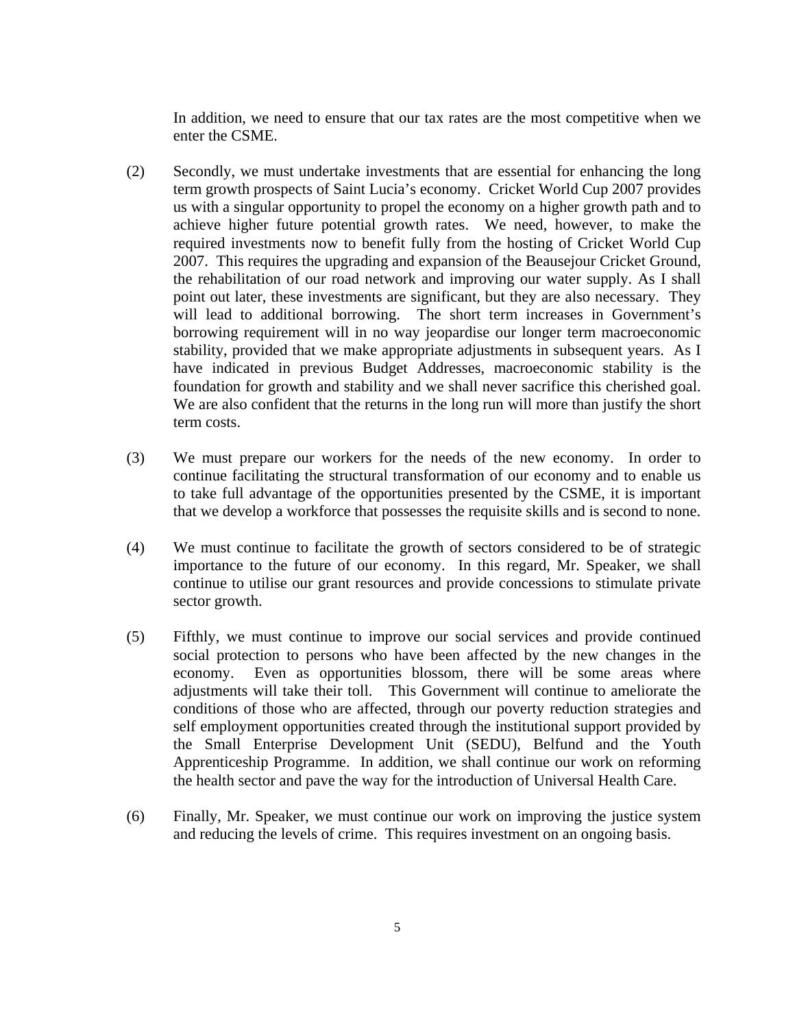In addition, we need to ensure that our tax rates are the most competitive when we enter the CSME.

(2) Secondly, we must undertake investments that are essential for enhancing the long term growth prospects of Saint Lucia's economy. Cricket World Cup 2007 provides us with a singular opportunity to propel the economy on a higher growth path and to achieve higher future potential growth rates. We need, however, to make the required investments now to benefit fully from the hosting of Cricket World Cup 2007. This requires the upgrading and expansion of the Beausejour Cricket Ground, the rehabilitation of our road network and improving our water supply. As I shall point out later, these investments are significant, but they are also necessary. They will lead to additional borrowing. The short term increases in Government's borrowing requirement will in no way jeopardise our longer term macroeconomic stability, provided that we make appropriate adjustments in subsequent years. As I have indicated in previous Budget Addresses, macroeconomic stability is the foundation for growth and stability and we shall never sacrifice this cherished goal. We are also confident that the returns in the long run will more than justify the short term costs.

(3) We must prepare our workers for the needs of the new economy. In order to continue facilitating the structural transformation of our economy and to enable us to take full advantage of the opportunities presented by the CSME, it is important that we develop a workforce that possesses the requisite skills and is second to none.

(4) We must continue to facilitate the growth of sectors considered to be of strategic importance to the future of our economy. In this regard, Mr. Speaker, we shall continue to utilise our grant resources and provide concessions to stimulate private sector growth.

(5) Fifthly, we must continue to improve our social services and provide continued social protection to persons who have been affected by the new changes in the economy. Even as opportunities blossom, there will be some areas where adjustments will take their toll. This Government will continue to ameliorate the conditions of those who are affected, through our poverty reduction strategies and self employment opportunities created through the institutional support provided by the Small Enterprise Development Unit (SEDU), Belfund and the Youth Apprenticeship Programme. In addition, we shall continue our work on reforming the health sector and pave the way for the introduction of Universal Health Care.

(6) Finally, Mr. Speaker, we must continue our work on improving the justice system and reducing the levels of crime. This requires investment on an ongoing basis.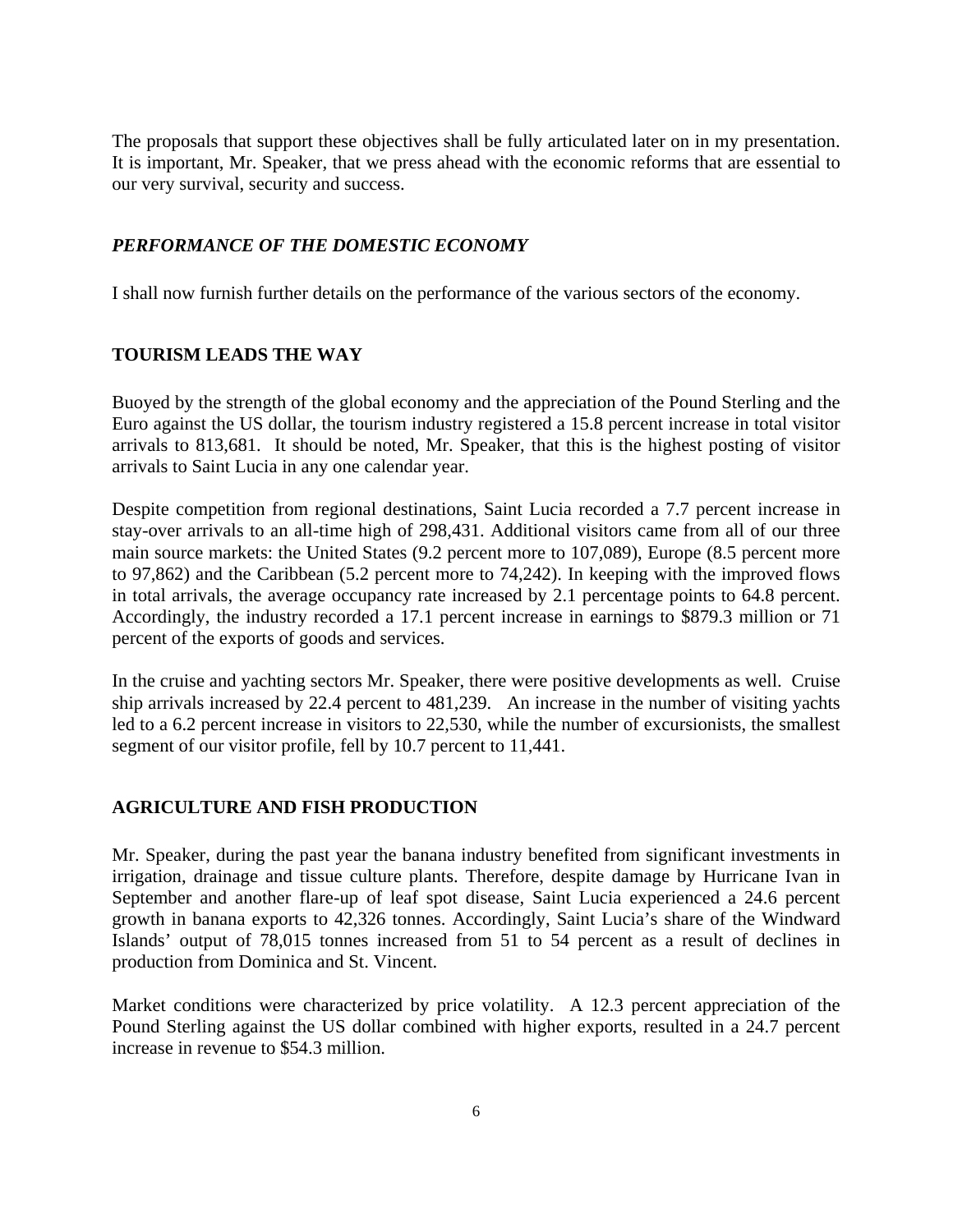The proposals that support these objectives shall be fully articulated later on in my presentation. It is important, Mr. Speaker, that we press ahead with the economic reforms that are essential to our very survival, security and success.

## *PERFORMANCE OF THE DOMESTIC ECONOMY*

I shall now furnish further details on the performance of the various sectors of the economy.

### TOURISM LEADS THE WAY

Buoyed by the strength of the global economy and the appreciation of the Pound Sterling and the Euro against the US dollar, the tourism industry registered a 15.8 percent increase in total visitor arrivals to 813,681. It should be noted, Mr. Speaker, that this is the highest posting of visitor arrivals to Saint Lucia in any one calendar year.

Despite competition from regional destinations, Saint Lucia recorded a 7.7 percent increase in stay-over arrivals to an all-time high of 298,431. Additional visitors came from all of our three main source markets: the United States (9.2 percent more to 107,089), Europe (8.5 percent more to 97,862) and the Caribbean (5.2 percent more to 74,242). In keeping with the improved flows in total arrivals, the average occupancy rate increased by 2.1 percentage points to 64.8 percent. Accordingly, the industry recorded a 17.1 percent increase in earnings to $879.3 million or 71 percent of the exports of goods and services.

In the cruise and yachting sectors Mr. Speaker, there were positive developments as well. Cruise ship arrivals increased by 22.4 percent to 481,239. An increase in the number of visiting yachts led to a 6.2 percent increase in visitors to 22,530, while the number of excursionists, the smallest segment of our visitor profile, fell by 10.7 percent to 11,441.

### AGRICULTURE AND FISH PRODUCTION

Mr. Speaker, during the past year the banana industry benefited from significant investments in irrigation, drainage and tissue culture plants. Therefore, despite damage by Hurricane Ivan in September and another flare-up of leaf spot disease, Saint Lucia experienced a 24.6 percent growth in banana exports to 42,326 tonnes. Accordingly, Saint Lucia's share of the Windward Islands' output of 78,015 tonnes increased from 51 to 54 percent as a result of declines in production from Dominica and St. Vincent.

Market conditions were characterized by price volatility. A 12.3 percent appreciation of the Pound Sterling against the US dollar combined with higher exports, resulted in a 24.7 percent increase in revenue to $54.3 million.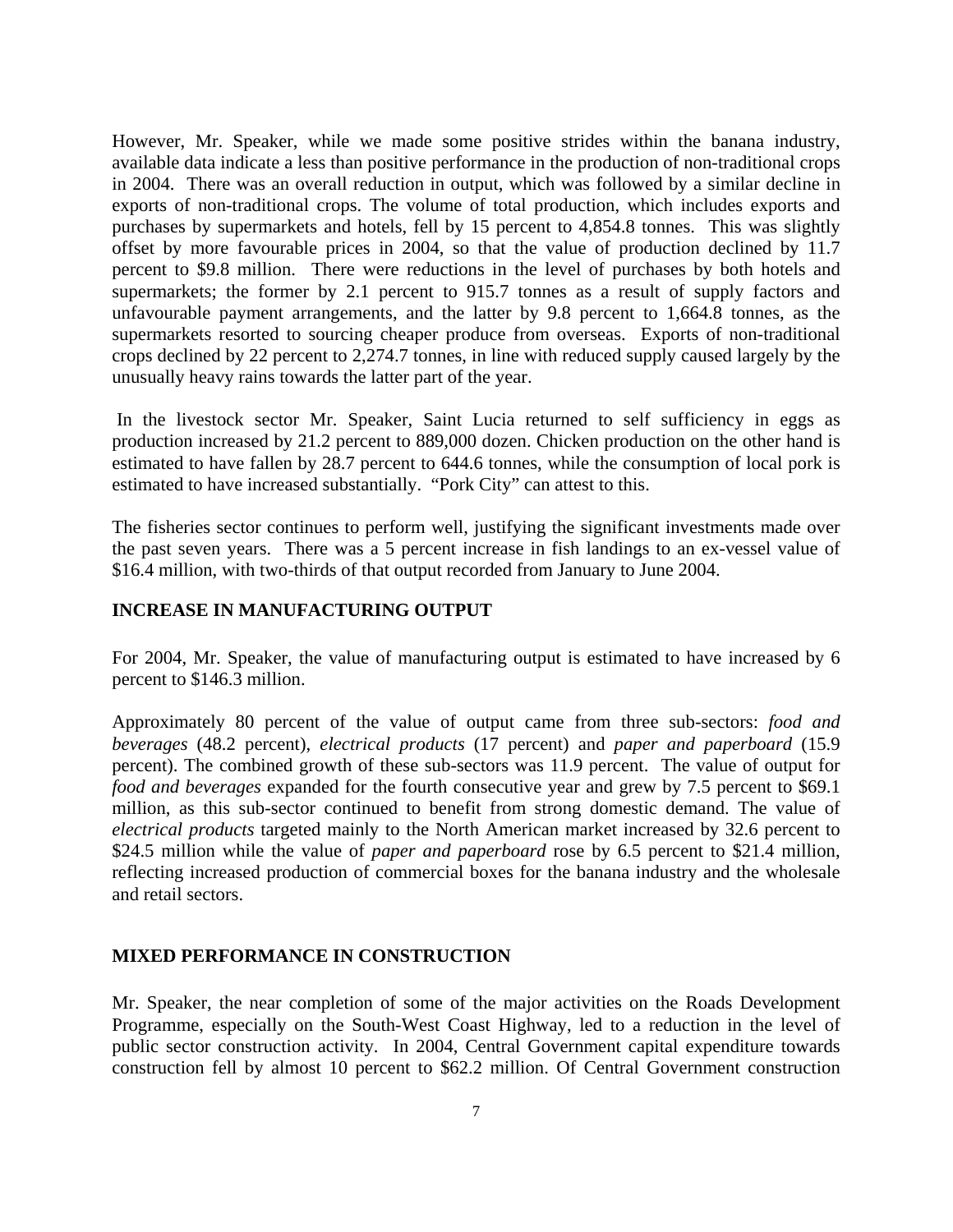However, Mr. Speaker, while we made some positive strides within the banana industry, available data indicate a less than positive performance in the production of non-traditional crops in 2004. There was an overall reduction in output, which was followed by a similar decline in exports of non-traditional crops. The volume of total production, which includes exports and purchases by supermarkets and hotels, fell by 15 percent to 4,854.8 tonnes. This was slightly offset by more favourable prices in 2004, so that the value of production declined by 11.7 percent to $9.8 million. There were reductions in the level of purchases by both hotels and supermarkets; the former by 2.1 percent to 915.7 tonnes as a result of supply factors and unfavourable payment arrangements, and the latter by 9.8 percent to 1,664.8 tonnes, as the supermarkets resorted to sourcing cheaper produce from overseas. Exports of non-traditional crops declined by 22 percent to 2,274.7 tonnes, in line with reduced supply caused largely by the unusually heavy rains towards the latter part of the year.

In the livestock sector Mr. Speaker, Saint Lucia returned to self sufficiency in eggs as production increased by 21.2 percent to 889,000 dozen. Chicken production on the other hand is estimated to have fallen by 28.7 percent to 644.6 tonnes, while the consumption of local pork is estimated to have increased substantially. "Pork City" can attest to this.

The fisheries sector continues to perform well, justifying the significant investments made over the past seven years. There was a 5 percent increase in fish landings to an ex-vessel value of $16.4 million, with two-thirds of that output recorded from January to June 2004.

## INCREASE IN MANUFACTURING OUTPUT

For 2004, Mr. Speaker, the value of manufacturing output is estimated to have increased by 6 percent to $146.3 million.

Approximately 80 percent of the value of output came from three sub-sectors: *food and beverages* (48.2 percent), *electrical products* (17 percent) and *paper and paperboard* (15.9 percent). The combined growth of these sub-sectors was 11.9 percent. The value of output for *food and beverages* expanded for the fourth consecutive year and grew by 7.5 percent to $69.1 million, as this sub-sector continued to benefit from strong domestic demand. The value of *electrical products* targeted mainly to the North American market increased by 32.6 percent to $24.5 million while the value of *paper and paperboard* rose by 6.5 percent to $21.4 million, reflecting increased production of commercial boxes for the banana industry and the wholesale and retail sectors.

## MIXED PERFORMANCE IN CONSTRUCTION

Mr. Speaker, the near completion of some of the major activities on the Roads Development Programme, especially on the South-West Coast Highway, led to a reduction in the level of public sector construction activity. In 2004, Central Government capital expenditure towards construction fell by almost 10 percent to $62.2 million. Of Central Government construction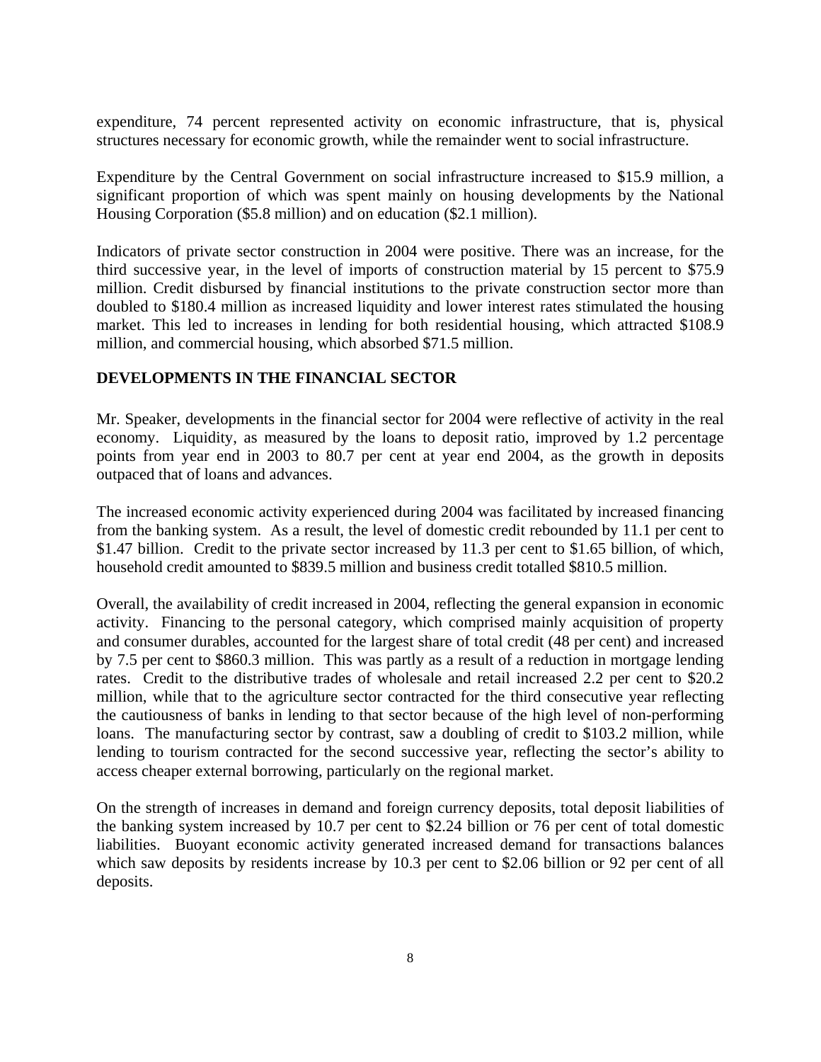expenditure, 74 percent represented activity on economic infrastructure, that is, physical structures necessary for economic growth, while the remainder went to social infrastructure.

Expenditure by the Central Government on social infrastructure increased to $15.9 million, a significant proportion of which was spent mainly on housing developments by the National Housing Corporation ($5.8 million) and on education ($2.1 million).

Indicators of private sector construction in 2004 were positive. There was an increase, for the third successive year, in the level of imports of construction material by 15 percent to $75.9 million. Credit disbursed by financial institutions to the private construction sector more than doubled to $180.4 million as increased liquidity and lower interest rates stimulated the housing market. This led to increases in lending for both residential housing, which attracted $108.9 million, and commercial housing, which absorbed $71.5 million.

## DEVELOPMENTS IN THE FINANCIAL SECTOR

Mr. Speaker, developments in the financial sector for 2004 were reflective of activity in the real economy. Liquidity, as measured by the loans to deposit ratio, improved by 1.2 percentage points from year end in 2003 to 80.7 per cent at year end 2004, as the growth in deposits outpaced that of loans and advances.

The increased economic activity experienced during 2004 was facilitated by increased financing from the banking system. As a result, the level of domestic credit rebounded by 11.1 per cent to $1.47 billion. Credit to the private sector increased by 11.3 per cent to $1.65 billion, of which, household credit amounted to $839.5 million and business credit totalled $810.5 million.

Overall, the availability of credit increased in 2004, reflecting the general expansion in economic activity. Financing to the personal category, which comprised mainly acquisition of property and consumer durables, accounted for the largest share of total credit (48 per cent) and increased by 7.5 per cent to $860.3 million. This was partly as a result of a reduction in mortgage lending rates. Credit to the distributive trades of wholesale and retail increased 2.2 per cent to $20.2 million, while that to the agriculture sector contracted for the third consecutive year reflecting the cautiousness of banks in lending to that sector because of the high level of non-performing loans. The manufacturing sector by contrast, saw a doubling of credit to $103.2 million, while lending to tourism contracted for the second successive year, reflecting the sector's ability to access cheaper external borrowing, particularly on the regional market.

On the strength of increases in demand and foreign currency deposits, total deposit liabilities of the banking system increased by 10.7 per cent to $2.24 billion or 76 per cent of total domestic liabilities. Buoyant economic activity generated increased demand for transactions balances which saw deposits by residents increase by 10.3 per cent to $2.06 billion or 92 per cent of all deposits.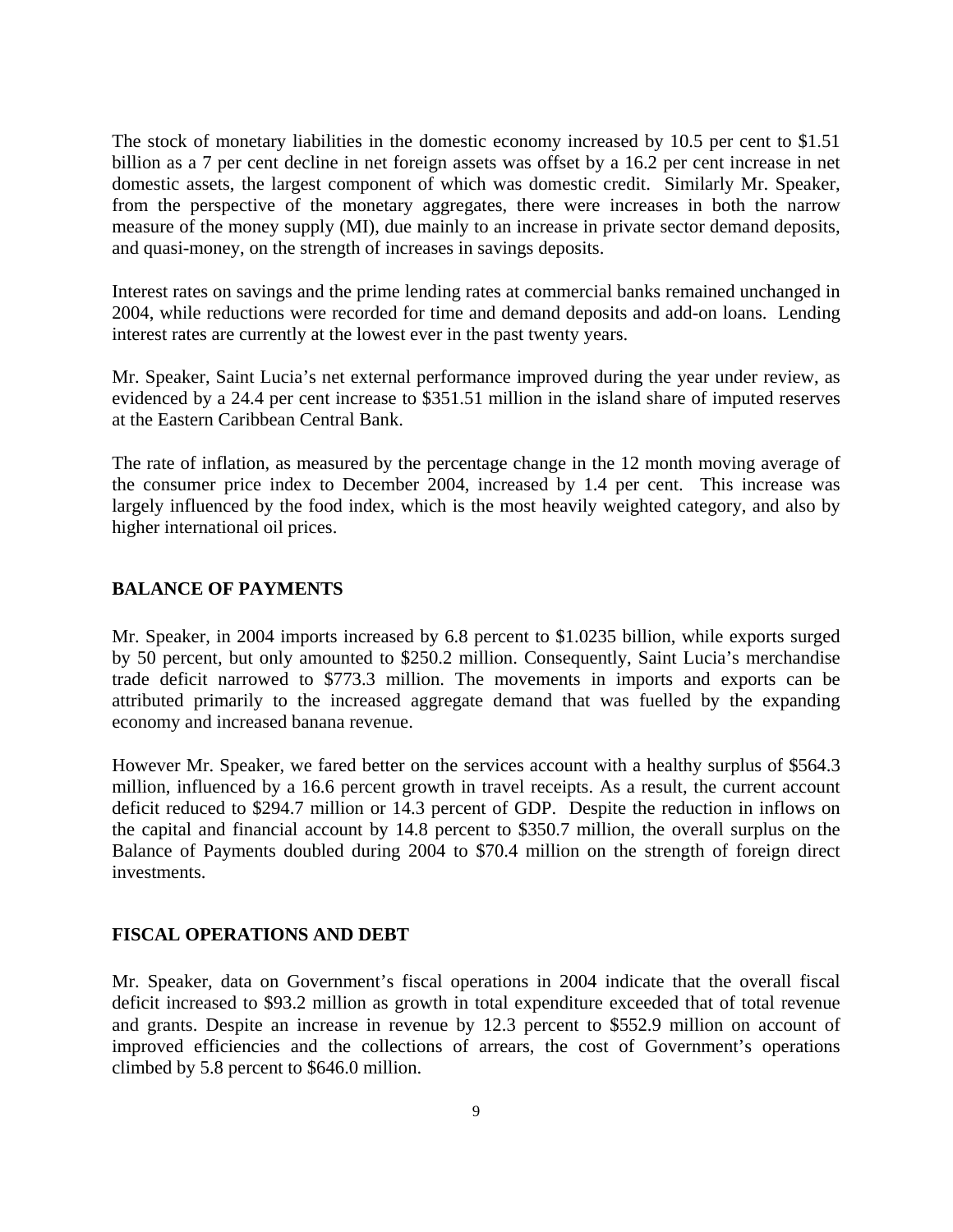The stock of monetary liabilities in the domestic economy increased by 10.5 per cent to $1.51 billion as a 7 per cent decline in net foreign assets was offset by a 16.2 per cent increase in net domestic assets, the largest component of which was domestic credit. Similarly Mr. Speaker, from the perspective of the monetary aggregates, there were increases in both the narrow measure of the money supply (MI), due mainly to an increase in private sector demand deposits, and quasi-money, on the strength of increases in savings deposits.

Interest rates on savings and the prime lending rates at commercial banks remained unchanged in 2004, while reductions were recorded for time and demand deposits and add-on loans. Lending interest rates are currently at the lowest ever in the past twenty years.

Mr. Speaker, Saint Lucia's net external performance improved during the year under review, as evidenced by a 24.4 per cent increase to $351.51 million in the island share of imputed reserves at the Eastern Caribbean Central Bank.

The rate of inflation, as measured by the percentage change in the 12 month moving average of the consumer price index to December 2004, increased by 1.4 per cent. This increase was largely influenced by the food index, which is the most heavily weighted category, and also by higher international oil prices.

## BALANCE OF PAYMENTS

Mr. Speaker, in 2004 imports increased by 6.8 percent to $1.0235 billion, while exports surged by 50 percent, but only amounted to $250.2 million. Consequently, Saint Lucia's merchandise trade deficit narrowed to $773.3 million. The movements in imports and exports can be attributed primarily to the increased aggregate demand that was fuelled by the expanding economy and increased banana revenue.

However Mr. Speaker, we fared better on the services account with a healthy surplus of $564.3 million, influenced by a 16.6 percent growth in travel receipts. As a result, the current account deficit reduced to $294.7 million or 14.3 percent of GDP. Despite the reduction in inflows on the capital and financial account by 14.8 percent to $350.7 million, the overall surplus on the Balance of Payments doubled during 2004 to $70.4 million on the strength of foreign direct investments.

## FISCAL OPERATIONS AND DEBT

Mr. Speaker, data on Government's fiscal operations in 2004 indicate that the overall fiscal deficit increased to $93.2 million as growth in total expenditure exceeded that of total revenue and grants. Despite an increase in revenue by 12.3 percent to $552.9 million on account of improved efficiencies and the collections of arrears, the cost of Government's operations climbed by 5.8 percent to $646.0 million.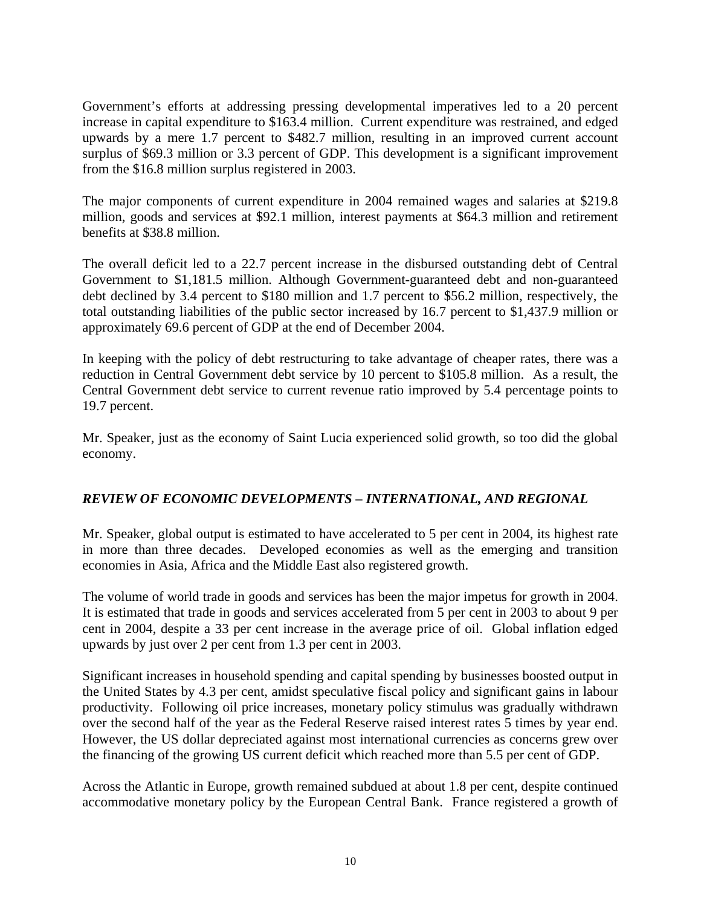Government's efforts at addressing pressing developmental imperatives led to a 20 percent increase in capital expenditure to $163.4 million. Current expenditure was restrained, and edged upwards by a mere 1.7 percent to $482.7 million, resulting in an improved current account surplus of $69.3 million or 3.3 percent of GDP. This development is a significant improvement from the $16.8 million surplus registered in 2003.

The major components of current expenditure in 2004 remained wages and salaries at $219.8 million, goods and services at $92.1 million, interest payments at $64.3 million and retirement benefits at $38.8 million.

The overall deficit led to a 22.7 percent increase in the disbursed outstanding debt of Central Government to $1,181.5 million. Although Government-guaranteed debt and non-guaranteed debt declined by 3.4 percent to $180 million and 1.7 percent to $56.2 million, respectively, the total outstanding liabilities of the public sector increased by 16.7 percent to $1,437.9 million or approximately 69.6 percent of GDP at the end of December 2004.

In keeping with the policy of debt restructuring to take advantage of cheaper rates, there was a reduction in Central Government debt service by 10 percent to $105.8 million. As a result, the Central Government debt service to current revenue ratio improved by 5.4 percentage points to 19.7 percent.

Mr. Speaker, just as the economy of Saint Lucia experienced solid growth, so too did the global economy.

## *REVIEW OF ECONOMIC DEVELOPMENTS – INTERNATIONAL, AND REGIONAL*

Mr. Speaker, global output is estimated to have accelerated to 5 per cent in 2004, its highest rate in more than three decades. Developed economies as well as the emerging and transition economies in Asia, Africa and the Middle East also registered growth.

The volume of world trade in goods and services has been the major impetus for growth in 2004. It is estimated that trade in goods and services accelerated from 5 per cent in 2003 to about 9 per cent in 2004, despite a 33 per cent increase in the average price of oil. Global inflation edged upwards by just over 2 per cent from 1.3 per cent in 2003.

Significant increases in household spending and capital spending by businesses boosted output in the United States by 4.3 per cent, amidst speculative fiscal policy and significant gains in labour productivity. Following oil price increases, monetary policy stimulus was gradually withdrawn over the second half of the year as the Federal Reserve raised interest rates 5 times by year end. However, the US dollar depreciated against most international currencies as concerns grew over the financing of the growing US current deficit which reached more than 5.5 per cent of GDP.

Across the Atlantic in Europe, growth remained subdued at about 1.8 per cent, despite continued accommodative monetary policy by the European Central Bank. France registered a growth of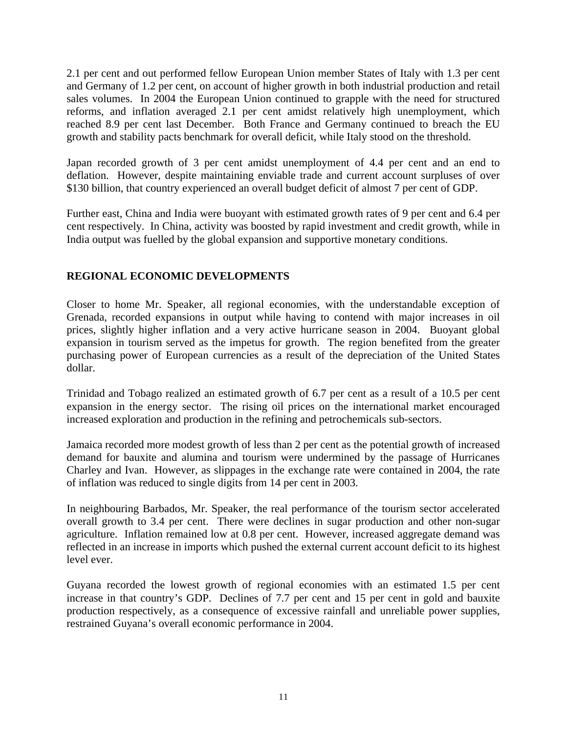2.1 per cent and out performed fellow European Union member States of Italy with 1.3 per cent and Germany of 1.2 per cent, on account of higher growth in both industrial production and retail sales volumes. In 2004 the European Union continued to grapple with the need for structured reforms, and inflation averaged 2.1 per cent amidst relatively high unemployment, which reached 8.9 per cent last December. Both France and Germany continued to breach the EU growth and stability pacts benchmark for overall deficit, while Italy stood on the threshold.

Japan recorded growth of 3 per cent amidst unemployment of 4.4 per cent and an end to deflation. However, despite maintaining enviable trade and current account surpluses of over $130 billion, that country experienced an overall budget deficit of almost 7 per cent of GDP.

Further east, China and India were buoyant with estimated growth rates of 9 per cent and 6.4 per cent respectively. In China, activity was boosted by rapid investment and credit growth, while in India output was fuelled by the global expansion and supportive monetary conditions.

## REGIONAL ECONOMIC DEVELOPMENTS

Closer to home Mr. Speaker, all regional economies, with the understandable exception of Grenada, recorded expansions in output while having to contend with major increases in oil prices, slightly higher inflation and a very active hurricane season in 2004. Buoyant global expansion in tourism served as the impetus for growth. The region benefited from the greater purchasing power of European currencies as a result of the depreciation of the United States dollar.

Trinidad and Tobago realized an estimated growth of 6.7 per cent as a result of a 10.5 per cent expansion in the energy sector. The rising oil prices on the international market encouraged increased exploration and production in the refining and petrochemicals sub-sectors.

Jamaica recorded more modest growth of less than 2 per cent as the potential growth of increased demand for bauxite and alumina and tourism were undermined by the passage of Hurricanes Charley and Ivan. However, as slippages in the exchange rate were contained in 2004, the rate of inflation was reduced to single digits from 14 per cent in 2003.

In neighbouring Barbados, Mr. Speaker, the real performance of the tourism sector accelerated overall growth to 3.4 per cent. There were declines in sugar production and other non-sugar agriculture. Inflation remained low at 0.8 per cent. However, increased aggregate demand was reflected in an increase in imports which pushed the external current account deficit to its highest level ever.

Guyana recorded the lowest growth of regional economies with an estimated 1.5 per cent increase in that country's GDP. Declines of 7.7 per cent and 15 per cent in gold and bauxite production respectively, as a consequence of excessive rainfall and unreliable power supplies, restrained Guyana's overall economic performance in 2004.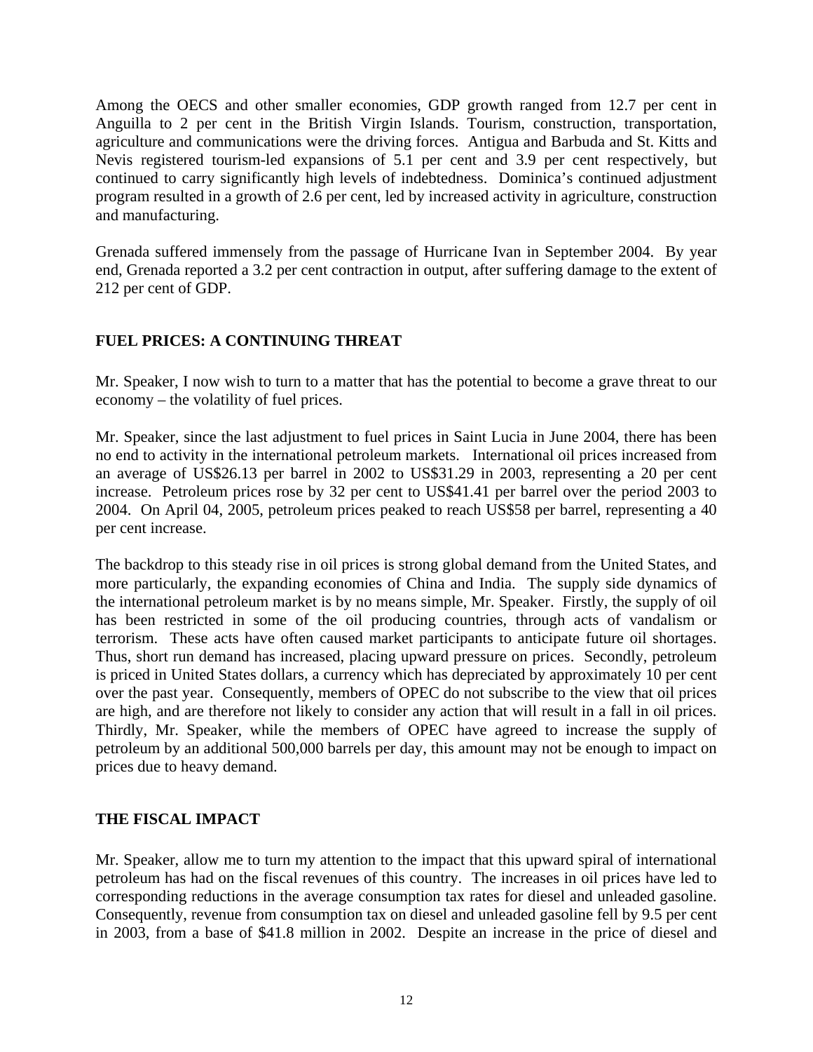Among the OECS and other smaller economies, GDP growth ranged from 12.7 per cent in Anguilla to 2 per cent in the British Virgin Islands. Tourism, construction, transportation, agriculture and communications were the driving forces. Antigua and Barbuda and St. Kitts and Nevis registered tourism-led expansions of 5.1 per cent and 3.9 per cent respectively, but continued to carry significantly high levels of indebtedness. Dominica's continued adjustment program resulted in a growth of 2.6 per cent, led by increased activity in agriculture, construction and manufacturing.

Grenada suffered immensely from the passage of Hurricane Ivan in September 2004. By year end, Grenada reported a 3.2 per cent contraction in output, after suffering damage to the extent of 212 per cent of GDP.

## FUEL PRICES: A CONTINUING THREAT

Mr. Speaker, I now wish to turn to a matter that has the potential to become a grave threat to our economy – the volatility of fuel prices.

Mr. Speaker, since the last adjustment to fuel prices in Saint Lucia in June 2004, there has been no end to activity in the international petroleum markets. International oil prices increased from an average of US$26.13 per barrel in 2002 to US$31.29 in 2003, representing a 20 per cent increase. Petroleum prices rose by 32 per cent to US$41.41 per barrel over the period 2003 to 2004. On April 04, 2005, petroleum prices peaked to reach US$58 per barrel, representing a 40 per cent increase.

The backdrop to this steady rise in oil prices is strong global demand from the United States, and more particularly, the expanding economies of China and India. The supply side dynamics of the international petroleum market is by no means simple, Mr. Speaker. Firstly, the supply of oil has been restricted in some of the oil producing countries, through acts of vandalism or terrorism. These acts have often caused market participants to anticipate future oil shortages. Thus, short run demand has increased, placing upward pressure on prices. Secondly, petroleum is priced in United States dollars, a currency which has depreciated by approximately 10 per cent over the past year. Consequently, members of OPEC do not subscribe to the view that oil prices are high, and are therefore not likely to consider any action that will result in a fall in oil prices. Thirdly, Mr. Speaker, while the members of OPEC have agreed to increase the supply of petroleum by an additional 500,000 barrels per day, this amount may not be enough to impact on prices due to heavy demand.

## THE FISCAL IMPACT

Mr. Speaker, allow me to turn my attention to the impact that this upward spiral of international petroleum has had on the fiscal revenues of this country. The increases in oil prices have led to corresponding reductions in the average consumption tax rates for diesel and unleaded gasoline. Consequently, revenue from consumption tax on diesel and unleaded gasoline fell by 9.5 per cent in 2003, from a base of $41.8 million in 2002. Despite an increase in the price of diesel and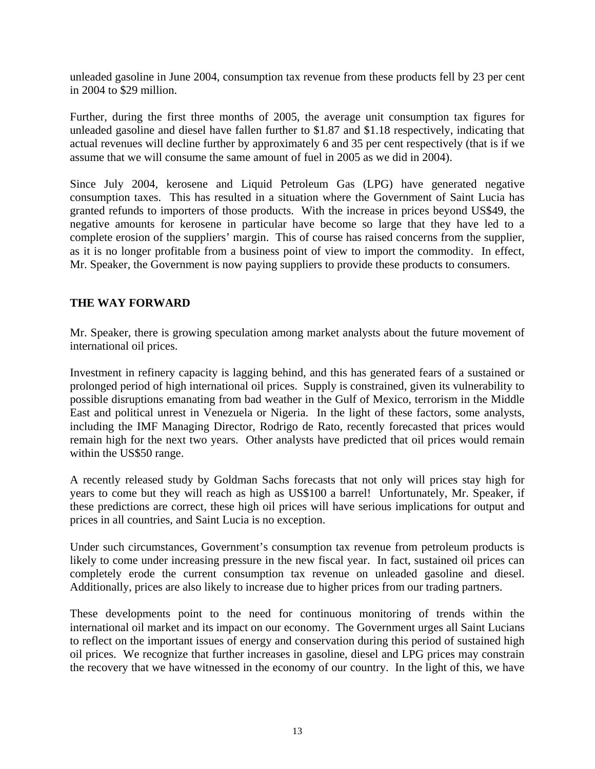unleaded gasoline in June 2004, consumption tax revenue from these products fell by 23 per cent in 2004 to $29 million.

Further, during the first three months of 2005, the average unit consumption tax figures for unleaded gasoline and diesel have fallen further to $1.87 and $1.18 respectively, indicating that actual revenues will decline further by approximately 6 and 35 per cent respectively (that is if we assume that we will consume the same amount of fuel in 2005 as we did in 2004).

Since July 2004, kerosene and Liquid Petroleum Gas (LPG) have generated negative consumption taxes. This has resulted in a situation where the Government of Saint Lucia has granted refunds to importers of those products. With the increase in prices beyond US$49, the negative amounts for kerosene in particular have become so large that they have led to a complete erosion of the suppliers' margin. This of course has raised concerns from the supplier, as it is no longer profitable from a business point of view to import the commodity. In effect, Mr. Speaker, the Government is now paying suppliers to provide these products to consumers.

## THE WAY FORWARD

Mr. Speaker, there is growing speculation among market analysts about the future movement of international oil prices.

Investment in refinery capacity is lagging behind, and this has generated fears of a sustained or prolonged period of high international oil prices. Supply is constrained, given its vulnerability to possible disruptions emanating from bad weather in the Gulf of Mexico, terrorism in the Middle East and political unrest in Venezuela or Nigeria. In the light of these factors, some analysts, including the IMF Managing Director, Rodrigo de Rato, recently forecasted that prices would remain high for the next two years. Other analysts have predicted that oil prices would remain within the US$50 range.

A recently released study by Goldman Sachs forecasts that not only will prices stay high for years to come but they will reach as high as US$100 a barrel! Unfortunately, Mr. Speaker, if these predictions are correct, these high oil prices will have serious implications for output and prices in all countries, and Saint Lucia is no exception.

Under such circumstances, Government's consumption tax revenue from petroleum products is likely to come under increasing pressure in the new fiscal year. In fact, sustained oil prices can completely erode the current consumption tax revenue on unleaded gasoline and diesel. Additionally, prices are also likely to increase due to higher prices from our trading partners.

These developments point to the need for continuous monitoring of trends within the international oil market and its impact on our economy. The Government urges all Saint Lucians to reflect on the important issues of energy and conservation during this period of sustained high oil prices. We recognize that further increases in gasoline, diesel and LPG prices may constrain the recovery that we have witnessed in the economy of our country. In the light of this, we have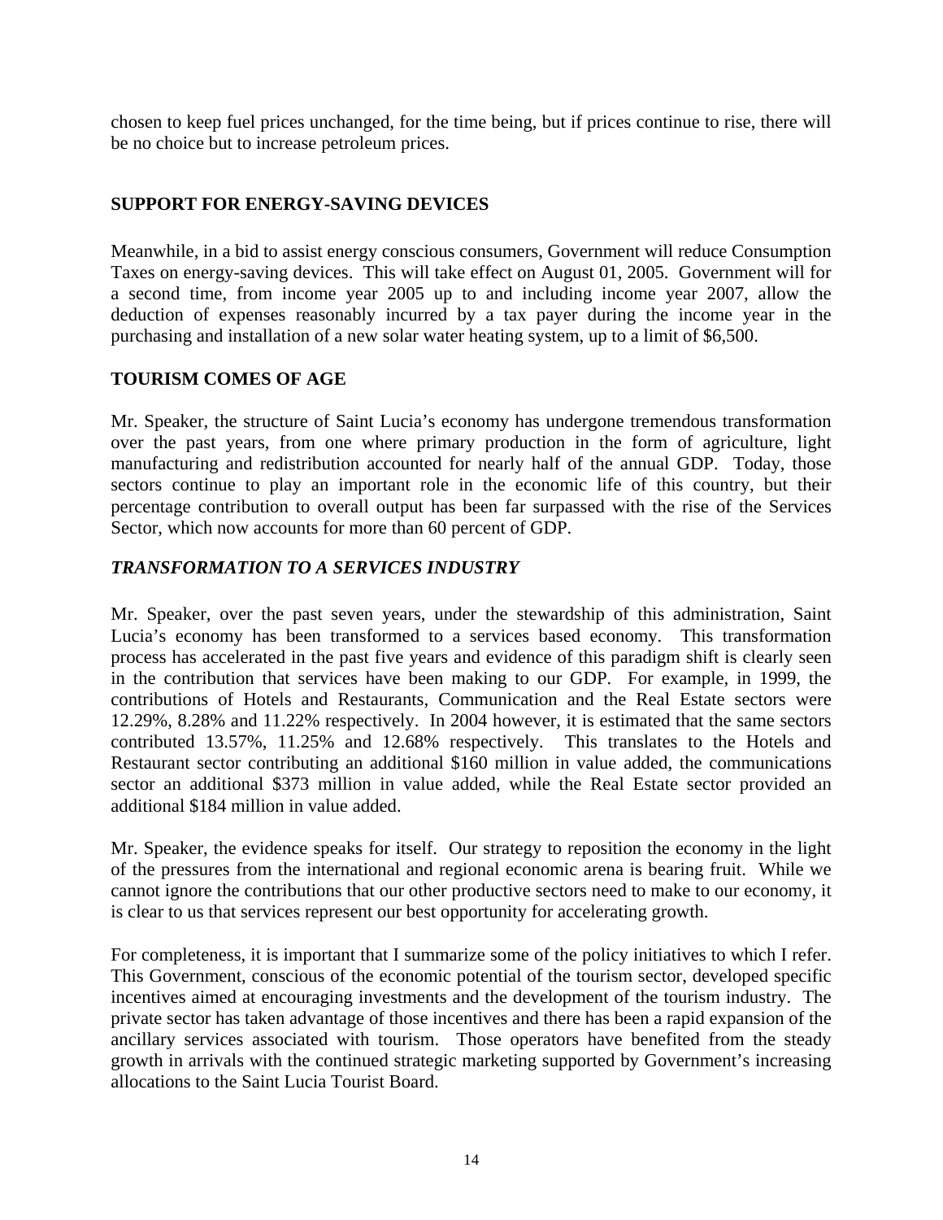chosen to keep fuel prices unchanged, for the time being, but if prices continue to rise, there will be no choice but to increase petroleum prices.

## SUPPORT FOR ENERGY-SAVING DEVICES

Meanwhile, in a bid to assist energy conscious consumers, Government will reduce Consumption Taxes on energy-saving devices. This will take effect on August 01, 2005. Government will for a second time, from income year 2005 up to and including income year 2007, allow the deduction of expenses reasonably incurred by a tax payer during the income year in the purchasing and installation of a new solar water heating system, up to a limit of $6,500.

## TOURISM COMES OF AGE

Mr. Speaker, the structure of Saint Lucia's economy has undergone tremendous transformation over the past years, from one where primary production in the form of agriculture, light manufacturing and redistribution accounted for nearly half of the annual GDP. Today, those sectors continue to play an important role in the economic life of this country, but their percentage contribution to overall output has been far surpassed with the rise of the Services Sector, which now accounts for more than 60 percent of GDP.

### *TRANSFORMATION TO A SERVICES INDUSTRY*

Mr. Speaker, over the past seven years, under the stewardship of this administration, Saint Lucia's economy has been transformed to a services based economy. This transformation process has accelerated in the past five years and evidence of this paradigm shift is clearly seen in the contribution that services have been making to our GDP. For example, in 1999, the contributions of Hotels and Restaurants, Communication and the Real Estate sectors were 12.29%, 8.28% and 11.22% respectively. In 2004 however, it is estimated that the same sectors contributed 13.57%, 11.25% and 12.68% respectively. This translates to the Hotels and Restaurant sector contributing an additional $160 million in value added, the communications sector an additional $373 million in value added, while the Real Estate sector provided an additional $184 million in value added.

Mr. Speaker, the evidence speaks for itself. Our strategy to reposition the economy in the light of the pressures from the international and regional economic arena is bearing fruit. While we cannot ignore the contributions that our other productive sectors need to make to our economy, it is clear to us that services represent our best opportunity for accelerating growth.

For completeness, it is important that I summarize some of the policy initiatives to which I refer. This Government, conscious of the economic potential of the tourism sector, developed specific incentives aimed at encouraging investments and the development of the tourism industry. The private sector has taken advantage of those incentives and there has been a rapid expansion of the ancillary services associated with tourism. Those operators have benefited from the steady growth in arrivals with the continued strategic marketing supported by Government's increasing allocations to the Saint Lucia Tourist Board.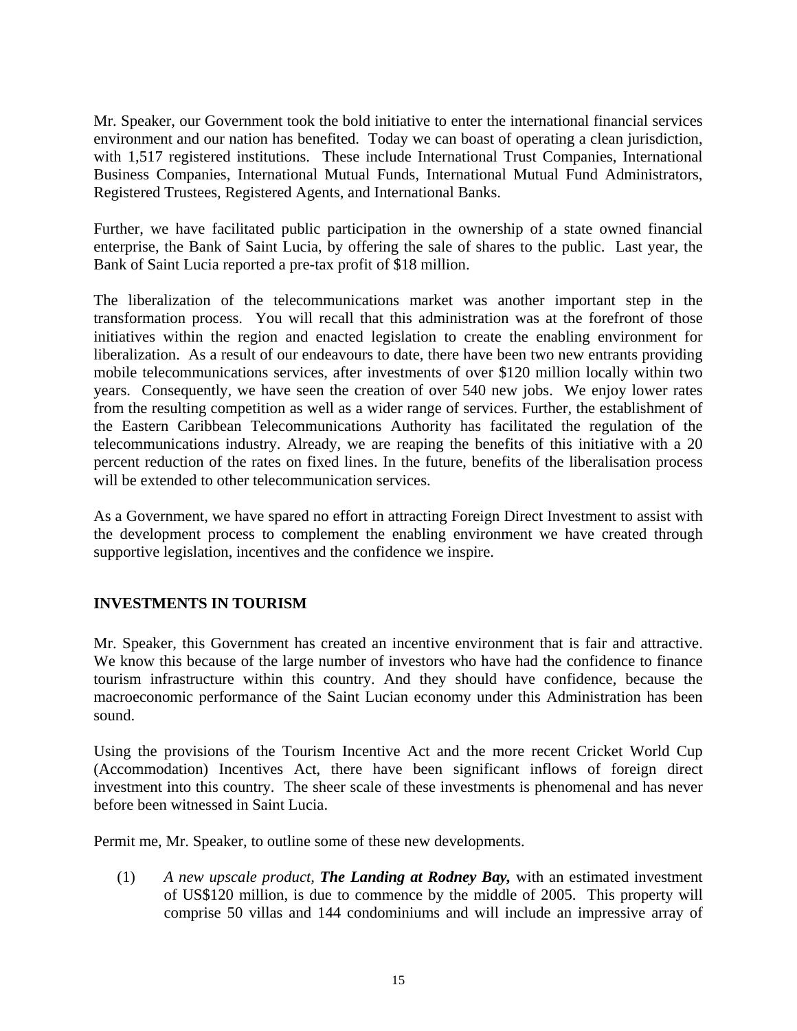Mr. Speaker, our Government took the bold initiative to enter the international financial services environment and our nation has benefited. Today we can boast of operating a clean jurisdiction, with 1,517 registered institutions. These include International Trust Companies, International Business Companies, International Mutual Funds, International Mutual Fund Administrators, Registered Trustees, Registered Agents, and International Banks.

Further, we have facilitated public participation in the ownership of a state owned financial enterprise, the Bank of Saint Lucia, by offering the sale of shares to the public. Last year, the Bank of Saint Lucia reported a pre-tax profit of $18 million.

The liberalization of the telecommunications market was another important step in the transformation process. You will recall that this administration was at the forefront of those initiatives within the region and enacted legislation to create the enabling environment for liberalization. As a result of our endeavours to date, there have been two new entrants providing mobile telecommunications services, after investments of over $120 million locally within two years. Consequently, we have seen the creation of over 540 new jobs. We enjoy lower rates from the resulting competition as well as a wider range of services. Further, the establishment of the Eastern Caribbean Telecommunications Authority has facilitated the regulation of the telecommunications industry. Already, we are reaping the benefits of this initiative with a 20 percent reduction of the rates on fixed lines. In the future, benefits of the liberalisation process will be extended to other telecommunication services.

As a Government, we have spared no effort in attracting Foreign Direct Investment to assist with the development process to complement the enabling environment we have created through supportive legislation, incentives and the confidence we inspire.

## INVESTMENTS IN TOURISM

Mr. Speaker, this Government has created an incentive environment that is fair and attractive. We know this because of the large number of investors who have had the confidence to finance tourism infrastructure within this country. And they should have confidence, because the macroeconomic performance of the Saint Lucian economy under this Administration has been sound.

Using the provisions of the Tourism Incentive Act and the more recent Cricket World Cup (Accommodation) Incentives Act, there have been significant inflows of foreign direct investment into this country. The sheer scale of these investments is phenomenal and has never before been witnessed in Saint Lucia.

Permit me, Mr. Speaker, to outline some of these new developments.

(1) *A new upscale product, **The Landing at Rodney Bay,*** with an estimated investment of US$120 million, is due to commence by the middle of 2005. This property will comprise 50 villas and 144 condominiums and will include an impressive array of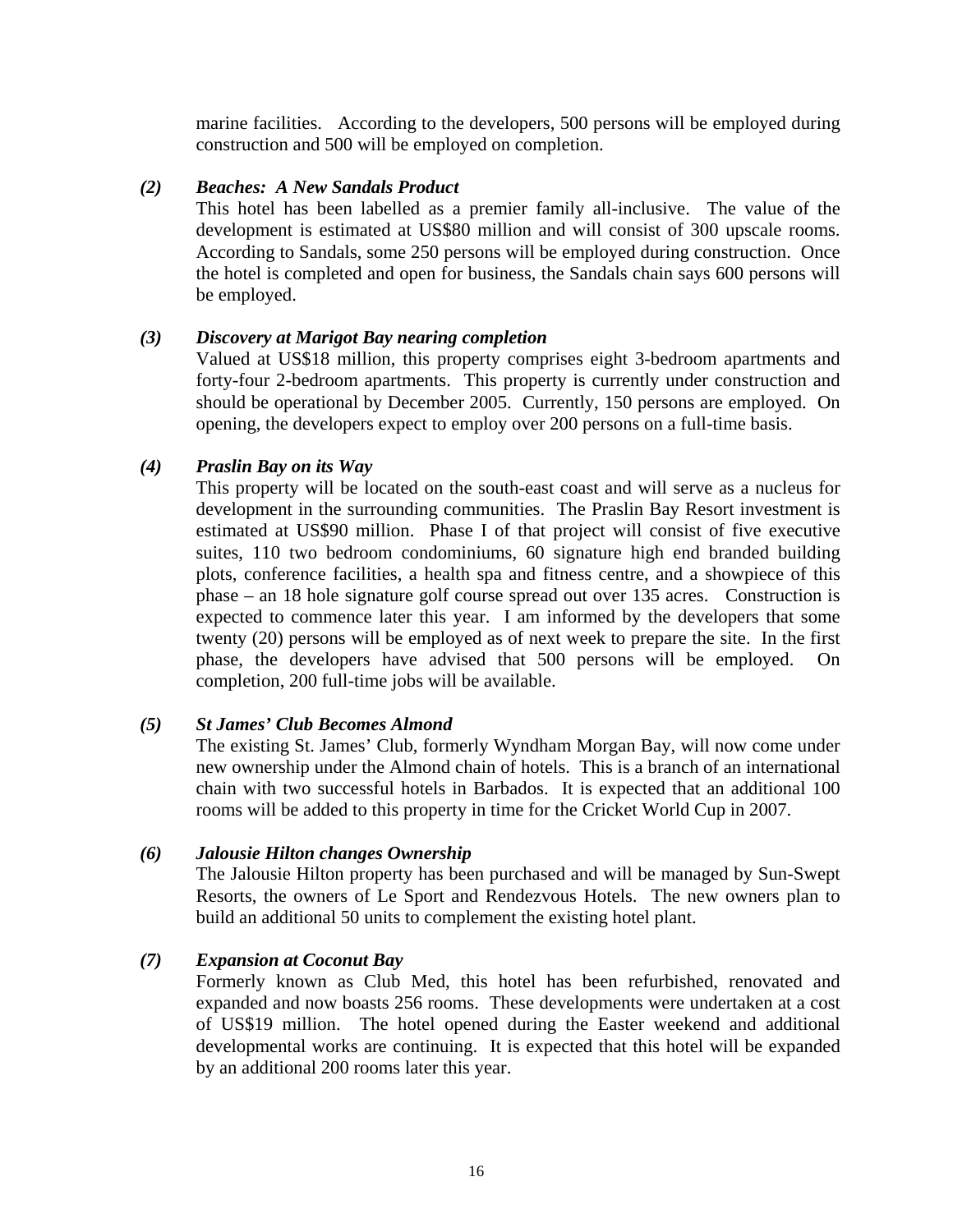marine facilities. According to the developers, 500 persons will be employed during construction and 500 will be employed on completion.

*(2)* ***Beaches: A New Sandals Product***

This hotel has been labelled as a premier family all-inclusive. The value of the development is estimated at US$80 million and will consist of 300 upscale rooms. According to Sandals, some 250 persons will be employed during construction. Once the hotel is completed and open for business, the Sandals chain says 600 persons will be employed.

*(3)* ***Discovery at Marigot Bay nearing completion***

Valued at US$18 million, this property comprises eight 3-bedroom apartments and forty-four 2-bedroom apartments. This property is currently under construction and should be operational by December 2005. Currently, 150 persons are employed. On opening, the developers expect to employ over 200 persons on a full-time basis.

*(4)* ***Praslin Bay on its Way***

This property will be located on the south-east coast and will serve as a nucleus for development in the surrounding communities. The Praslin Bay Resort investment is estimated at US$90 million. Phase I of that project will consist of five executive suites, 110 two bedroom condominiums, 60 signature high end branded building plots, conference facilities, a health spa and fitness centre, and a showpiece of this phase – an 18 hole signature golf course spread out over 135 acres. Construction is expected to commence later this year. I am informed by the developers that some twenty (20) persons will be employed as of next week to prepare the site. In the first phase, the developers have advised that 500 persons will be employed. On completion, 200 full-time jobs will be available.

*(5)* ***St James' Club Becomes Almond***

The existing St. James' Club, formerly Wyndham Morgan Bay, will now come under new ownership under the Almond chain of hotels. This is a branch of an international chain with two successful hotels in Barbados. It is expected that an additional 100 rooms will be added to this property in time for the Cricket World Cup in 2007.

*(6)* ***Jalousie Hilton changes Ownership***

The Jalousie Hilton property has been purchased and will be managed by Sun-Swept Resorts, the owners of Le Sport and Rendezvous Hotels. The new owners plan to build an additional 50 units to complement the existing hotel plant.

*(7)* ***Expansion at Coconut Bay***

Formerly known as Club Med, this hotel has been refurbished, renovated and expanded and now boasts 256 rooms. These developments were undertaken at a cost of US$19 million. The hotel opened during the Easter weekend and additional developmental works are continuing. It is expected that this hotel will be expanded by an additional 200 rooms later this year.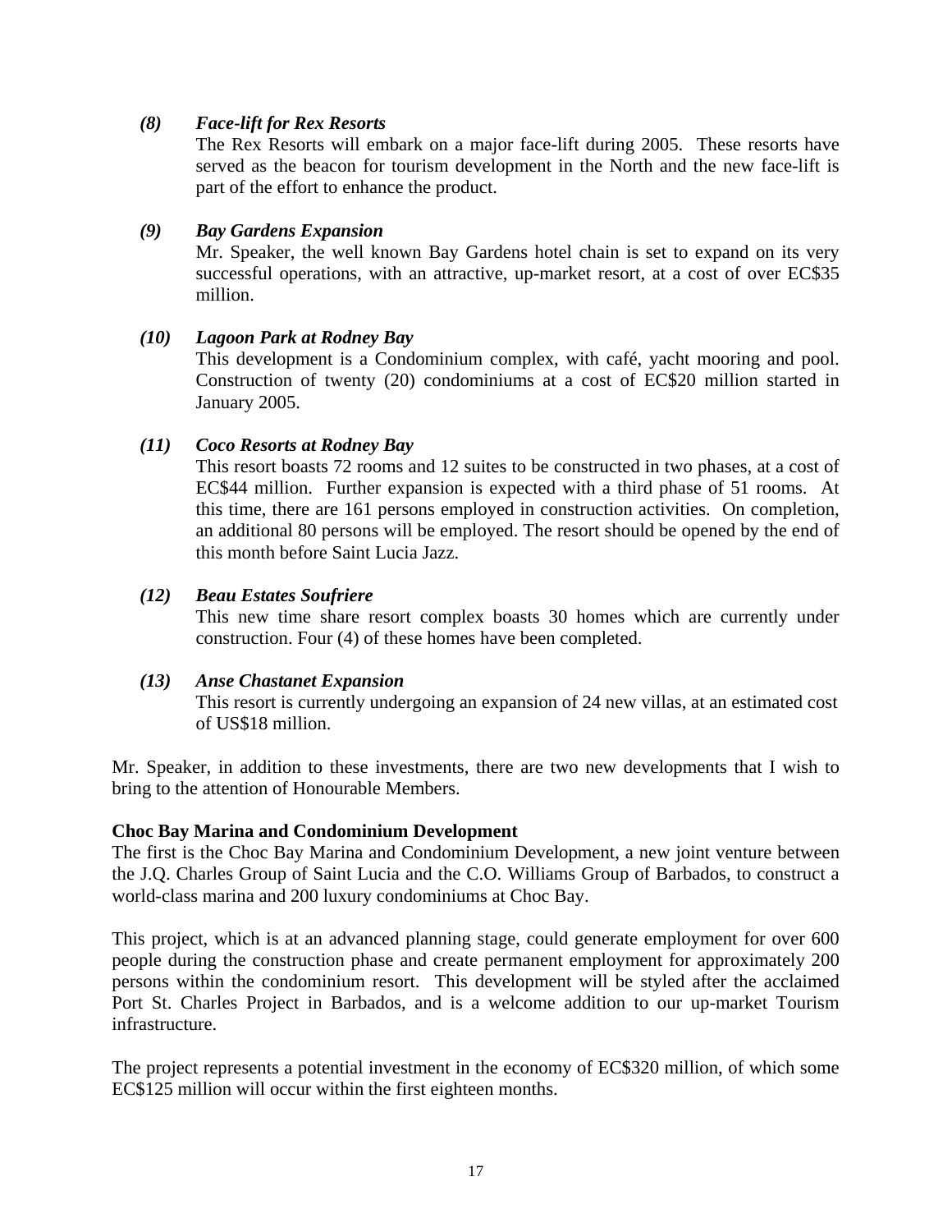*(8) Face-lift for Rex Resorts*

The Rex Resorts will embark on a major face-lift during 2005. These resorts have served as the beacon for tourism development in the North and the new face-lift is part of the effort to enhance the product.

*(9) Bay Gardens Expansion*

Mr. Speaker, the well known Bay Gardens hotel chain is set to expand on its very successful operations, with an attractive, up-market resort, at a cost of over EC$35 million.

*(10) Lagoon Park at Rodney Bay*

This development is a Condominium complex, with café, yacht mooring and pool. Construction of twenty (20) condominiums at a cost of EC$20 million started in January 2005.

*(11) Coco Resorts at Rodney Bay*

This resort boasts 72 rooms and 12 suites to be constructed in two phases, at a cost of EC$44 million. Further expansion is expected with a third phase of 51 rooms. At this time, there are 161 persons employed in construction activities. On completion, an additional 80 persons will be employed. The resort should be opened by the end of this month before Saint Lucia Jazz.

*(12) Beau Estates Soufriere*

This new time share resort complex boasts 30 homes which are currently under construction. Four (4) of these homes have been completed.

*(13) Anse Chastanet Expansion*

This resort is currently undergoing an expansion of 24 new villas, at an estimated cost of US$18 million.

Mr. Speaker, in addition to these investments, there are two new developments that I wish to bring to the attention of Honourable Members.

**Choc Bay Marina and Condominium Development**

The first is the Choc Bay Marina and Condominium Development, a new joint venture between the J.Q. Charles Group of Saint Lucia and the C.O. Williams Group of Barbados, to construct a world-class marina and 200 luxury condominiums at Choc Bay.

This project, which is at an advanced planning stage, could generate employment for over 600 people during the construction phase and create permanent employment for approximately 200 persons within the condominium resort. This development will be styled after the acclaimed Port St. Charles Project in Barbados, and is a welcome addition to our up-market Tourism infrastructure.

The project represents a potential investment in the economy of EC$320 million, of which some EC$125 million will occur within the first eighteen months.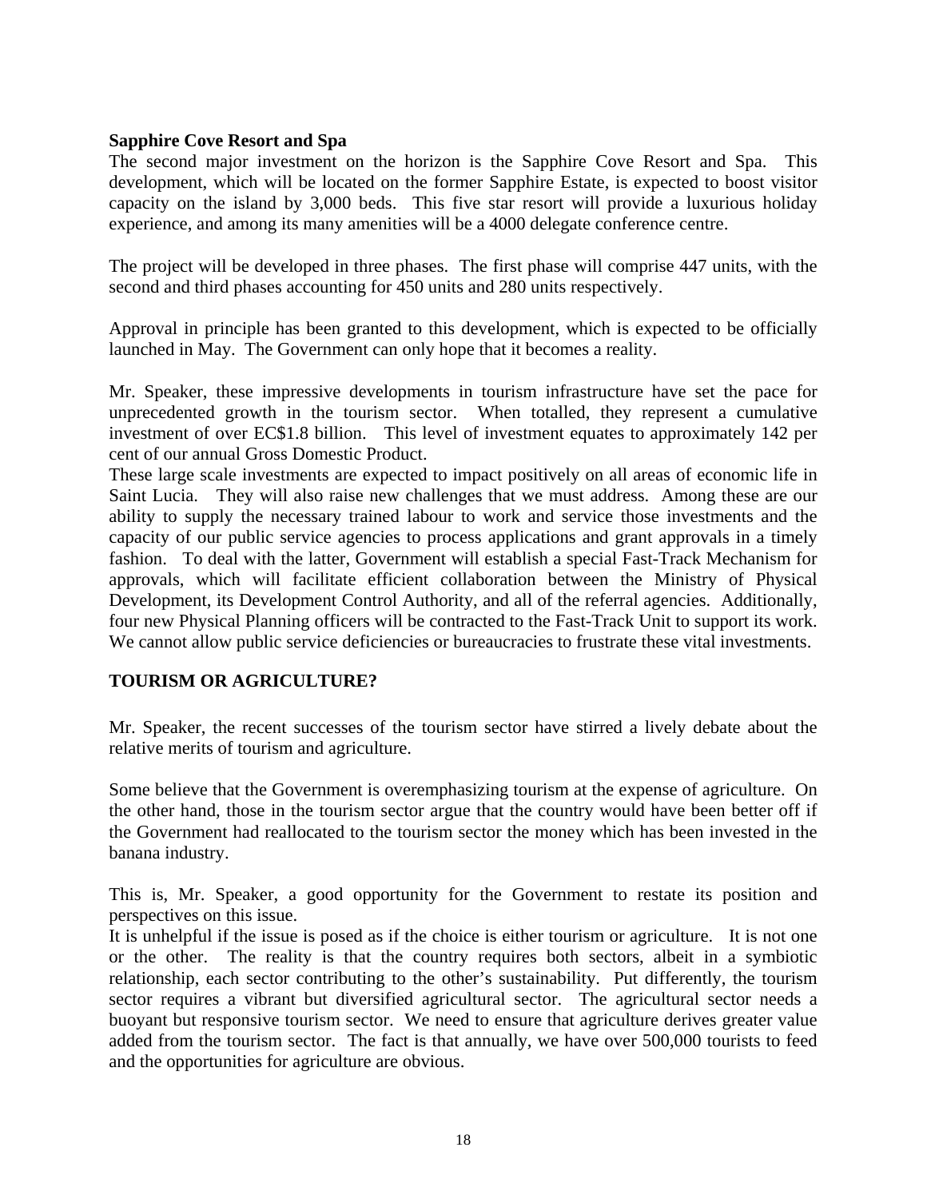**Sapphire Cove Resort and Spa**

The second major investment on the horizon is the Sapphire Cove Resort and Spa. This development, which will be located on the former Sapphire Estate, is expected to boost visitor capacity on the island by 3,000 beds. This five star resort will provide a luxurious holiday experience, and among its many amenities will be a 4000 delegate conference centre.

The project will be developed in three phases. The first phase will comprise 447 units, with the second and third phases accounting for 450 units and 280 units respectively.

Approval in principle has been granted to this development, which is expected to be officially launched in May. The Government can only hope that it becomes a reality.

Mr. Speaker, these impressive developments in tourism infrastructure have set the pace for unprecedented growth in the tourism sector. When totalled, they represent a cumulative investment of over EC$1.8 billion. This level of investment equates to approximately 142 per cent of our annual Gross Domestic Product.

These large scale investments are expected to impact positively on all areas of economic life in Saint Lucia. They will also raise new challenges that we must address. Among these are our ability to supply the necessary trained labour to work and service those investments and the capacity of our public service agencies to process applications and grant approvals in a timely fashion. To deal with the latter, Government will establish a special Fast-Track Mechanism for approvals, which will facilitate efficient collaboration between the Ministry of Physical Development, its Development Control Authority, and all of the referral agencies. Additionally, four new Physical Planning officers will be contracted to the Fast-Track Unit to support its work. We cannot allow public service deficiencies or bureaucracies to frustrate these vital investments.

## TOURISM OR AGRICULTURE?

Mr. Speaker, the recent successes of the tourism sector have stirred a lively debate about the relative merits of tourism and agriculture.

Some believe that the Government is overemphasizing tourism at the expense of agriculture. On the other hand, those in the tourism sector argue that the country would have been better off if the Government had reallocated to the tourism sector the money which has been invested in the banana industry.

This is, Mr. Speaker, a good opportunity for the Government to restate its position and perspectives on this issue.

It is unhelpful if the issue is posed as if the choice is either tourism or agriculture. It is not one or the other. The reality is that the country requires both sectors, albeit in a symbiotic relationship, each sector contributing to the other's sustainability. Put differently, the tourism sector requires a vibrant but diversified agricultural sector. The agricultural sector needs a buoyant but responsive tourism sector. We need to ensure that agriculture derives greater value added from the tourism sector. The fact is that annually, we have over 500,000 tourists to feed and the opportunities for agriculture are obvious.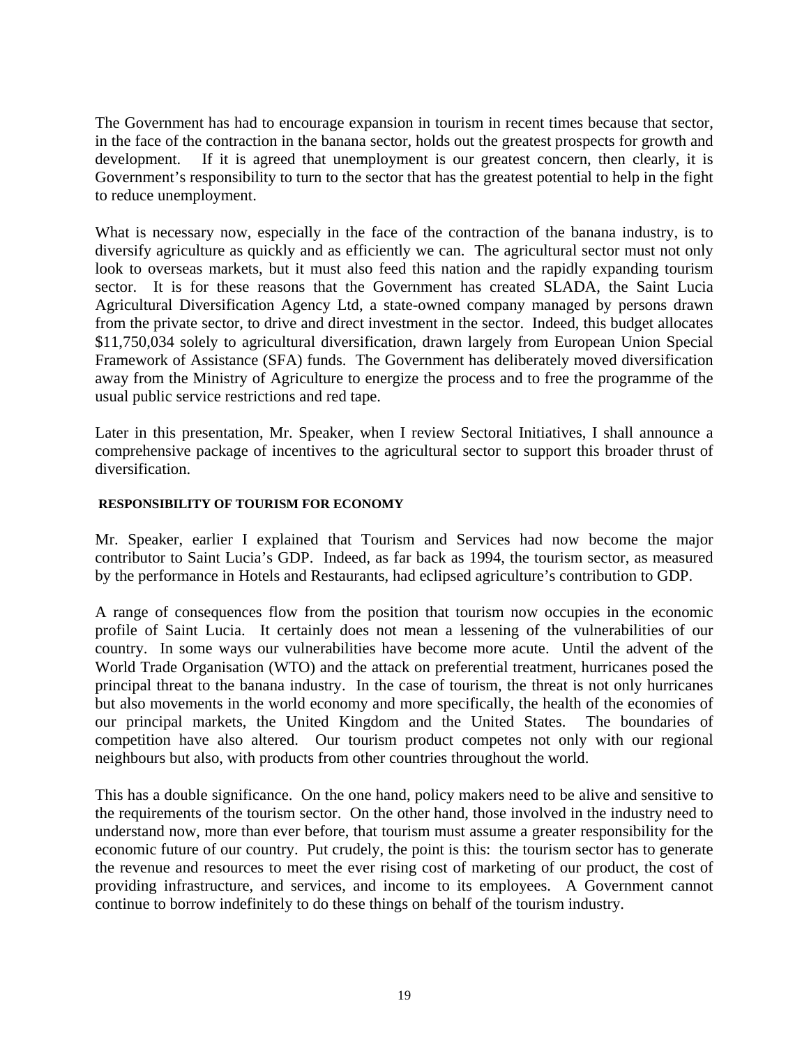The Government has had to encourage expansion in tourism in recent times because that sector, in the face of the contraction in the banana sector, holds out the greatest prospects for growth and development. If it is agreed that unemployment is our greatest concern, then clearly, it is Government's responsibility to turn to the sector that has the greatest potential to help in the fight to reduce unemployment.

What is necessary now, especially in the face of the contraction of the banana industry, is to diversify agriculture as quickly and as efficiently we can. The agricultural sector must not only look to overseas markets, but it must also feed this nation and the rapidly expanding tourism sector. It is for these reasons that the Government has created SLADA, the Saint Lucia Agricultural Diversification Agency Ltd, a state-owned company managed by persons drawn from the private sector, to drive and direct investment in the sector. Indeed, this budget allocates $11,750,034 solely to agricultural diversification, drawn largely from European Union Special Framework of Assistance (SFA) funds. The Government has deliberately moved diversification away from the Ministry of Agriculture to energize the process and to free the programme of the usual public service restrictions and red tape.

Later in this presentation, Mr. Speaker, when I review Sectoral Initiatives, I shall announce a comprehensive package of incentives to the agricultural sector to support this broader thrust of diversification.

#### RESPONSIBILITY OF TOURISM FOR ECONOMY

Mr. Speaker, earlier I explained that Tourism and Services had now become the major contributor to Saint Lucia's GDP. Indeed, as far back as 1994, the tourism sector, as measured by the performance in Hotels and Restaurants, had eclipsed agriculture's contribution to GDP.

A range of consequences flow from the position that tourism now occupies in the economic profile of Saint Lucia. It certainly does not mean a lessening of the vulnerabilities of our country. In some ways our vulnerabilities have become more acute. Until the advent of the World Trade Organisation (WTO) and the attack on preferential treatment, hurricanes posed the principal threat to the banana industry. In the case of tourism, the threat is not only hurricanes but also movements in the world economy and more specifically, the health of the economies of our principal markets, the United Kingdom and the United States. The boundaries of competition have also altered. Our tourism product competes not only with our regional neighbours but also, with products from other countries throughout the world.

This has a double significance. On the one hand, policy makers need to be alive and sensitive to the requirements of the tourism sector. On the other hand, those involved in the industry need to understand now, more than ever before, that tourism must assume a greater responsibility for the economic future of our country. Put crudely, the point is this: the tourism sector has to generate the revenue and resources to meet the ever rising cost of marketing of our product, the cost of providing infrastructure, and services, and income to its employees. A Government cannot continue to borrow indefinitely to do these things on behalf of the tourism industry.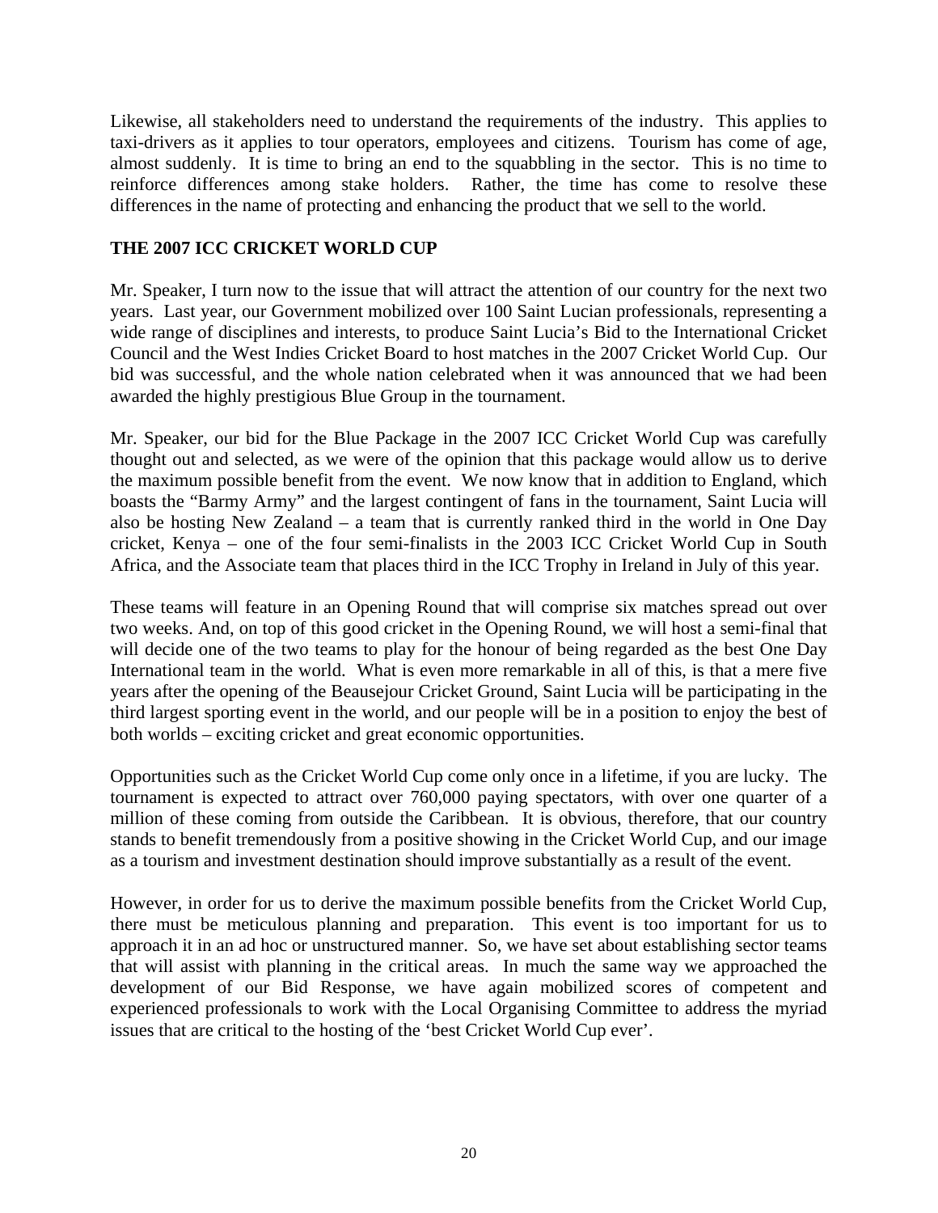Likewise, all stakeholders need to understand the requirements of the industry. This applies to taxi-drivers as it applies to tour operators, employees and citizens. Tourism has come of age, almost suddenly. It is time to bring an end to the squabbling in the sector. This is no time to reinforce differences among stake holders. Rather, the time has come to resolve these differences in the name of protecting and enhancing the product that we sell to the world.

## THE 2007 ICC CRICKET WORLD CUP

Mr. Speaker, I turn now to the issue that will attract the attention of our country for the next two years. Last year, our Government mobilized over 100 Saint Lucian professionals, representing a wide range of disciplines and interests, to produce Saint Lucia's Bid to the International Cricket Council and the West Indies Cricket Board to host matches in the 2007 Cricket World Cup. Our bid was successful, and the whole nation celebrated when it was announced that we had been awarded the highly prestigious Blue Group in the tournament.

Mr. Speaker, our bid for the Blue Package in the 2007 ICC Cricket World Cup was carefully thought out and selected, as we were of the opinion that this package would allow us to derive the maximum possible benefit from the event. We now know that in addition to England, which boasts the "Barmy Army" and the largest contingent of fans in the tournament, Saint Lucia will also be hosting New Zealand – a team that is currently ranked third in the world in One Day cricket, Kenya – one of the four semi-finalists in the 2003 ICC Cricket World Cup in South Africa, and the Associate team that places third in the ICC Trophy in Ireland in July of this year.

These teams will feature in an Opening Round that will comprise six matches spread out over two weeks. And, on top of this good cricket in the Opening Round, we will host a semi-final that will decide one of the two teams to play for the honour of being regarded as the best One Day International team in the world. What is even more remarkable in all of this, is that a mere five years after the opening of the Beausejour Cricket Ground, Saint Lucia will be participating in the third largest sporting event in the world, and our people will be in a position to enjoy the best of both worlds – exciting cricket and great economic opportunities.

Opportunities such as the Cricket World Cup come only once in a lifetime, if you are lucky. The tournament is expected to attract over 760,000 paying spectators, with over one quarter of a million of these coming from outside the Caribbean. It is obvious, therefore, that our country stands to benefit tremendously from a positive showing in the Cricket World Cup, and our image as a tourism and investment destination should improve substantially as a result of the event.

However, in order for us to derive the maximum possible benefits from the Cricket World Cup, there must be meticulous planning and preparation. This event is too important for us to approach it in an ad hoc or unstructured manner. So, we have set about establishing sector teams that will assist with planning in the critical areas. In much the same way we approached the development of our Bid Response, we have again mobilized scores of competent and experienced professionals to work with the Local Organising Committee to address the myriad issues that are critical to the hosting of the 'best Cricket World Cup ever'.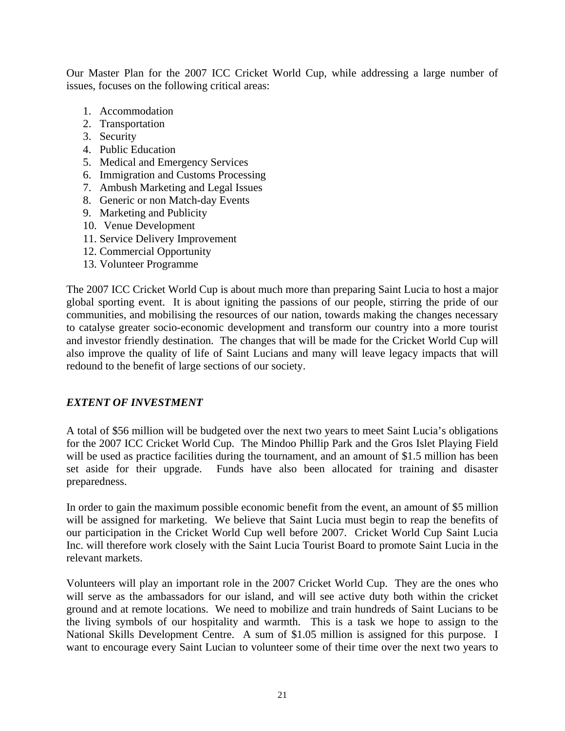Our Master Plan for the 2007 ICC Cricket World Cup, while addressing a large number of issues, focuses on the following critical areas:

1. Accommodation
2. Transportation
3. Security
4. Public Education
5. Medical and Emergency Services
6. Immigration and Customs Processing
7. Ambush Marketing and Legal Issues
8. Generic or non Match-day Events
9. Marketing and Publicity
10. Venue Development
11. Service Delivery Improvement
12. Commercial Opportunity
13. Volunteer Programme

The 2007 ICC Cricket World Cup is about much more than preparing Saint Lucia to host a major global sporting event. It is about igniting the passions of our people, stirring the pride of our communities, and mobilising the resources of our nation, towards making the changes necessary to catalyse greater socio-economic development and transform our country into a more tourist and investor friendly destination. The changes that will be made for the Cricket World Cup will also improve the quality of life of Saint Lucians and many will leave legacy impacts that will redound to the benefit of large sections of our society.

### *EXTENT OF INVESTMENT*

A total of $56 million will be budgeted over the next two years to meet Saint Lucia's obligations for the 2007 ICC Cricket World Cup. The Mindoo Phillip Park and the Gros Islet Playing Field will be used as practice facilities during the tournament, and an amount of $1.5 million has been set aside for their upgrade. Funds have also been allocated for training and disaster preparedness.

In order to gain the maximum possible economic benefit from the event, an amount of $5 million will be assigned for marketing. We believe that Saint Lucia must begin to reap the benefits of our participation in the Cricket World Cup well before 2007. Cricket World Cup Saint Lucia Inc. will therefore work closely with the Saint Lucia Tourist Board to promote Saint Lucia in the relevant markets.

Volunteers will play an important role in the 2007 Cricket World Cup. They are the ones who will serve as the ambassadors for our island, and will see active duty both within the cricket ground and at remote locations. We need to mobilize and train hundreds of Saint Lucians to be the living symbols of our hospitality and warmth. This is a task we hope to assign to the National Skills Development Centre. A sum of $1.05 million is assigned for this purpose. I want to encourage every Saint Lucian to volunteer some of their time over the next two years to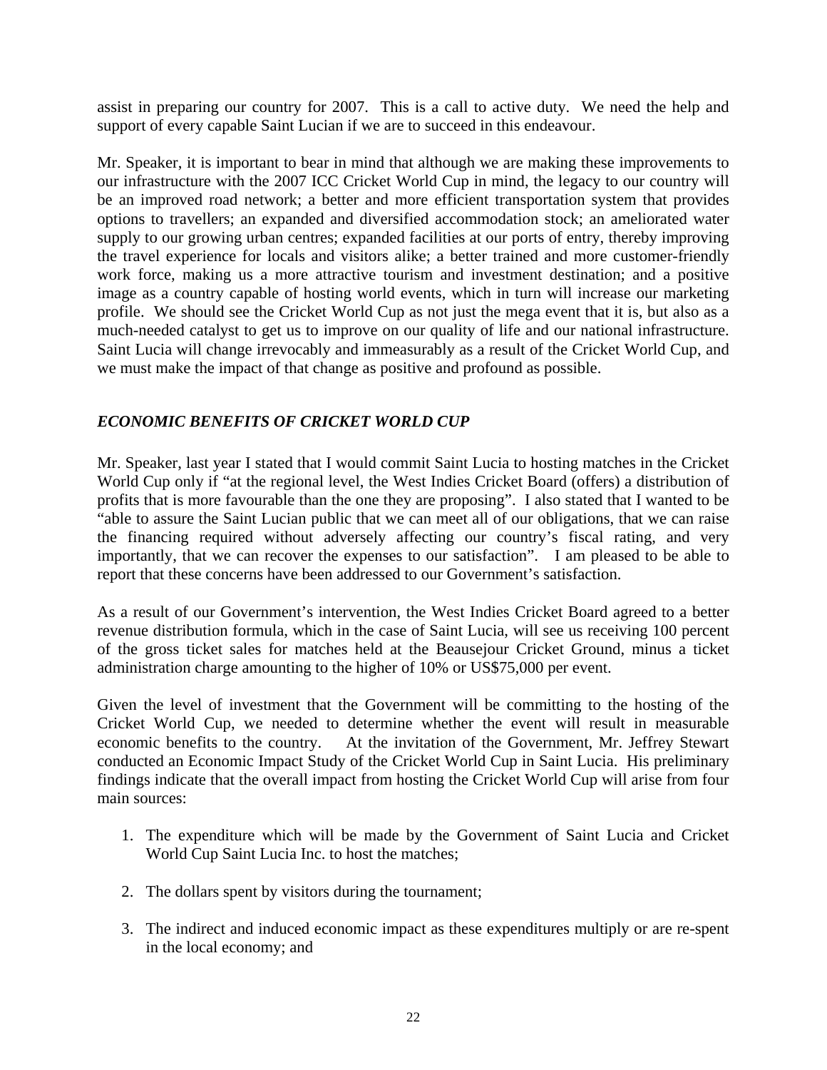assist in preparing our country for 2007. This is a call to active duty. We need the help and support of every capable Saint Lucian if we are to succeed in this endeavour.

Mr. Speaker, it is important to bear in mind that although we are making these improvements to our infrastructure with the 2007 ICC Cricket World Cup in mind, the legacy to our country will be an improved road network; a better and more efficient transportation system that provides options to travellers; an expanded and diversified accommodation stock; an ameliorated water supply to our growing urban centres; expanded facilities at our ports of entry, thereby improving the travel experience for locals and visitors alike; a better trained and more customer-friendly work force, making us a more attractive tourism and investment destination; and a positive image as a country capable of hosting world events, which in turn will increase our marketing profile. We should see the Cricket World Cup as not just the mega event that it is, but also as a much-needed catalyst to get us to improve on our quality of life and our national infrastructure. Saint Lucia will change irrevocably and immeasurably as a result of the Cricket World Cup, and we must make the impact of that change as positive and profound as possible.

### *ECONOMIC BENEFITS OF CRICKET WORLD CUP*

Mr. Speaker, last year I stated that I would commit Saint Lucia to hosting matches in the Cricket World Cup only if "at the regional level, the West Indies Cricket Board (offers) a distribution of profits that is more favourable than the one they are proposing". I also stated that I wanted to be "able to assure the Saint Lucian public that we can meet all of our obligations, that we can raise the financing required without adversely affecting our country's fiscal rating, and very importantly, that we can recover the expenses to our satisfaction". I am pleased to be able to report that these concerns have been addressed to our Government's satisfaction.

As a result of our Government's intervention, the West Indies Cricket Board agreed to a better revenue distribution formula, which in the case of Saint Lucia, will see us receiving 100 percent of the gross ticket sales for matches held at the Beausejour Cricket Ground, minus a ticket administration charge amounting to the higher of 10% or US$75,000 per event.

Given the level of investment that the Government will be committing to the hosting of the Cricket World Cup, we needed to determine whether the event will result in measurable economic benefits to the country. At the invitation of the Government, Mr. Jeffrey Stewart conducted an Economic Impact Study of the Cricket World Cup in Saint Lucia. His preliminary findings indicate that the overall impact from hosting the Cricket World Cup will arise from four main sources:

1. The expenditure which will be made by the Government of Saint Lucia and Cricket World Cup Saint Lucia Inc. to host the matches;

2. The dollars spent by visitors during the tournament;

3. The indirect and induced economic impact as these expenditures multiply or are re-spent in the local economy; and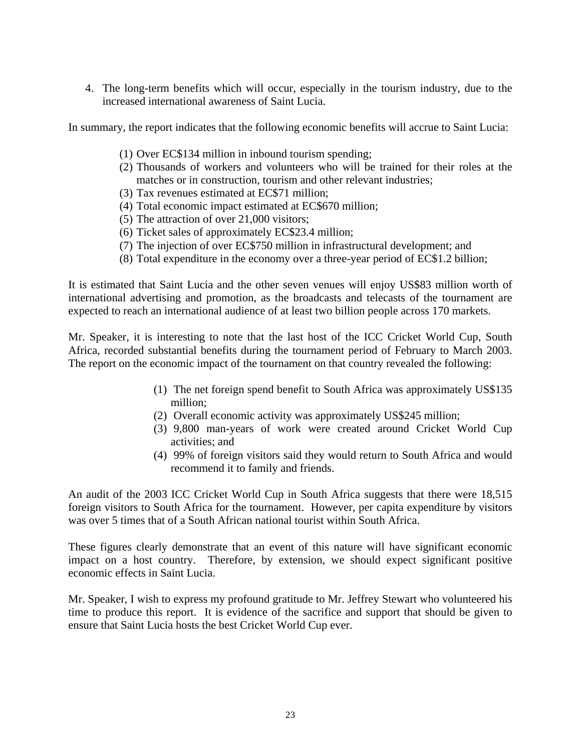4. The long-term benefits which will occur, especially in the tourism industry, due to the increased international awareness of Saint Lucia.

In summary, the report indicates that the following economic benefits will accrue to Saint Lucia:

(1) Over EC$134 million in inbound tourism spending;
(2) Thousands of workers and volunteers who will be trained for their roles at the matches or in construction, tourism and other relevant industries;
(3) Tax revenues estimated at EC$71 million;
(4) Total economic impact estimated at EC$670 million;
(5) The attraction of over 21,000 visitors;
(6) Ticket sales of approximately EC$23.4 million;
(7) The injection of over EC$750 million in infrastructural development; and
(8) Total expenditure in the economy over a three-year period of EC$1.2 billion;

It is estimated that Saint Lucia and the other seven venues will enjoy US$83 million worth of international advertising and promotion, as the broadcasts and telecasts of the tournament are expected to reach an international audience of at least two billion people across 170 markets.

Mr. Speaker, it is interesting to note that the last host of the ICC Cricket World Cup, South Africa, recorded substantial benefits during the tournament period of February to March 2003. The report on the economic impact of the tournament on that country revealed the following:

(1) The net foreign spend benefit to South Africa was approximately US$135 million;
(2) Overall economic activity was approximately US$245 million;
(3) 9,800 man-years of work were created around Cricket World Cup activities; and
(4) 99% of foreign visitors said they would return to South Africa and would recommend it to family and friends.

An audit of the 2003 ICC Cricket World Cup in South Africa suggests that there were 18,515 foreign visitors to South Africa for the tournament. However, per capita expenditure by visitors was over 5 times that of a South African national tourist within South Africa.

These figures clearly demonstrate that an event of this nature will have significant economic impact on a host country. Therefore, by extension, we should expect significant positive economic effects in Saint Lucia.

Mr. Speaker, I wish to express my profound gratitude to Mr. Jeffrey Stewart who volunteered his time to produce this report. It is evidence of the sacrifice and support that should be given to ensure that Saint Lucia hosts the best Cricket World Cup ever.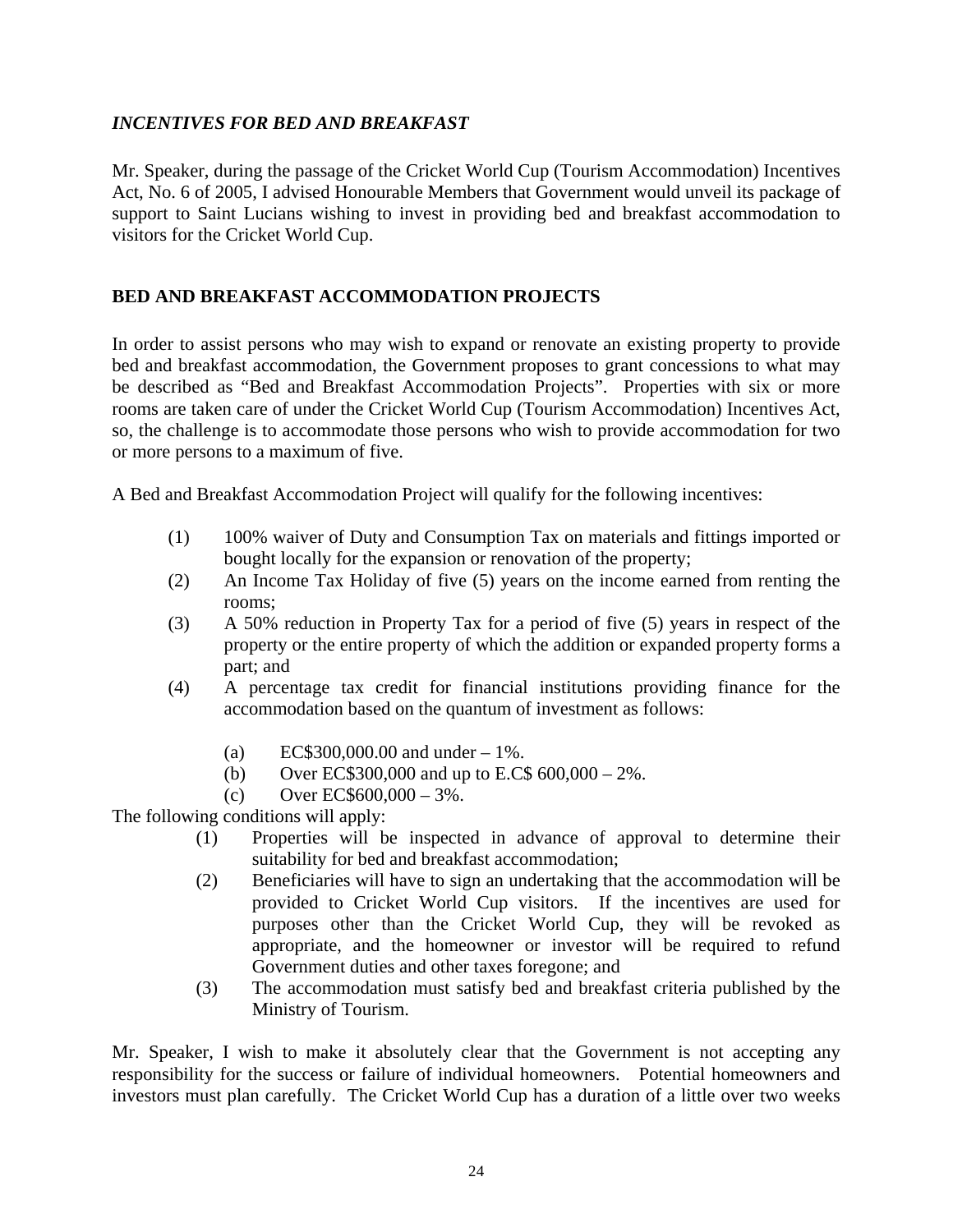***INCENTIVES FOR BED AND BREAKFAST***

Mr. Speaker, during the passage of the Cricket World Cup (Tourism Accommodation) Incentives Act, No. 6 of 2005, I advised Honourable Members that Government would unveil its package of support to Saint Lucians wishing to invest in providing bed and breakfast accommodation to visitors for the Cricket World Cup.

**BED AND BREAKFAST ACCOMMODATION PROJECTS**

In order to assist persons who may wish to expand or renovate an existing property to provide bed and breakfast accommodation, the Government proposes to grant concessions to what may be described as "Bed and Breakfast Accommodation Projects". Properties with six or more rooms are taken care of under the Cricket World Cup (Tourism Accommodation) Incentives Act, so, the challenge is to accommodate those persons who wish to provide accommodation for two or more persons to a maximum of five.

A Bed and Breakfast Accommodation Project will qualify for the following incentives:

(1) 100% waiver of Duty and Consumption Tax on materials and fittings imported or bought locally for the expansion or renovation of the property;

(2) An Income Tax Holiday of five (5) years on the income earned from renting the rooms;

(3) A 50% reduction in Property Tax for a period of five (5) years in respect of the property or the entire property of which the addition or expanded property forms a part; and

(4) A percentage tax credit for financial institutions providing finance for the accommodation based on the quantum of investment as follows:

   (a) EC$300,000.00 and under – 1%.
   
   (b) Over EC$300,000 and up to E.C$ 600,000 – 2%.
   
   (c) Over EC$600,000 – 3%.

The following conditions will apply:

(1) Properties will be inspected in advance of approval to determine their suitability for bed and breakfast accommodation;

(2) Beneficiaries will have to sign an undertaking that the accommodation will be provided to Cricket World Cup visitors. If the incentives are used for purposes other than the Cricket World Cup, they will be revoked as appropriate, and the homeowner or investor will be required to refund Government duties and other taxes foregone; and

(3) The accommodation must satisfy bed and breakfast criteria published by the Ministry of Tourism.

Mr. Speaker, I wish to make it absolutely clear that the Government is not accepting any responsibility for the success or failure of individual homeowners. Potential homeowners and investors must plan carefully. The Cricket World Cup has a duration of a little over two weeks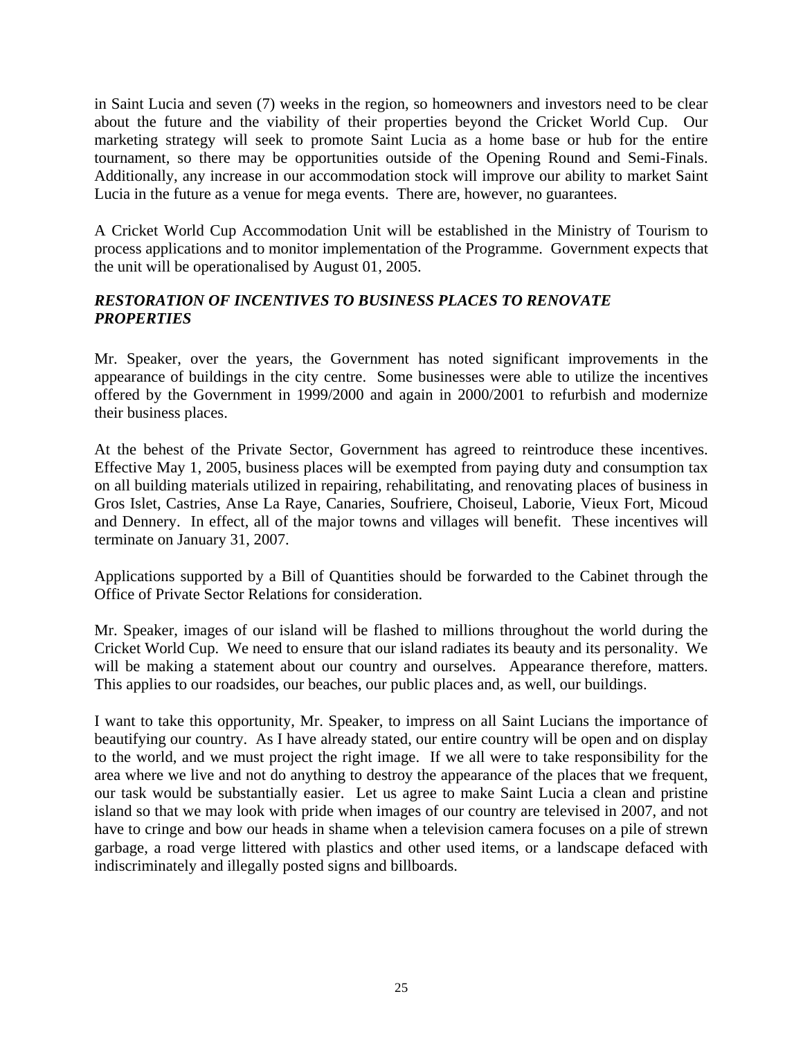in Saint Lucia and seven (7) weeks in the region, so homeowners and investors need to be clear about the future and the viability of their properties beyond the Cricket World Cup. Our marketing strategy will seek to promote Saint Lucia as a home base or hub for the entire tournament, so there may be opportunities outside of the Opening Round and Semi-Finals. Additionally, any increase in our accommodation stock will improve our ability to market Saint Lucia in the future as a venue for mega events. There are, however, no guarantees.

A Cricket World Cup Accommodation Unit will be established in the Ministry of Tourism to process applications and to monitor implementation of the Programme. Government expects that the unit will be operationalised by August 01, 2005.

### *RESTORATION OF INCENTIVES TO BUSINESS PLACES TO RENOVATE PROPERTIES*

Mr. Speaker, over the years, the Government has noted significant improvements in the appearance of buildings in the city centre. Some businesses were able to utilize the incentives offered by the Government in 1999/2000 and again in 2000/2001 to refurbish and modernize their business places.

At the behest of the Private Sector, Government has agreed to reintroduce these incentives. Effective May 1, 2005, business places will be exempted from paying duty and consumption tax on all building materials utilized in repairing, rehabilitating, and renovating places of business in Gros Islet, Castries, Anse La Raye, Canaries, Soufriere, Choiseul, Laborie, Vieux Fort, Micoud and Dennery. In effect, all of the major towns and villages will benefit. These incentives will terminate on January 31, 2007.

Applications supported by a Bill of Quantities should be forwarded to the Cabinet through the Office of Private Sector Relations for consideration.

Mr. Speaker, images of our island will be flashed to millions throughout the world during the Cricket World Cup. We need to ensure that our island radiates its beauty and its personality. We will be making a statement about our country and ourselves. Appearance therefore, matters. This applies to our roadsides, our beaches, our public places and, as well, our buildings.

I want to take this opportunity, Mr. Speaker, to impress on all Saint Lucians the importance of beautifying our country. As I have already stated, our entire country will be open and on display to the world, and we must project the right image. If we all were to take responsibility for the area where we live and not do anything to destroy the appearance of the places that we frequent, our task would be substantially easier. Let us agree to make Saint Lucia a clean and pristine island so that we may look with pride when images of our country are televised in 2007, and not have to cringe and bow our heads in shame when a television camera focuses on a pile of strewn garbage, a road verge littered with plastics and other used items, or a landscape defaced with indiscriminately and illegally posted signs and billboards.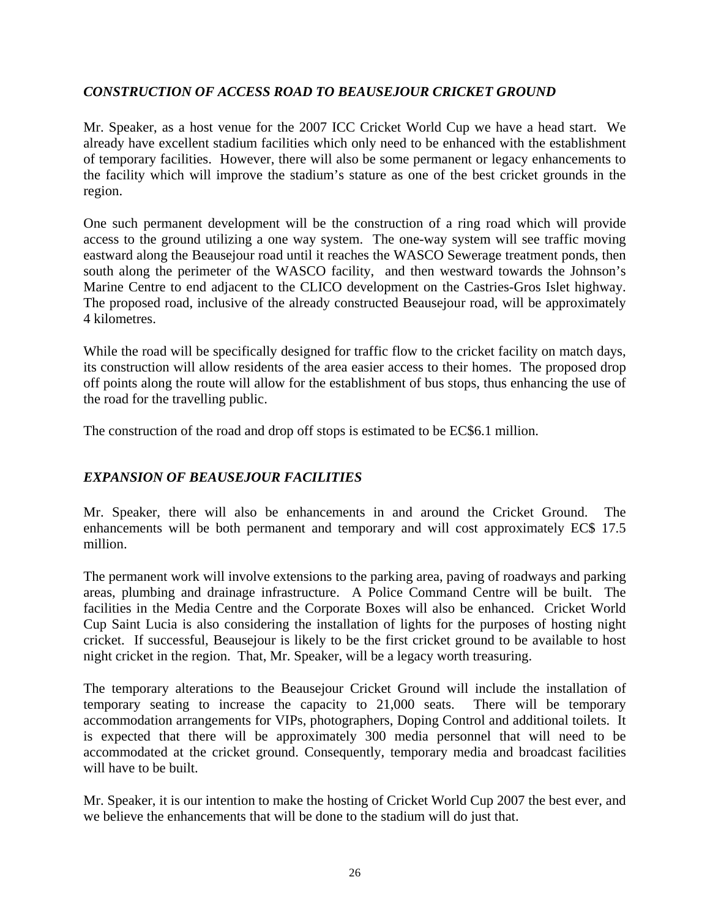### *CONSTRUCTION OF ACCESS ROAD TO BEAUSEJOUR CRICKET GROUND*

Mr. Speaker, as a host venue for the 2007 ICC Cricket World Cup we have a head start. We already have excellent stadium facilities which only need to be enhanced with the establishment of temporary facilities. However, there will also be some permanent or legacy enhancements to the facility which will improve the stadium's stature as one of the best cricket grounds in the region.

One such permanent development will be the construction of a ring road which will provide access to the ground utilizing a one way system. The one-way system will see traffic moving eastward along the Beausejour road until it reaches the WASCO Sewerage treatment ponds, then south along the perimeter of the WASCO facility, and then westward towards the Johnson's Marine Centre to end adjacent to the CLICO development on the Castries-Gros Islet highway. The proposed road, inclusive of the already constructed Beausejour road, will be approximately 4 kilometres.

While the road will be specifically designed for traffic flow to the cricket facility on match days, its construction will allow residents of the area easier access to their homes. The proposed drop off points along the route will allow for the establishment of bus stops, thus enhancing the use of the road for the travelling public.

The construction of the road and drop off stops is estimated to be EC$6.1 million.

### *EXPANSION OF BEAUSEJOUR FACILITIES*

Mr. Speaker, there will also be enhancements in and around the Cricket Ground. The enhancements will be both permanent and temporary and will cost approximately EC$ 17.5 million.

The permanent work will involve extensions to the parking area, paving of roadways and parking areas, plumbing and drainage infrastructure. A Police Command Centre will be built. The facilities in the Media Centre and the Corporate Boxes will also be enhanced. Cricket World Cup Saint Lucia is also considering the installation of lights for the purposes of hosting night cricket. If successful, Beausejour is likely to be the first cricket ground to be available to host night cricket in the region. That, Mr. Speaker, will be a legacy worth treasuring.

The temporary alterations to the Beausejour Cricket Ground will include the installation of temporary seating to increase the capacity to 21,000 seats. There will be temporary accommodation arrangements for VIPs, photographers, Doping Control and additional toilets. It is expected that there will be approximately 300 media personnel that will need to be accommodated at the cricket ground. Consequently, temporary media and broadcast facilities will have to be built.

Mr. Speaker, it is our intention to make the hosting of Cricket World Cup 2007 the best ever, and we believe the enhancements that will be done to the stadium will do just that.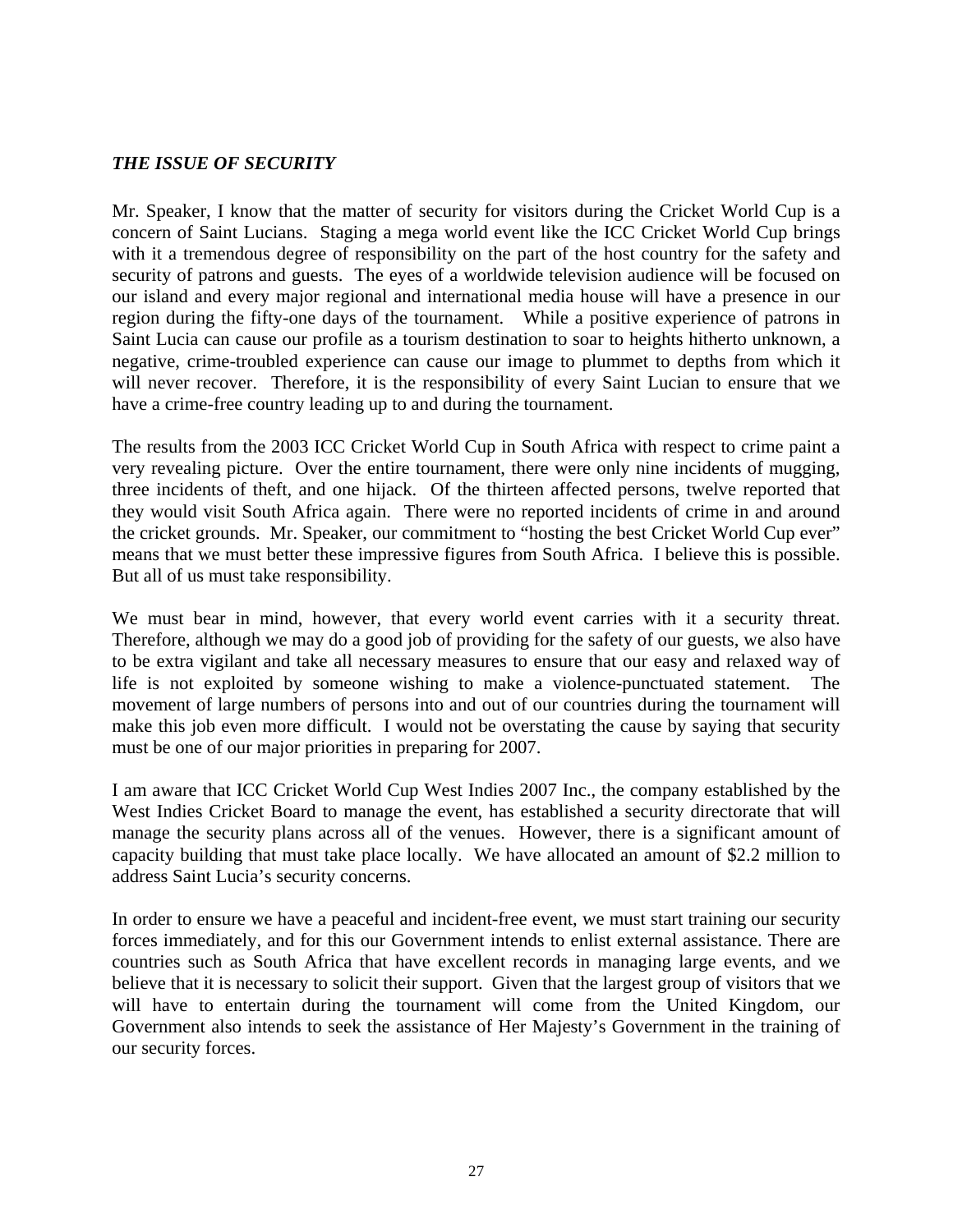### ***THE ISSUE OF SECURITY***

Mr. Speaker, I know that the matter of security for visitors during the Cricket World Cup is a concern of Saint Lucians. Staging a mega world event like the ICC Cricket World Cup brings with it a tremendous degree of responsibility on the part of the host country for the safety and security of patrons and guests. The eyes of a worldwide television audience will be focused on our island and every major regional and international media house will have a presence in our region during the fifty-one days of the tournament. While a positive experience of patrons in Saint Lucia can cause our profile as a tourism destination to soar to heights hitherto unknown, a negative, crime-troubled experience can cause our image to plummet to depths from which it will never recover. Therefore, it is the responsibility of every Saint Lucian to ensure that we have a crime-free country leading up to and during the tournament.

The results from the 2003 ICC Cricket World Cup in South Africa with respect to crime paint a very revealing picture. Over the entire tournament, there were only nine incidents of mugging, three incidents of theft, and one hijack. Of the thirteen affected persons, twelve reported that they would visit South Africa again. There were no reported incidents of crime in and around the cricket grounds. Mr. Speaker, our commitment to "hosting the best Cricket World Cup ever" means that we must better these impressive figures from South Africa. I believe this is possible. But all of us must take responsibility.

We must bear in mind, however, that every world event carries with it a security threat. Therefore, although we may do a good job of providing for the safety of our guests, we also have to be extra vigilant and take all necessary measures to ensure that our easy and relaxed way of life is not exploited by someone wishing to make a violence-punctuated statement. The movement of large numbers of persons into and out of our countries during the tournament will make this job even more difficult. I would not be overstating the cause by saying that security must be one of our major priorities in preparing for 2007.

I am aware that ICC Cricket World Cup West Indies 2007 Inc., the company established by the West Indies Cricket Board to manage the event, has established a security directorate that will manage the security plans across all of the venues. However, there is a significant amount of capacity building that must take place locally. We have allocated an amount of $2.2 million to address Saint Lucia's security concerns.

In order to ensure we have a peaceful and incident-free event, we must start training our security forces immediately, and for this our Government intends to enlist external assistance. There are countries such as South Africa that have excellent records in managing large events, and we believe that it is necessary to solicit their support. Given that the largest group of visitors that we will have to entertain during the tournament will come from the United Kingdom, our Government also intends to seek the assistance of Her Majesty's Government in the training of our security forces.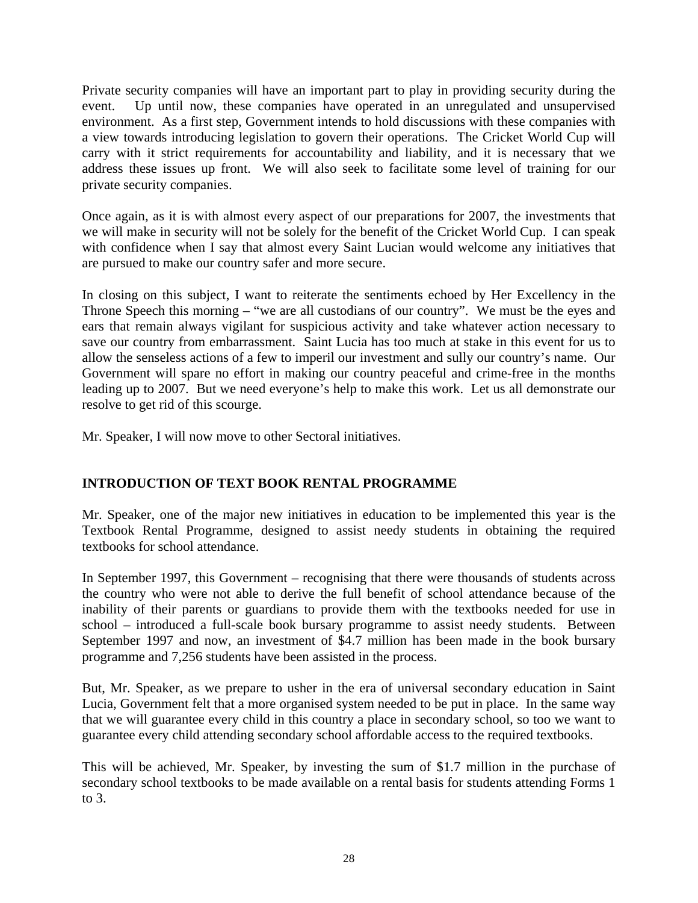Private security companies will have an important part to play in providing security during the event. Up until now, these companies have operated in an unregulated and unsupervised environment. As a first step, Government intends to hold discussions with these companies with a view towards introducing legislation to govern their operations. The Cricket World Cup will carry with it strict requirements for accountability and liability, and it is necessary that we address these issues up front. We will also seek to facilitate some level of training for our private security companies.

Once again, as it is with almost every aspect of our preparations for 2007, the investments that we will make in security will not be solely for the benefit of the Cricket World Cup. I can speak with confidence when I say that almost every Saint Lucian would welcome any initiatives that are pursued to make our country safer and more secure.

In closing on this subject, I want to reiterate the sentiments echoed by Her Excellency in the Throne Speech this morning – "we are all custodians of our country". We must be the eyes and ears that remain always vigilant for suspicious activity and take whatever action necessary to save our country from embarrassment. Saint Lucia has too much at stake in this event for us to allow the senseless actions of a few to imperil our investment and sully our country's name. Our Government will spare no effort in making our country peaceful and crime-free in the months leading up to 2007. But we need everyone's help to make this work. Let us all demonstrate our resolve to get rid of this scourge.

Mr. Speaker, I will now move to other Sectoral initiatives.

## INTRODUCTION OF TEXT BOOK RENTAL PROGRAMME

Mr. Speaker, one of the major new initiatives in education to be implemented this year is the Textbook Rental Programme, designed to assist needy students in obtaining the required textbooks for school attendance.

In September 1997, this Government – recognising that there were thousands of students across the country who were not able to derive the full benefit of school attendance because of the inability of their parents or guardians to provide them with the textbooks needed for use in school – introduced a full-scale book bursary programme to assist needy students. Between September 1997 and now, an investment of $4.7 million has been made in the book bursary programme and 7,256 students have been assisted in the process.

But, Mr. Speaker, as we prepare to usher in the era of universal secondary education in Saint Lucia, Government felt that a more organised system needed to be put in place. In the same way that we will guarantee every child in this country a place in secondary school, so too we want to guarantee every child attending secondary school affordable access to the required textbooks.

This will be achieved, Mr. Speaker, by investing the sum of $1.7 million in the purchase of secondary school textbooks to be made available on a rental basis for students attending Forms 1 to 3.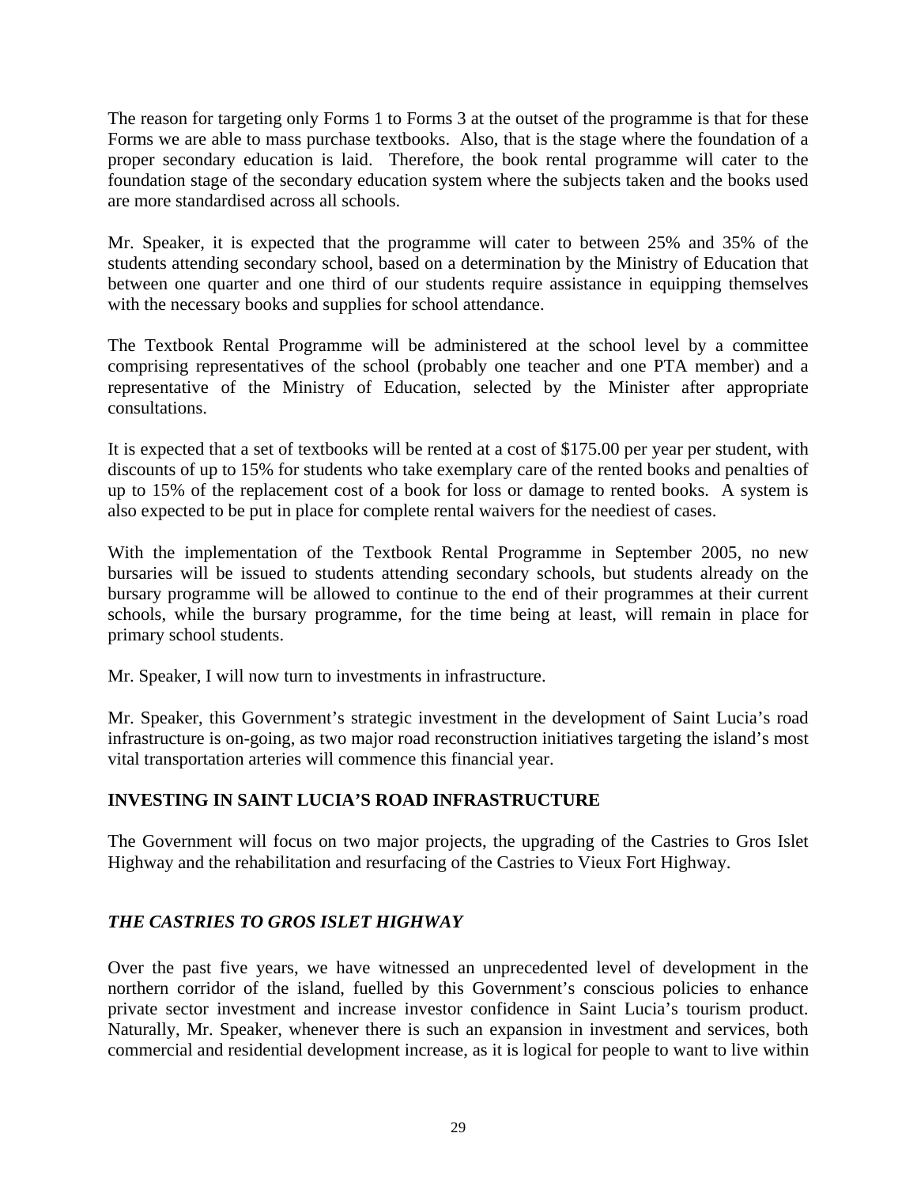The reason for targeting only Forms 1 to Forms 3 at the outset of the programme is that for these Forms we are able to mass purchase textbooks. Also, that is the stage where the foundation of a proper secondary education is laid. Therefore, the book rental programme will cater to the foundation stage of the secondary education system where the subjects taken and the books used are more standardised across all schools.

Mr. Speaker, it is expected that the programme will cater to between 25% and 35% of the students attending secondary school, based on a determination by the Ministry of Education that between one quarter and one third of our students require assistance in equipping themselves with the necessary books and supplies for school attendance.

The Textbook Rental Programme will be administered at the school level by a committee comprising representatives of the school (probably one teacher and one PTA member) and a representative of the Ministry of Education, selected by the Minister after appropriate consultations.

It is expected that a set of textbooks will be rented at a cost of $175.00 per year per student, with discounts of up to 15% for students who take exemplary care of the rented books and penalties of up to 15% of the replacement cost of a book for loss or damage to rented books. A system is also expected to be put in place for complete rental waivers for the neediest of cases.

With the implementation of the Textbook Rental Programme in September 2005, no new bursaries will be issued to students attending secondary schools, but students already on the bursary programme will be allowed to continue to the end of their programmes at their current schools, while the bursary programme, for the time being at least, will remain in place for primary school students.

Mr. Speaker, I will now turn to investments in infrastructure.

Mr. Speaker, this Government's strategic investment in the development of Saint Lucia's road infrastructure is on-going, as two major road reconstruction initiatives targeting the island's most vital transportation arteries will commence this financial year.

## INVESTING IN SAINT LUCIA'S ROAD INFRASTRUCTURE

The Government will focus on two major projects, the upgrading of the Castries to Gros Islet Highway and the rehabilitation and resurfacing of the Castries to Vieux Fort Highway.

### *THE CASTRIES TO GROS ISLET HIGHWAY*

Over the past five years, we have witnessed an unprecedented level of development in the northern corridor of the island, fuelled by this Government's conscious policies to enhance private sector investment and increase investor confidence in Saint Lucia's tourism product. Naturally, Mr. Speaker, whenever there is such an expansion in investment and services, both commercial and residential development increase, as it is logical for people to want to live within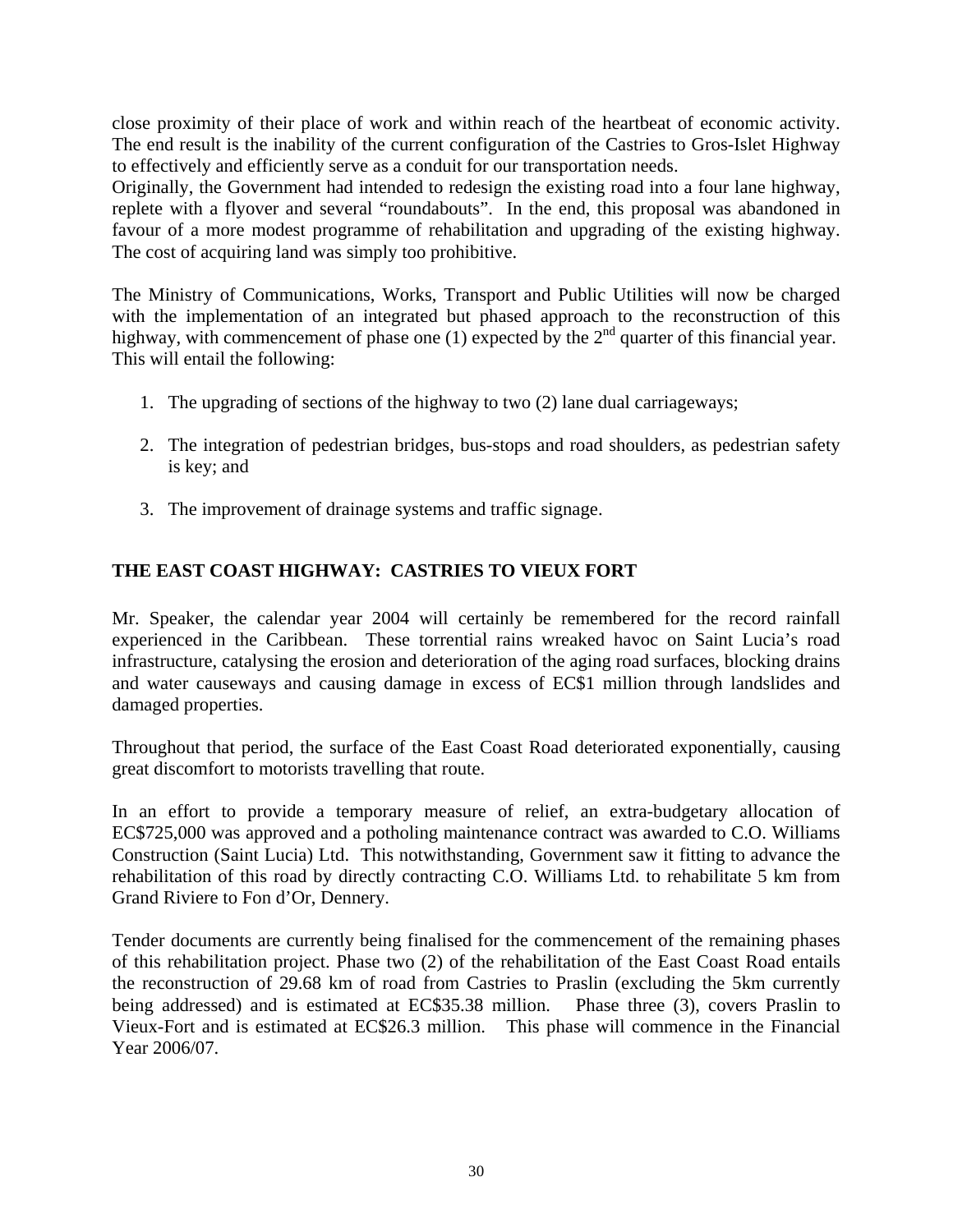close proximity of their place of work and within reach of the heartbeat of economic activity. The end result is the inability of the current configuration of the Castries to Gros-Islet Highway to effectively and efficiently serve as a conduit for our transportation needs.

Originally, the Government had intended to redesign the existing road into a four lane highway, replete with a flyover and several "roundabouts". In the end, this proposal was abandoned in favour of a more modest programme of rehabilitation and upgrading of the existing highway. The cost of acquiring land was simply too prohibitive.

The Ministry of Communications, Works, Transport and Public Utilities will now be charged with the implementation of an integrated but phased approach to the reconstruction of this highway, with commencement of phase one (1) expected by the 2nd quarter of this financial year. This will entail the following:

1. The upgrading of sections of the highway to two (2) lane dual carriageways;
2. The integration of pedestrian bridges, bus-stops and road shoulders, as pedestrian safety is key; and
3. The improvement of drainage systems and traffic signage.

## THE EAST COAST HIGHWAY: CASTRIES TO VIEUX FORT

Mr. Speaker, the calendar year 2004 will certainly be remembered for the record rainfall experienced in the Caribbean. These torrential rains wreaked havoc on Saint Lucia's road infrastructure, catalysing the erosion and deterioration of the aging road surfaces, blocking drains and water causeways and causing damage in excess of EC$1 million through landslides and damaged properties.

Throughout that period, the surface of the East Coast Road deteriorated exponentially, causing great discomfort to motorists travelling that route.

In an effort to provide a temporary measure of relief, an extra-budgetary allocation of EC$725,000 was approved and a potholing maintenance contract was awarded to C.O. Williams Construction (Saint Lucia) Ltd. This notwithstanding, Government saw it fitting to advance the rehabilitation of this road by directly contracting C.O. Williams Ltd. to rehabilitate 5 km from Grand Riviere to Fon d'Or, Dennery.

Tender documents are currently being finalised for the commencement of the remaining phases of this rehabilitation project. Phase two (2) of the rehabilitation of the East Coast Road entails the reconstruction of 29.68 km of road from Castries to Praslin (excluding the 5km currently being addressed) and is estimated at EC$35.38 million. Phase three (3), covers Praslin to Vieux-Fort and is estimated at EC$26.3 million. This phase will commence in the Financial Year 2006/07.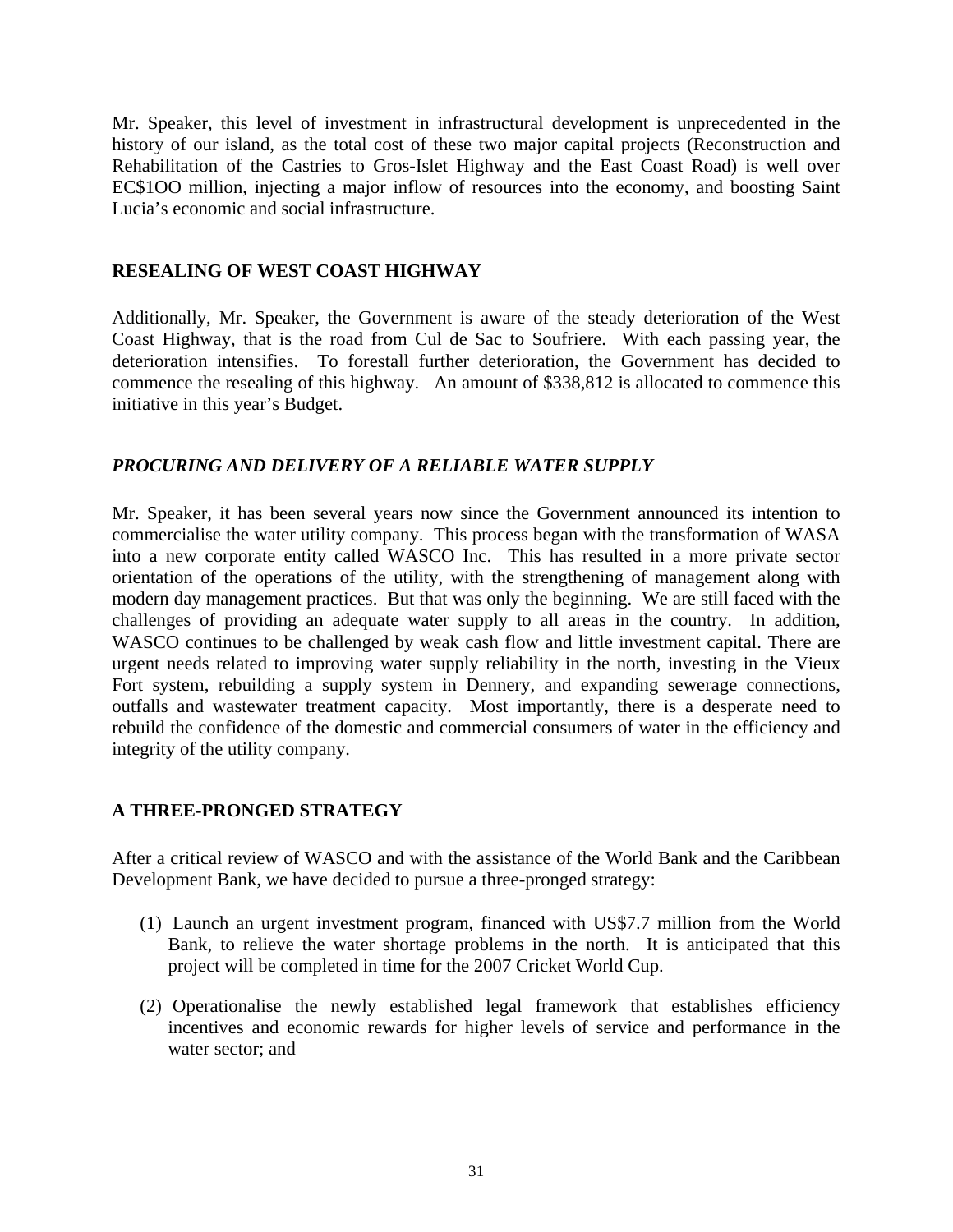Mr. Speaker, this level of investment in infrastructural development is unprecedented in the history of our island, as the total cost of these two major capital projects (Reconstruction and Rehabilitation of the Castries to Gros-Islet Highway and the East Coast Road) is well over EC$1OO million, injecting a major inflow of resources into the economy, and boosting Saint Lucia's economic and social infrastructure.

## RESEALING OF WEST COAST HIGHWAY

Additionally, Mr. Speaker, the Government is aware of the steady deterioration of the West Coast Highway, that is the road from Cul de Sac to Soufriere. With each passing year, the deterioration intensifies. To forestall further deterioration, the Government has decided to commence the resealing of this highway. An amount of $338,812 is allocated to commence this initiative in this year's Budget.

## *PROCURING AND DELIVERY OF A RELIABLE WATER SUPPLY*

Mr. Speaker, it has been several years now since the Government announced its intention to commercialise the water utility company. This process began with the transformation of WASA into a new corporate entity called WASCO Inc. This has resulted in a more private sector orientation of the operations of the utility, with the strengthening of management along with modern day management practices. But that was only the beginning. We are still faced with the challenges of providing an adequate water supply to all areas in the country. In addition, WASCO continues to be challenged by weak cash flow and little investment capital. There are urgent needs related to improving water supply reliability in the north, investing in the Vieux Fort system, rebuilding a supply system in Dennery, and expanding sewerage connections, outfalls and wastewater treatment capacity. Most importantly, there is a desperate need to rebuild the confidence of the domestic and commercial consumers of water in the efficiency and integrity of the utility company.

## A THREE-PRONGED STRATEGY

After a critical review of WASCO and with the assistance of the World Bank and the Caribbean Development Bank, we have decided to pursue a three-pronged strategy:

(1) Launch an urgent investment program, financed with US$7.7 million from the World Bank, to relieve the water shortage problems in the north. It is anticipated that this project will be completed in time for the 2007 Cricket World Cup.

(2) Operationalise the newly established legal framework that establishes efficiency incentives and economic rewards for higher levels of service and performance in the water sector; and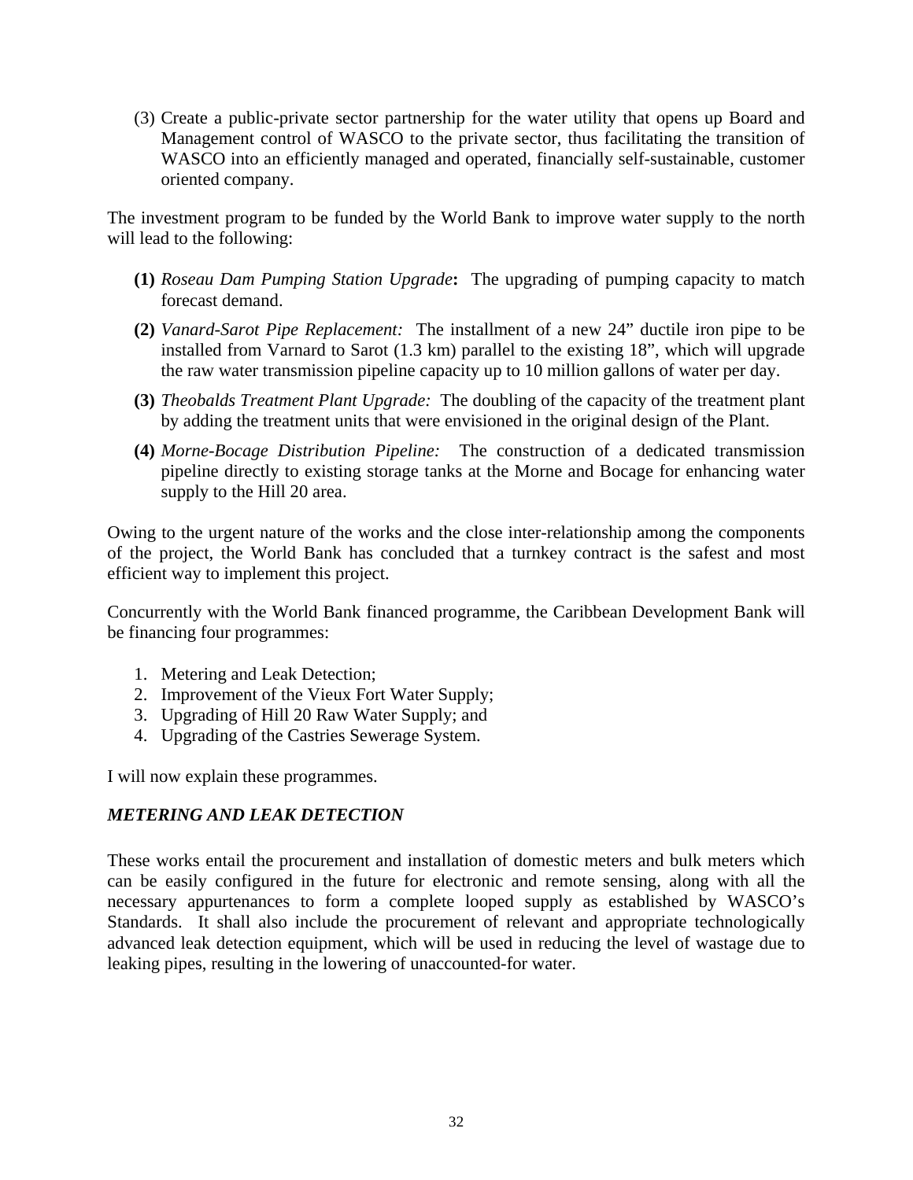(3) Create a public-private sector partnership for the water utility that opens up Board and Management control of WASCO to the private sector, thus facilitating the transition of WASCO into an efficiently managed and operated, financially self-sustainable, customer oriented company.

The investment program to be funded by the World Bank to improve water supply to the north will lead to the following:

**(1)** *Roseau Dam Pumping Station Upgrade***:** The upgrading of pumping capacity to match forecast demand.

**(2)** *Vanard-Sarot Pipe Replacement:* The installment of a new 24" ductile iron pipe to be installed from Varnard to Sarot (1.3 km) parallel to the existing 18", which will upgrade the raw water transmission pipeline capacity up to 10 million gallons of water per day.

**(3)** *Theobalds Treatment Plant Upgrade:* The doubling of the capacity of the treatment plant by adding the treatment units that were envisioned in the original design of the Plant.

**(4)** *Morne-Bocage Distribution Pipeline:* The construction of a dedicated transmission pipeline directly to existing storage tanks at the Morne and Bocage for enhancing water supply to the Hill 20 area.

Owing to the urgent nature of the works and the close inter-relationship among the components of the project, the World Bank has concluded that a turnkey contract is the safest and most efficient way to implement this project.

Concurrently with the World Bank financed programme, the Caribbean Development Bank will be financing four programmes:

1. Metering and Leak Detection;
2. Improvement of the Vieux Fort Water Supply;
3. Upgrading of Hill 20 Raw Water Supply; and
4. Upgrading of the Castries Sewerage System.

I will now explain these programmes.

### *METERING AND LEAK DETECTION*

These works entail the procurement and installation of domestic meters and bulk meters which can be easily configured in the future for electronic and remote sensing, along with all the necessary appurtenances to form a complete looped supply as established by WASCO's Standards. It shall also include the procurement of relevant and appropriate technologically advanced leak detection equipment, which will be used in reducing the level of wastage due to leaking pipes, resulting in the lowering of unaccounted-for water.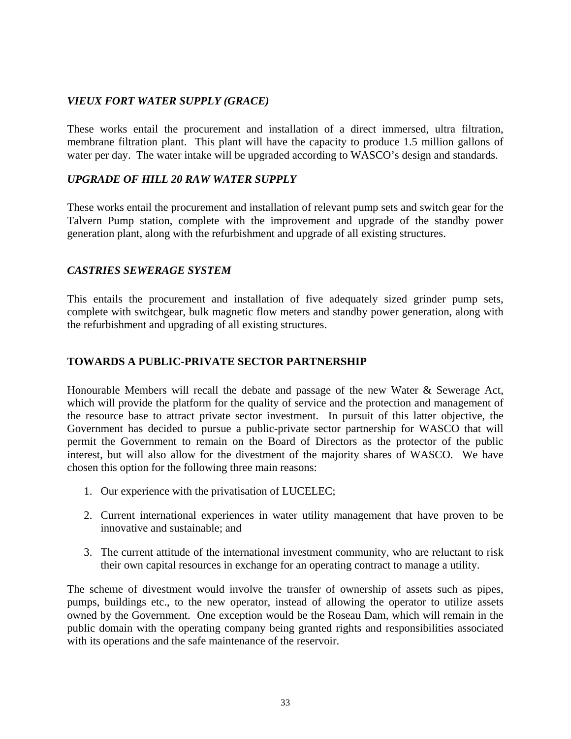### *VIEUX FORT WATER SUPPLY (GRACE)*

These works entail the procurement and installation of a direct immersed, ultra filtration, membrane filtration plant. This plant will have the capacity to produce 1.5 million gallons of water per day. The water intake will be upgraded according to WASCO's design and standards.

### *UPGRADE OF HILL 20 RAW WATER SUPPLY*

These works entail the procurement and installation of relevant pump sets and switch gear for the Talvern Pump station, complete with the improvement and upgrade of the standby power generation plant, along with the refurbishment and upgrade of all existing structures.

### *CASTRIES SEWERAGE SYSTEM*

This entails the procurement and installation of five adequately sized grinder pump sets, complete with switchgear, bulk magnetic flow meters and standby power generation, along with the refurbishment and upgrading of all existing structures.

## **TOWARDS A PUBLIC-PRIVATE SECTOR PARTNERSHIP**

Honourable Members will recall the debate and passage of the new Water & Sewerage Act, which will provide the platform for the quality of service and the protection and management of the resource base to attract private sector investment. In pursuit of this latter objective, the Government has decided to pursue a public-private sector partnership for WASCO that will permit the Government to remain on the Board of Directors as the protector of the public interest, but will also allow for the divestment of the majority shares of WASCO. We have chosen this option for the following three main reasons:

1. Our experience with the privatisation of LUCELEC;

2. Current international experiences in water utility management that have proven to be innovative and sustainable; and

3. The current attitude of the international investment community, who are reluctant to risk their own capital resources in exchange for an operating contract to manage a utility.

The scheme of divestment would involve the transfer of ownership of assets such as pipes, pumps, buildings etc., to the new operator, instead of allowing the operator to utilize assets owned by the Government. One exception would be the Roseau Dam, which will remain in the public domain with the operating company being granted rights and responsibilities associated with its operations and the safe maintenance of the reservoir.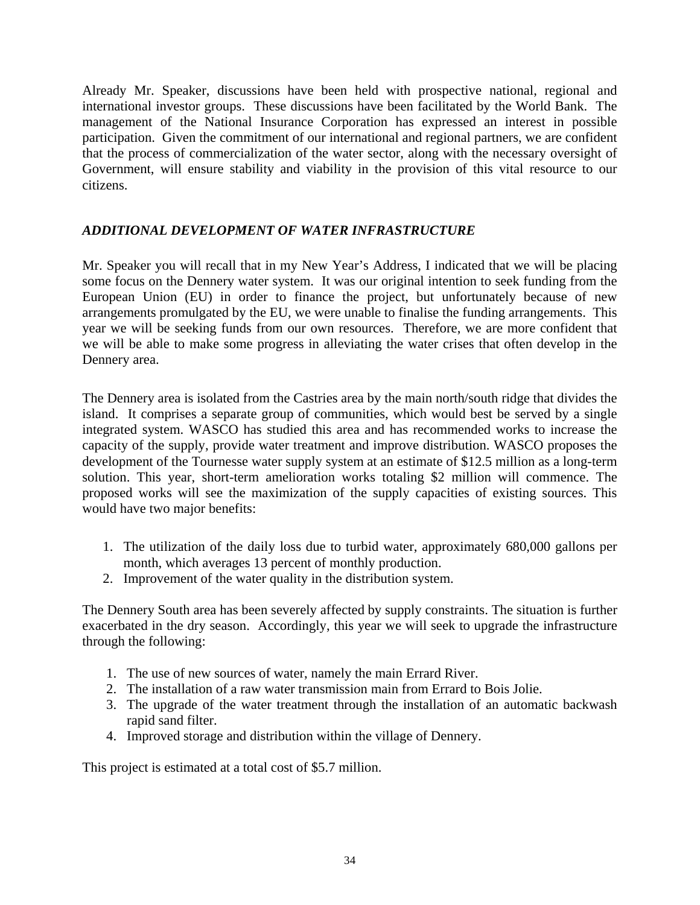Already Mr. Speaker, discussions have been held with prospective national, regional and international investor groups. These discussions have been facilitated by the World Bank. The management of the National Insurance Corporation has expressed an interest in possible participation. Given the commitment of our international and regional partners, we are confident that the process of commercialization of the water sector, along with the necessary oversight of Government, will ensure stability and viability in the provision of this vital resource to our citizens.

### *ADDITIONAL DEVELOPMENT OF WATER INFRASTRUCTURE*

Mr. Speaker you will recall that in my New Year's Address, I indicated that we will be placing some focus on the Dennery water system. It was our original intention to seek funding from the European Union (EU) in order to finance the project, but unfortunately because of new arrangements promulgated by the EU, we were unable to finalise the funding arrangements. This year we will be seeking funds from our own resources. Therefore, we are more confident that we will be able to make some progress in alleviating the water crises that often develop in the Dennery area.

The Dennery area is isolated from the Castries area by the main north/south ridge that divides the island. It comprises a separate group of communities, which would best be served by a single integrated system. WASCO has studied this area and has recommended works to increase the capacity of the supply, provide water treatment and improve distribution. WASCO proposes the development of the Tournesse water supply system at an estimate of $12.5 million as a long-term solution. This year, short-term amelioration works totaling $2 million will commence. The proposed works will see the maximization of the supply capacities of existing sources. This would have two major benefits:

1. The utilization of the daily loss due to turbid water, approximately 680,000 gallons per month, which averages 13 percent of monthly production.
2. Improvement of the water quality in the distribution system.

The Dennery South area has been severely affected by supply constraints. The situation is further exacerbated in the dry season. Accordingly, this year we will seek to upgrade the infrastructure through the following:

1. The use of new sources of water, namely the main Errard River.
2. The installation of a raw water transmission main from Errard to Bois Jolie.
3. The upgrade of the water treatment through the installation of an automatic backwash rapid sand filter.
4. Improved storage and distribution within the village of Dennery.

This project is estimated at a total cost of $5.7 million.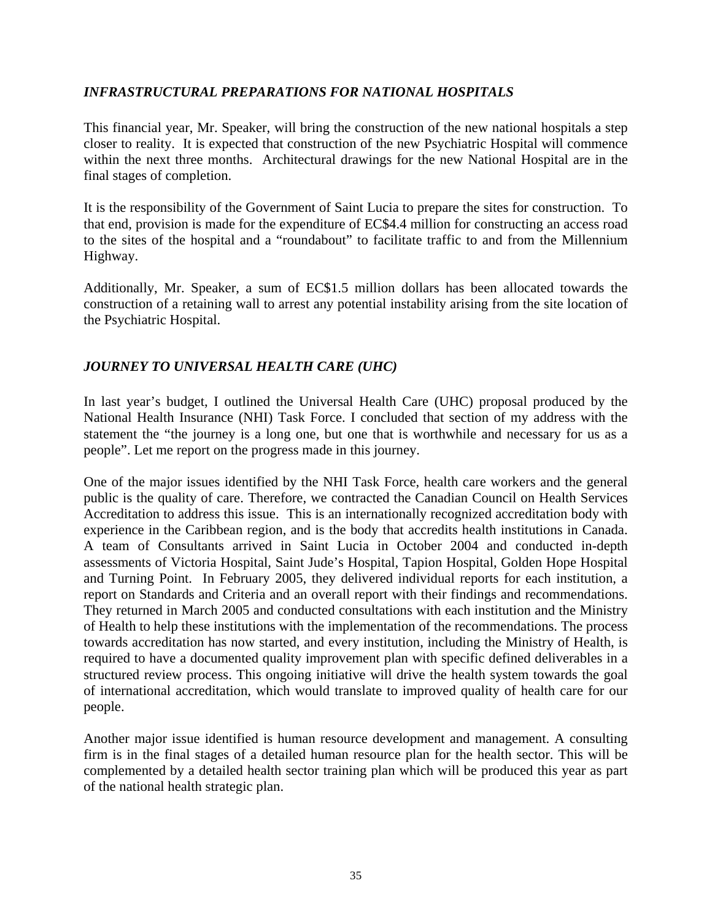### *INFRASTRUCTURAL PREPARATIONS FOR NATIONAL HOSPITALS*

This financial year, Mr. Speaker, will bring the construction of the new national hospitals a step closer to reality. It is expected that construction of the new Psychiatric Hospital will commence within the next three months. Architectural drawings for the new National Hospital are in the final stages of completion.

It is the responsibility of the Government of Saint Lucia to prepare the sites for construction. To that end, provision is made for the expenditure of EC$4.4 million for constructing an access road to the sites of the hospital and a "roundabout" to facilitate traffic to and from the Millennium Highway.

Additionally, Mr. Speaker, a sum of EC$1.5 million dollars has been allocated towards the construction of a retaining wall to arrest any potential instability arising from the site location of the Psychiatric Hospital.

### *JOURNEY TO UNIVERSAL HEALTH CARE (UHC)*

In last year's budget, I outlined the Universal Health Care (UHC) proposal produced by the National Health Insurance (NHI) Task Force. I concluded that section of my address with the statement the "the journey is a long one, but one that is worthwhile and necessary for us as a people". Let me report on the progress made in this journey.

One of the major issues identified by the NHI Task Force, health care workers and the general public is the quality of care. Therefore, we contracted the Canadian Council on Health Services Accreditation to address this issue. This is an internationally recognized accreditation body with experience in the Caribbean region, and is the body that accredits health institutions in Canada. A team of Consultants arrived in Saint Lucia in October 2004 and conducted in-depth assessments of Victoria Hospital, Saint Jude's Hospital, Tapion Hospital, Golden Hope Hospital and Turning Point. In February 2005, they delivered individual reports for each institution, a report on Standards and Criteria and an overall report with their findings and recommendations. They returned in March 2005 and conducted consultations with each institution and the Ministry of Health to help these institutions with the implementation of the recommendations. The process towards accreditation has now started, and every institution, including the Ministry of Health, is required to have a documented quality improvement plan with specific defined deliverables in a structured review process. This ongoing initiative will drive the health system towards the goal of international accreditation, which would translate to improved quality of health care for our people.

Another major issue identified is human resource development and management. A consulting firm is in the final stages of a detailed human resource plan for the health sector. This will be complemented by a detailed health sector training plan which will be produced this year as part of the national health strategic plan.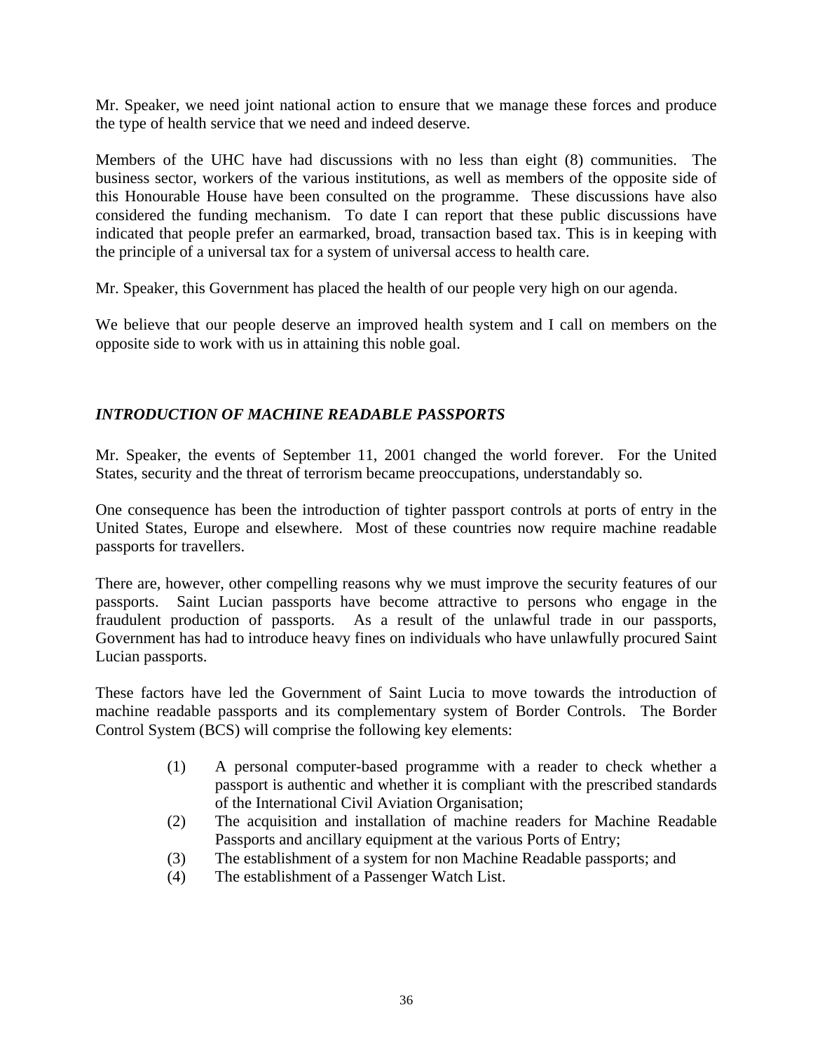Mr. Speaker, we need joint national action to ensure that we manage these forces and produce the type of health service that we need and indeed deserve.

Members of the UHC have had discussions with no less than eight (8) communities. The business sector, workers of the various institutions, as well as members of the opposite side of this Honourable House have been consulted on the programme. These discussions have also considered the funding mechanism. To date I can report that these public discussions have indicated that people prefer an earmarked, broad, transaction based tax. This is in keeping with the principle of a universal tax for a system of universal access to health care.

Mr. Speaker, this Government has placed the health of our people very high on our agenda.

We believe that our people deserve an improved health system and I call on members on the opposite side to work with us in attaining this noble goal.

### *INTRODUCTION OF MACHINE READABLE PASSPORTS*

Mr. Speaker, the events of September 11, 2001 changed the world forever. For the United States, security and the threat of terrorism became preoccupations, understandably so.

One consequence has been the introduction of tighter passport controls at ports of entry in the United States, Europe and elsewhere. Most of these countries now require machine readable passports for travellers.

There are, however, other compelling reasons why we must improve the security features of our passports. Saint Lucian passports have become attractive to persons who engage in the fraudulent production of passports. As a result of the unlawful trade in our passports, Government has had to introduce heavy fines on individuals who have unlawfully procured Saint Lucian passports.

These factors have led the Government of Saint Lucia to move towards the introduction of machine readable passports and its complementary system of Border Controls. The Border Control System (BCS) will comprise the following key elements:

(1) A personal computer-based programme with a reader to check whether a passport is authentic and whether it is compliant with the prescribed standards of the International Civil Aviation Organisation;
(2) The acquisition and installation of machine readers for Machine Readable Passports and ancillary equipment at the various Ports of Entry;
(3) The establishment of a system for non Machine Readable passports; and
(4) The establishment of a Passenger Watch List.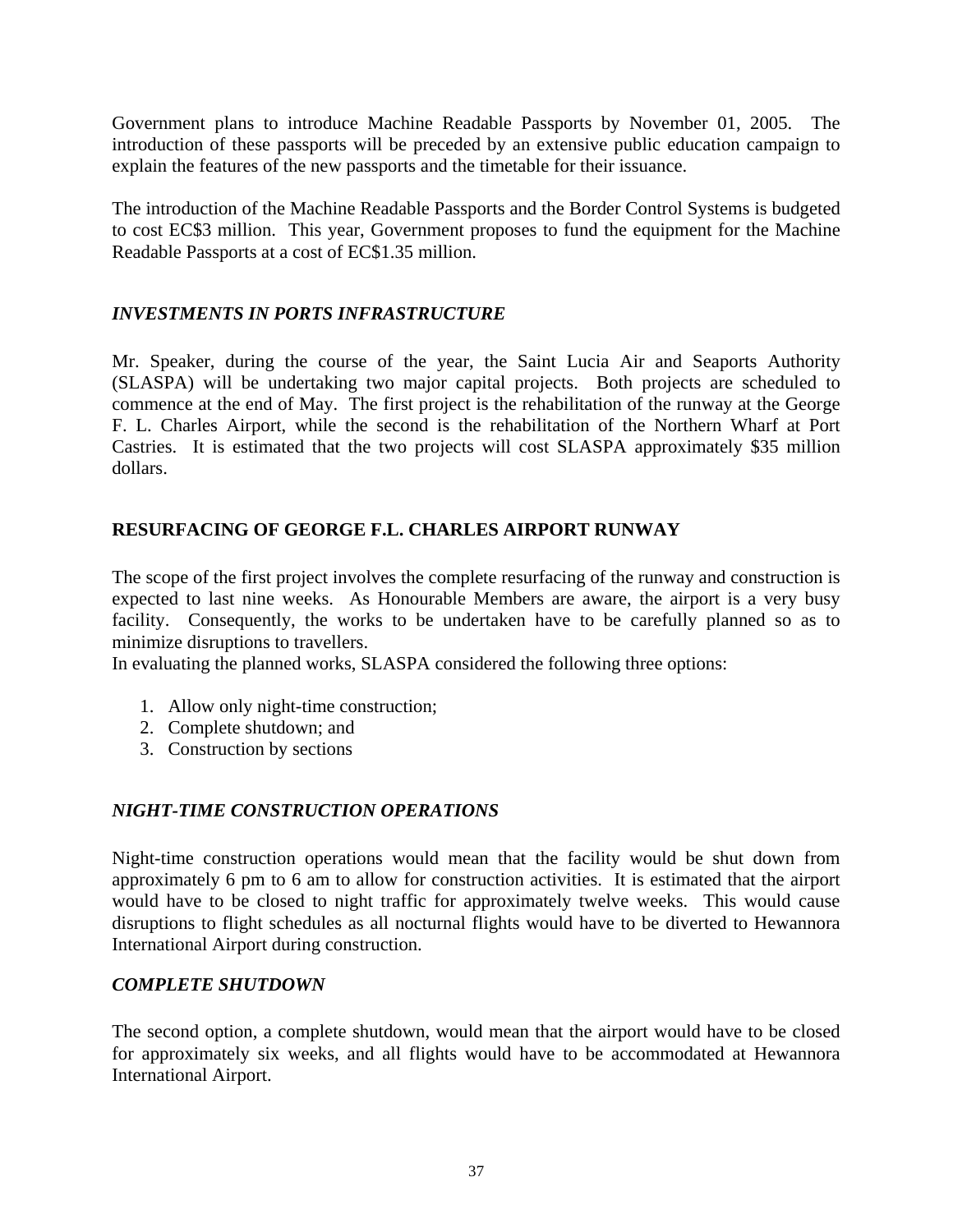Government plans to introduce Machine Readable Passports by November 01, 2005. The introduction of these passports will be preceded by an extensive public education campaign to explain the features of the new passports and the timetable for their issuance.

The introduction of the Machine Readable Passports and the Border Control Systems is budgeted to cost EC$3 million. This year, Government proposes to fund the equipment for the Machine Readable Passports at a cost of EC$1.35 million.

### *INVESTMENTS IN PORTS INFRASTRUCTURE*

Mr. Speaker, during the course of the year, the Saint Lucia Air and Seaports Authority (SLASPA) will be undertaking two major capital projects. Both projects are scheduled to commence at the end of May. The first project is the rehabilitation of the runway at the George F. L. Charles Airport, while the second is the rehabilitation of the Northern Wharf at Port Castries. It is estimated that the two projects will cost SLASPA approximately $35 million dollars.

### **RESURFACING OF GEORGE F.L. CHARLES AIRPORT RUNWAY**

The scope of the first project involves the complete resurfacing of the runway and construction is expected to last nine weeks. As Honourable Members are aware, the airport is a very busy facility. Consequently, the works to be undertaken have to be carefully planned so as to minimize disruptions to travellers.
In evaluating the planned works, SLASPA considered the following three options:

1. Allow only night-time construction;
2. Complete shutdown; and
3. Construction by sections

### *NIGHT-TIME CONSTRUCTION OPERATIONS*

Night-time construction operations would mean that the facility would be shut down from approximately 6 pm to 6 am to allow for construction activities. It is estimated that the airport would have to be closed to night traffic for approximately twelve weeks. This would cause disruptions to flight schedules as all nocturnal flights would have to be diverted to Hewannora International Airport during construction.

### *COMPLETE SHUTDOWN*

The second option, a complete shutdown, would mean that the airport would have to be closed for approximately six weeks, and all flights would have to be accommodated at Hewannora International Airport.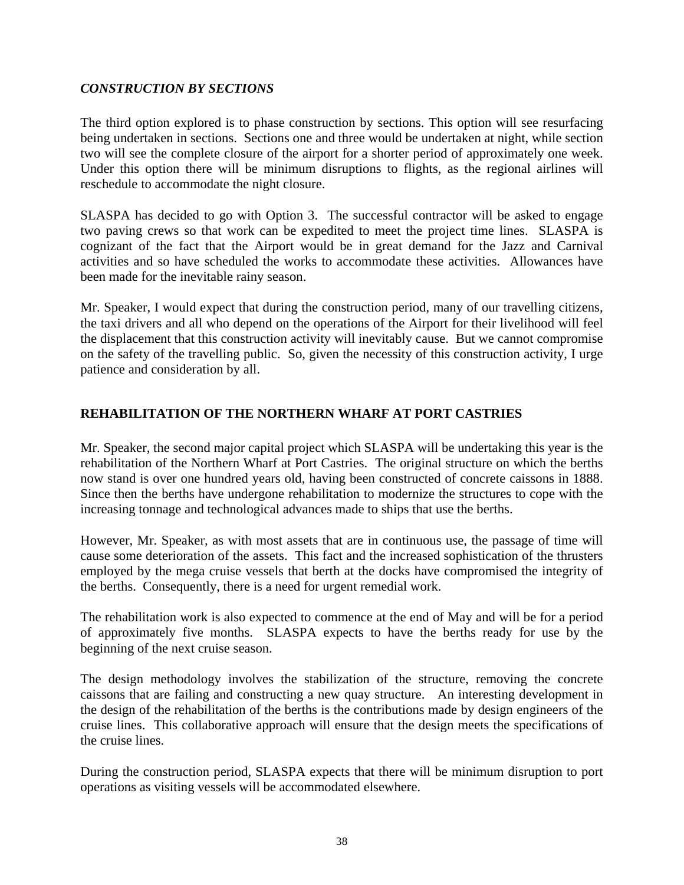### *CONSTRUCTION BY SECTIONS*

The third option explored is to phase construction by sections. This option will see resurfacing being undertaken in sections. Sections one and three would be undertaken at night, while section two will see the complete closure of the airport for a shorter period of approximately one week. Under this option there will be minimum disruptions to flights, as the regional airlines will reschedule to accommodate the night closure.

SLASPA has decided to go with Option 3. The successful contractor will be asked to engage two paving crews so that work can be expedited to meet the project time lines. SLASPA is cognizant of the fact that the Airport would be in great demand for the Jazz and Carnival activities and so have scheduled the works to accommodate these activities. Allowances have been made for the inevitable rainy season.

Mr. Speaker, I would expect that during the construction period, many of our travelling citizens, the taxi drivers and all who depend on the operations of the Airport for their livelihood will feel the displacement that this construction activity will inevitably cause. But we cannot compromise on the safety of the travelling public. So, given the necessity of this construction activity, I urge patience and consideration by all.

### REHABILITATION OF THE NORTHERN WHARF AT PORT CASTRIES

Mr. Speaker, the second major capital project which SLASPA will be undertaking this year is the rehabilitation of the Northern Wharf at Port Castries. The original structure on which the berths now stand is over one hundred years old, having been constructed of concrete caissons in 1888. Since then the berths have undergone rehabilitation to modernize the structures to cope with the increasing tonnage and technological advances made to ships that use the berths.

However, Mr. Speaker, as with most assets that are in continuous use, the passage of time will cause some deterioration of the assets. This fact and the increased sophistication of the thrusters employed by the mega cruise vessels that berth at the docks have compromised the integrity of the berths. Consequently, there is a need for urgent remedial work.

The rehabilitation work is also expected to commence at the end of May and will be for a period of approximately five months. SLASPA expects to have the berths ready for use by the beginning of the next cruise season.

The design methodology involves the stabilization of the structure, removing the concrete caissons that are failing and constructing a new quay structure. An interesting development in the design of the rehabilitation of the berths is the contributions made by design engineers of the cruise lines. This collaborative approach will ensure that the design meets the specifications of the cruise lines.

During the construction period, SLASPA expects that there will be minimum disruption to port operations as visiting vessels will be accommodated elsewhere.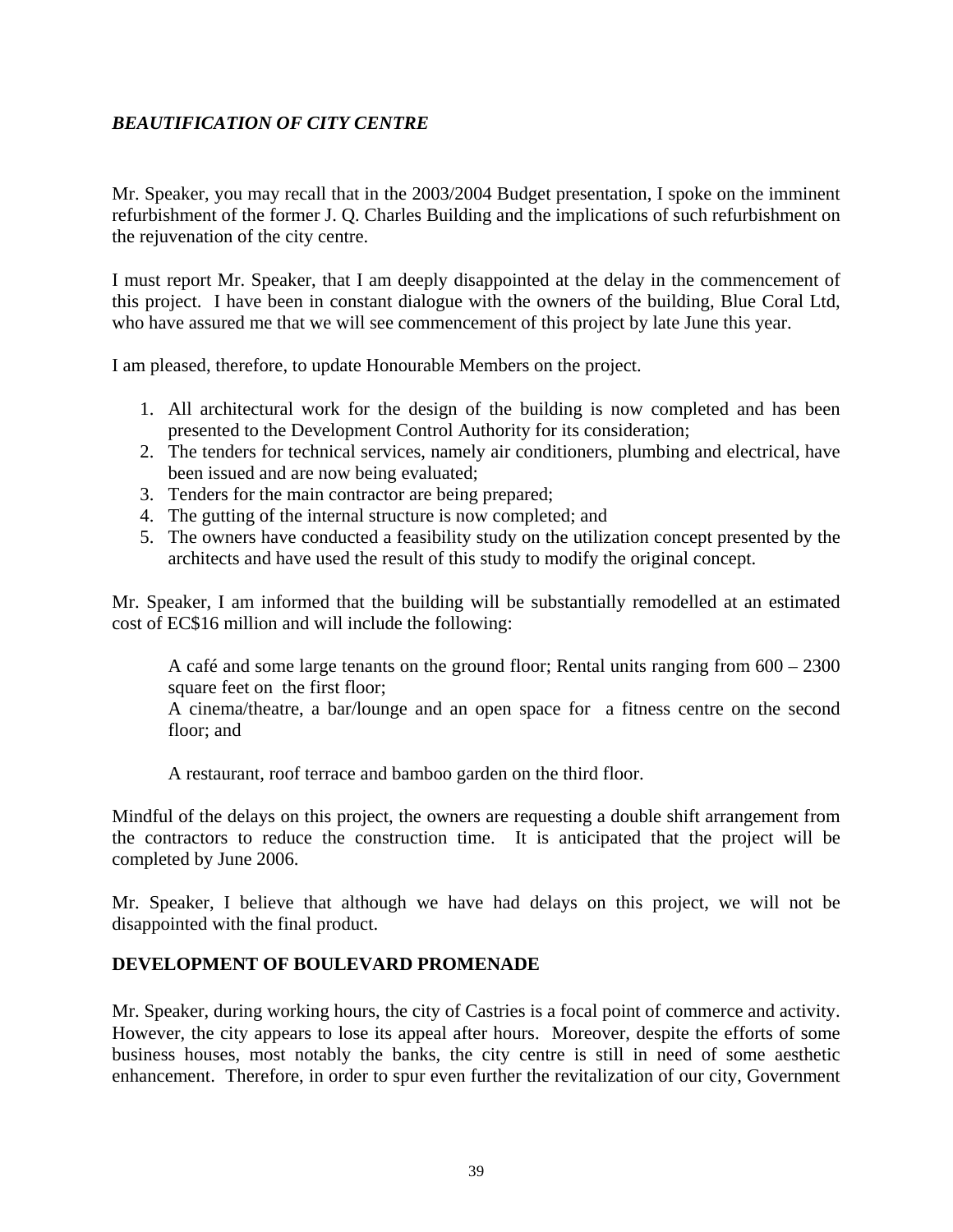***BEAUTIFICATION OF CITY CENTRE***

Mr. Speaker, you may recall that in the 2003/2004 Budget presentation, I spoke on the imminent refurbishment of the former J. Q. Charles Building and the implications of such refurbishment on the rejuvenation of the city centre.

I must report Mr. Speaker, that I am deeply disappointed at the delay in the commencement of this project. I have been in constant dialogue with the owners of the building, Blue Coral Ltd, who have assured me that we will see commencement of this project by late June this year.

I am pleased, therefore, to update Honourable Members on the project.

1. All architectural work for the design of the building is now completed and has been presented to the Development Control Authority for its consideration;
2. The tenders for technical services, namely air conditioners, plumbing and electrical, have been issued and are now being evaluated;
3. Tenders for the main contractor are being prepared;
4. The gutting of the internal structure is now completed; and
5. The owners have conducted a feasibility study on the utilization concept presented by the architects and have used the result of this study to modify the original concept.

Mr. Speaker, I am informed that the building will be substantially remodelled at an estimated cost of EC$16 million and will include the following:

A café and some large tenants on the ground floor; Rental units ranging from 600 – 2300 square feet on the first floor;
A cinema/theatre, a bar/lounge and an open space for a fitness centre on the second floor; and

A restaurant, roof terrace and bamboo garden on the third floor.

Mindful of the delays on this project, the owners are requesting a double shift arrangement from the contractors to reduce the construction time. It is anticipated that the project will be completed by June 2006.

Mr. Speaker, I believe that although we have had delays on this project, we will not be disappointed with the final product.

**DEVELOPMENT OF BOULEVARD PROMENADE**

Mr. Speaker, during working hours, the city of Castries is a focal point of commerce and activity. However, the city appears to lose its appeal after hours. Moreover, despite the efforts of some business houses, most notably the banks, the city centre is still in need of some aesthetic enhancement. Therefore, in order to spur even further the revitalization of our city, Government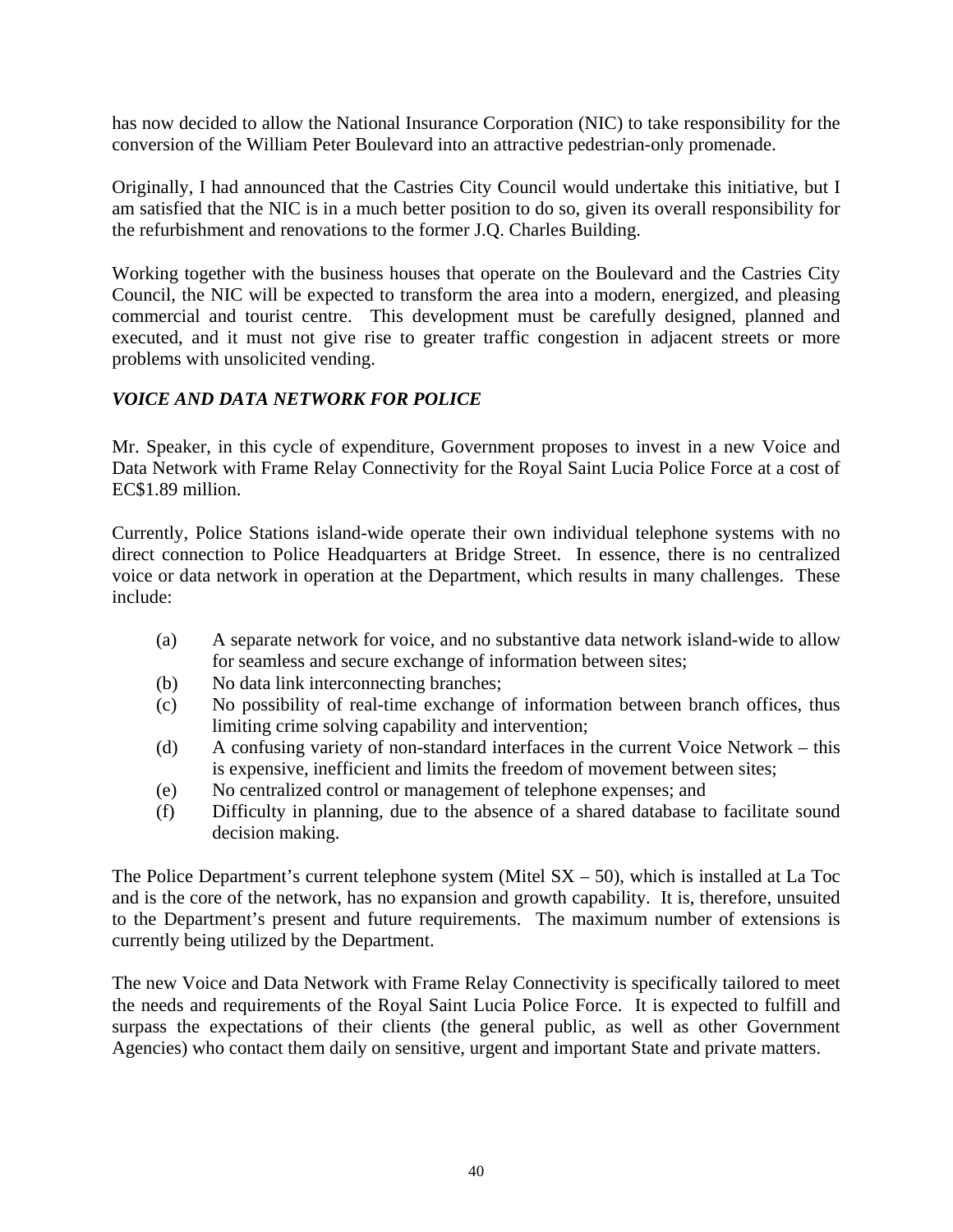has now decided to allow the National Insurance Corporation (NIC) to take responsibility for the conversion of the William Peter Boulevard into an attractive pedestrian-only promenade.

Originally, I had announced that the Castries City Council would undertake this initiative, but I am satisfied that the NIC is in a much better position to do so, given its overall responsibility for the refurbishment and renovations to the former J.Q. Charles Building.

Working together with the business houses that operate on the Boulevard and the Castries City Council, the NIC will be expected to transform the area into a modern, energized, and pleasing commercial and tourist centre. This development must be carefully designed, planned and executed, and it must not give rise to greater traffic congestion in adjacent streets or more problems with unsolicited vending.

### *VOICE AND DATA NETWORK FOR POLICE*

Mr. Speaker, in this cycle of expenditure, Government proposes to invest in a new Voice and Data Network with Frame Relay Connectivity for the Royal Saint Lucia Police Force at a cost of EC$1.89 million.

Currently, Police Stations island-wide operate their own individual telephone systems with no direct connection to Police Headquarters at Bridge Street. In essence, there is no centralized voice or data network in operation at the Department, which results in many challenges. These include:

(a) A separate network for voice, and no substantive data network island-wide to allow for seamless and secure exchange of information between sites;
(b) No data link interconnecting branches;
(c) No possibility of real-time exchange of information between branch offices, thus limiting crime solving capability and intervention;
(d) A confusing variety of non-standard interfaces in the current Voice Network – this is expensive, inefficient and limits the freedom of movement between sites;
(e) No centralized control or management of telephone expenses; and
(f) Difficulty in planning, due to the absence of a shared database to facilitate sound decision making.

The Police Department's current telephone system (Mitel SX – 50), which is installed at La Toc and is the core of the network, has no expansion and growth capability. It is, therefore, unsuited to the Department's present and future requirements. The maximum number of extensions is currently being utilized by the Department.

The new Voice and Data Network with Frame Relay Connectivity is specifically tailored to meet the needs and requirements of the Royal Saint Lucia Police Force. It is expected to fulfill and surpass the expectations of their clients (the general public, as well as other Government Agencies) who contact them daily on sensitive, urgent and important State and private matters.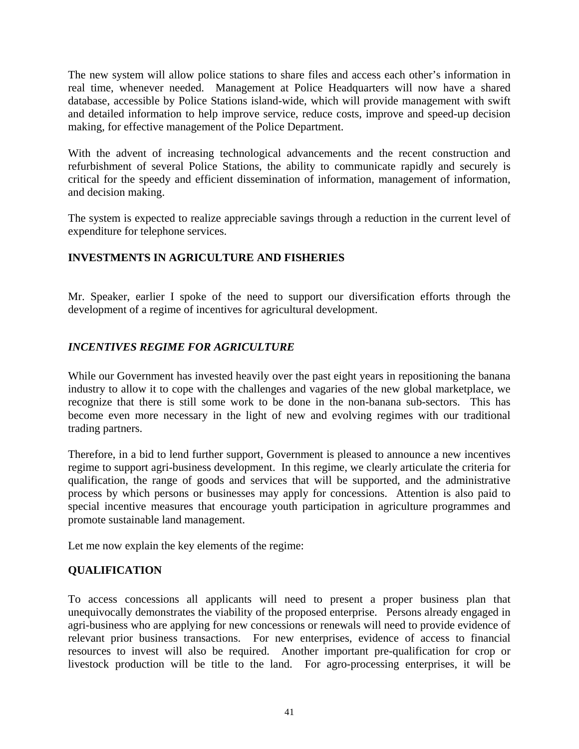The new system will allow police stations to share files and access each other's information in real time, whenever needed. Management at Police Headquarters will now have a shared database, accessible by Police Stations island-wide, which will provide management with swift and detailed information to help improve service, reduce costs, improve and speed-up decision making, for effective management of the Police Department.

With the advent of increasing technological advancements and the recent construction and refurbishment of several Police Stations, the ability to communicate rapidly and securely is critical for the speedy and efficient dissemination of information, management of information, and decision making.

The system is expected to realize appreciable savings through a reduction in the current level of expenditure for telephone services.

## INVESTMENTS IN AGRICULTURE AND FISHERIES

Mr. Speaker, earlier I spoke of the need to support our diversification efforts through the development of a regime of incentives for agricultural development.

### *INCENTIVES REGIME FOR AGRICULTURE*

While our Government has invested heavily over the past eight years in repositioning the banana industry to allow it to cope with the challenges and vagaries of the new global marketplace, we recognize that there is still some work to be done in the non-banana sub-sectors. This has become even more necessary in the light of new and evolving regimes with our traditional trading partners.

Therefore, in a bid to lend further support, Government is pleased to announce a new incentives regime to support agri-business development. In this regime, we clearly articulate the criteria for qualification, the range of goods and services that will be supported, and the administrative process by which persons or businesses may apply for concessions. Attention is also paid to special incentive measures that encourage youth participation in agriculture programmes and promote sustainable land management.

Let me now explain the key elements of the regime:

### QUALIFICATION

To access concessions all applicants will need to present a proper business plan that unequivocally demonstrates the viability of the proposed enterprise. Persons already engaged in agri-business who are applying for new concessions or renewals will need to provide evidence of relevant prior business transactions. For new enterprises, evidence of access to financial resources to invest will also be required. Another important pre-qualification for crop or livestock production will be title to the land. For agro-processing enterprises, it will be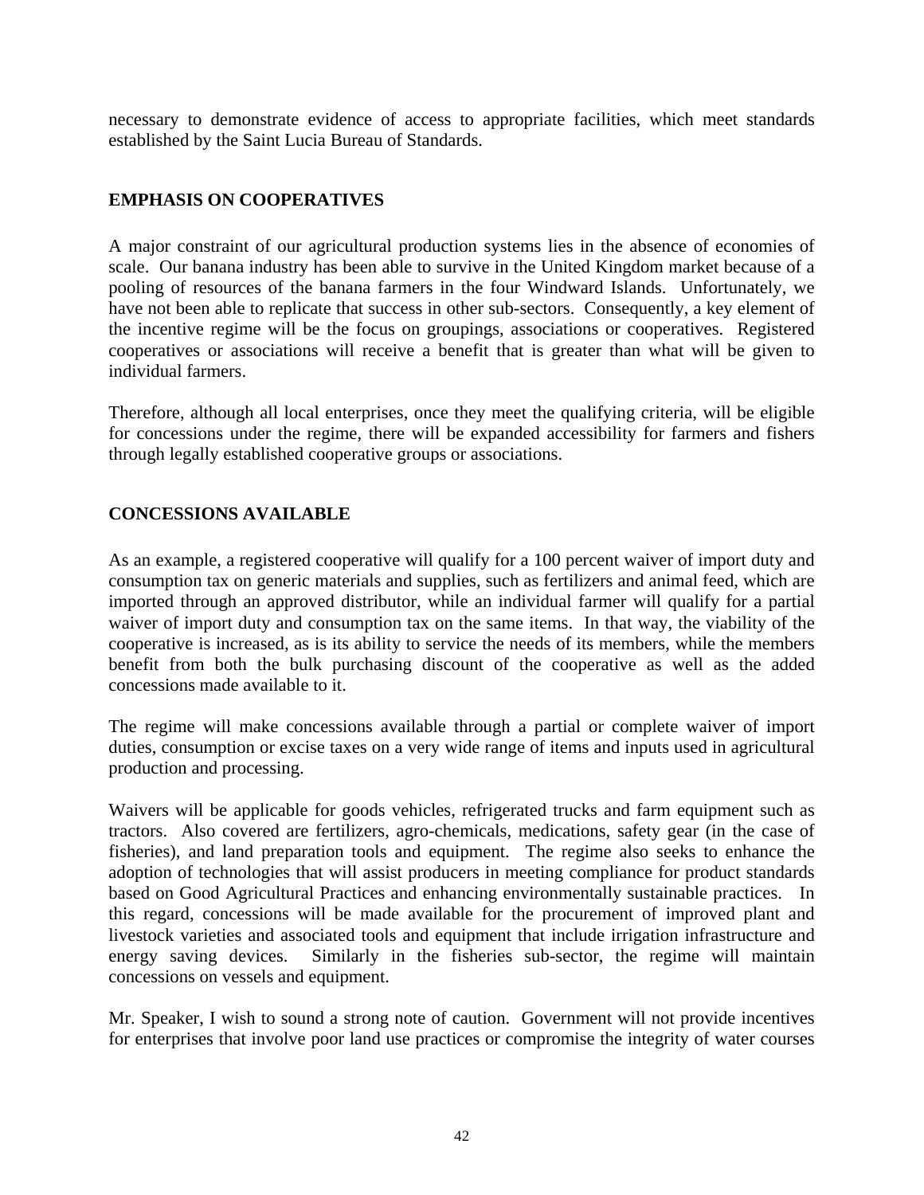necessary to demonstrate evidence of access to appropriate facilities, which meet standards established by the Saint Lucia Bureau of Standards.

## EMPHASIS ON COOPERATIVES

A major constraint of our agricultural production systems lies in the absence of economies of scale. Our banana industry has been able to survive in the United Kingdom market because of a pooling of resources of the banana farmers in the four Windward Islands. Unfortunately, we have not been able to replicate that success in other sub-sectors. Consequently, a key element of the incentive regime will be the focus on groupings, associations or cooperatives. Registered cooperatives or associations will receive a benefit that is greater than what will be given to individual farmers.

Therefore, although all local enterprises, once they meet the qualifying criteria, will be eligible for concessions under the regime, there will be expanded accessibility for farmers and fishers through legally established cooperative groups or associations.

## CONCESSIONS AVAILABLE

As an example, a registered cooperative will qualify for a 100 percent waiver of import duty and consumption tax on generic materials and supplies, such as fertilizers and animal feed, which are imported through an approved distributor, while an individual farmer will qualify for a partial waiver of import duty and consumption tax on the same items. In that way, the viability of the cooperative is increased, as is its ability to service the needs of its members, while the members benefit from both the bulk purchasing discount of the cooperative as well as the added concessions made available to it.

The regime will make concessions available through a partial or complete waiver of import duties, consumption or excise taxes on a very wide range of items and inputs used in agricultural production and processing.

Waivers will be applicable for goods vehicles, refrigerated trucks and farm equipment such as tractors. Also covered are fertilizers, agro-chemicals, medications, safety gear (in the case of fisheries), and land preparation tools and equipment. The regime also seeks to enhance the adoption of technologies that will assist producers in meeting compliance for product standards based on Good Agricultural Practices and enhancing environmentally sustainable practices. In this regard, concessions will be made available for the procurement of improved plant and livestock varieties and associated tools and equipment that include irrigation infrastructure and energy saving devices. Similarly in the fisheries sub-sector, the regime will maintain concessions on vessels and equipment.

Mr. Speaker, I wish to sound a strong note of caution. Government will not provide incentives for enterprises that involve poor land use practices or compromise the integrity of water courses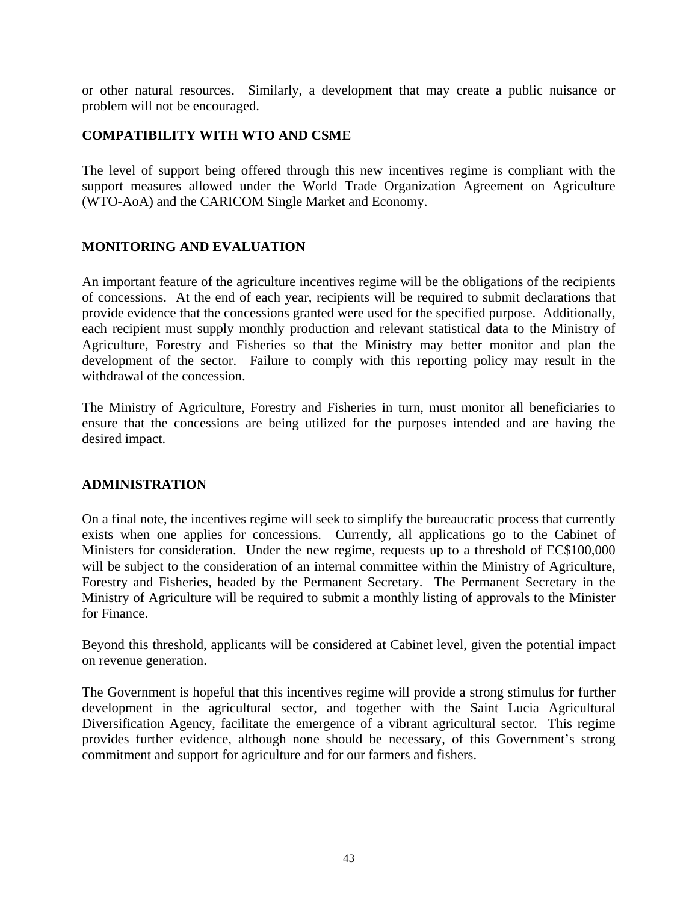or other natural resources. Similarly, a development that may create a public nuisance or problem will not be encouraged.

## COMPATIBILITY WITH WTO AND CSME

The level of support being offered through this new incentives regime is compliant with the support measures allowed under the World Trade Organization Agreement on Agriculture (WTO-AoA) and the CARICOM Single Market and Economy.

## MONITORING AND EVALUATION

An important feature of the agriculture incentives regime will be the obligations of the recipients of concessions. At the end of each year, recipients will be required to submit declarations that provide evidence that the concessions granted were used for the specified purpose. Additionally, each recipient must supply monthly production and relevant statistical data to the Ministry of Agriculture, Forestry and Fisheries so that the Ministry may better monitor and plan the development of the sector. Failure to comply with this reporting policy may result in the withdrawal of the concession.

The Ministry of Agriculture, Forestry and Fisheries in turn, must monitor all beneficiaries to ensure that the concessions are being utilized for the purposes intended and are having the desired impact.

## ADMINISTRATION

On a final note, the incentives regime will seek to simplify the bureaucratic process that currently exists when one applies for concessions. Currently, all applications go to the Cabinet of Ministers for consideration. Under the new regime, requests up to a threshold of EC$100,000 will be subject to the consideration of an internal committee within the Ministry of Agriculture, Forestry and Fisheries, headed by the Permanent Secretary. The Permanent Secretary in the Ministry of Agriculture will be required to submit a monthly listing of approvals to the Minister for Finance.

Beyond this threshold, applicants will be considered at Cabinet level, given the potential impact on revenue generation.

The Government is hopeful that this incentives regime will provide a strong stimulus for further development in the agricultural sector, and together with the Saint Lucia Agricultural Diversification Agency, facilitate the emergence of a vibrant agricultural sector. This regime provides further evidence, although none should be necessary, of this Government's strong commitment and support for agriculture and for our farmers and fishers.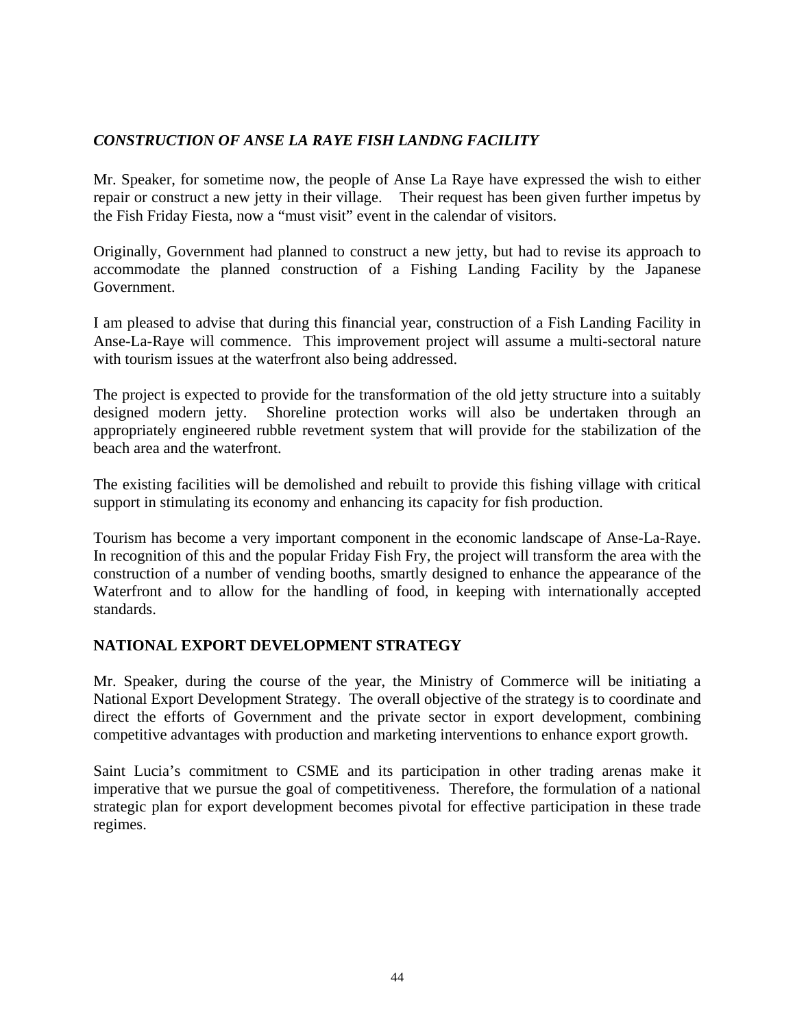### *CONSTRUCTION OF ANSE LA RAYE FISH LANDNG FACILITY*

Mr. Speaker, for sometime now, the people of Anse La Raye have expressed the wish to either repair or construct a new jetty in their village. Their request has been given further impetus by the Fish Friday Fiesta, now a "must visit" event in the calendar of visitors.

Originally, Government had planned to construct a new jetty, but had to revise its approach to accommodate the planned construction of a Fishing Landing Facility by the Japanese Government.

I am pleased to advise that during this financial year, construction of a Fish Landing Facility in Anse-La-Raye will commence. This improvement project will assume a multi-sectoral nature with tourism issues at the waterfront also being addressed.

The project is expected to provide for the transformation of the old jetty structure into a suitably designed modern jetty. Shoreline protection works will also be undertaken through an appropriately engineered rubble revetment system that will provide for the stabilization of the beach area and the waterfront.

The existing facilities will be demolished and rebuilt to provide this fishing village with critical support in stimulating its economy and enhancing its capacity for fish production.

Tourism has become a very important component in the economic landscape of Anse-La-Raye. In recognition of this and the popular Friday Fish Fry, the project will transform the area with the construction of a number of vending booths, smartly designed to enhance the appearance of the Waterfront and to allow for the handling of food, in keeping with internationally accepted standards.

## NATIONAL EXPORT DEVELOPMENT STRATEGY

Mr. Speaker, during the course of the year, the Ministry of Commerce will be initiating a National Export Development Strategy. The overall objective of the strategy is to coordinate and direct the efforts of Government and the private sector in export development, combining competitive advantages with production and marketing interventions to enhance export growth.

Saint Lucia's commitment to CSME and its participation in other trading arenas make it imperative that we pursue the goal of competitiveness. Therefore, the formulation of a national strategic plan for export development becomes pivotal for effective participation in these trade regimes.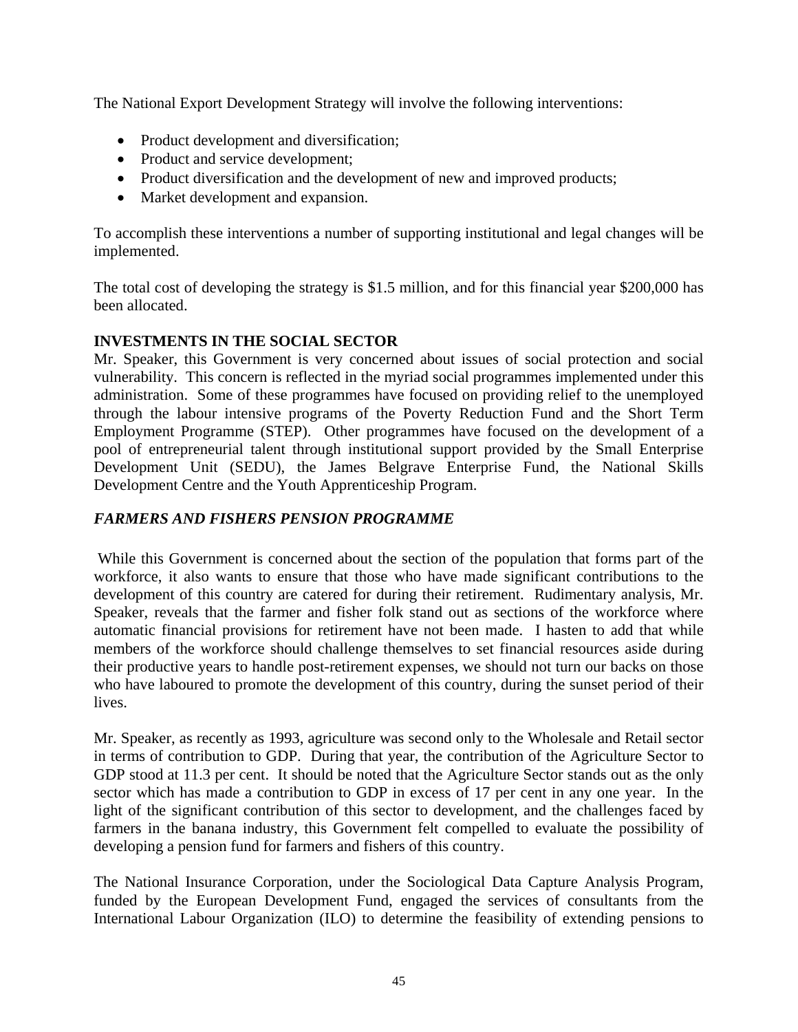The National Export Development Strategy will involve the following interventions:

- Product development and diversification;
- Product and service development;
- Product diversification and the development of new and improved products;
- Market development and expansion.

To accomplish these interventions a number of supporting institutional and legal changes will be implemented.

The total cost of developing the strategy is $1.5 million, and for this financial year $200,000 has been allocated.

**INVESTMENTS IN THE SOCIAL SECTOR**

Mr. Speaker, this Government is very concerned about issues of social protection and social vulnerability. This concern is reflected in the myriad social programmes implemented under this administration. Some of these programmes have focused on providing relief to the unemployed through the labour intensive programs of the Poverty Reduction Fund and the Short Term Employment Programme (STEP). Other programmes have focused on the development of a pool of entrepreneurial talent through institutional support provided by the Small Enterprise Development Unit (SEDU), the James Belgrave Enterprise Fund, the National Skills Development Centre and the Youth Apprenticeship Program.

***FARMERS AND FISHERS PENSION PROGRAMME***

While this Government is concerned about the section of the population that forms part of the workforce, it also wants to ensure that those who have made significant contributions to the development of this country are catered for during their retirement. Rudimentary analysis, Mr. Speaker, reveals that the farmer and fisher folk stand out as sections of the workforce where automatic financial provisions for retirement have not been made. I hasten to add that while members of the workforce should challenge themselves to set financial resources aside during their productive years to handle post-retirement expenses, we should not turn our backs on those who have laboured to promote the development of this country, during the sunset period of their lives.

Mr. Speaker, as recently as 1993, agriculture was second only to the Wholesale and Retail sector in terms of contribution to GDP. During that year, the contribution of the Agriculture Sector to GDP stood at 11.3 per cent. It should be noted that the Agriculture Sector stands out as the only sector which has made a contribution to GDP in excess of 17 per cent in any one year. In the light of the significant contribution of this sector to development, and the challenges faced by farmers in the banana industry, this Government felt compelled to evaluate the possibility of developing a pension fund for farmers and fishers of this country.

The National Insurance Corporation, under the Sociological Data Capture Analysis Program, funded by the European Development Fund, engaged the services of consultants from the International Labour Organization (ILO) to determine the feasibility of extending pensions to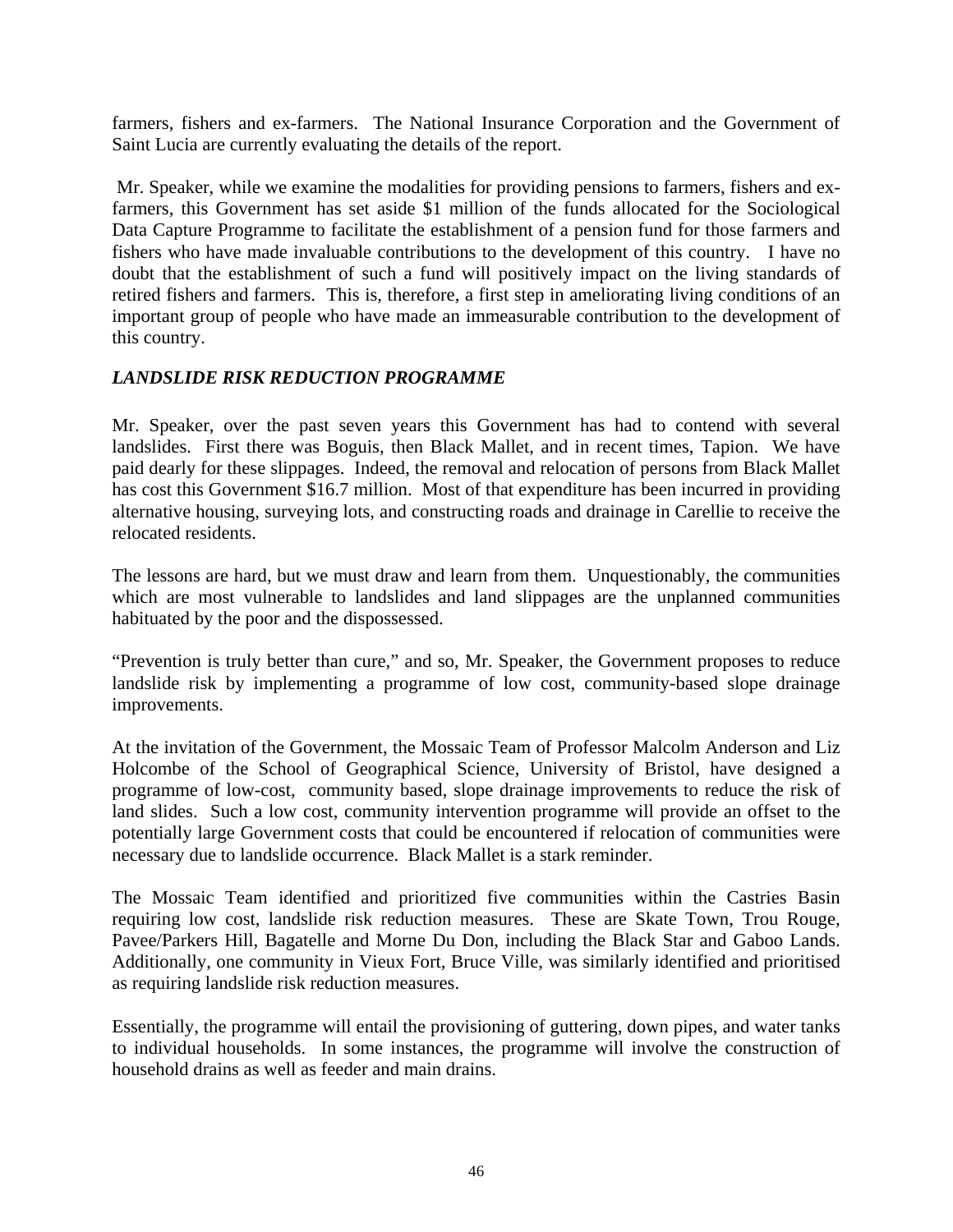farmers, fishers and ex-farmers. The National Insurance Corporation and the Government of Saint Lucia are currently evaluating the details of the report.

Mr. Speaker, while we examine the modalities for providing pensions to farmers, fishers and ex-farmers, this Government has set aside $1 million of the funds allocated for the Sociological Data Capture Programme to facilitate the establishment of a pension fund for those farmers and fishers who have made invaluable contributions to the development of this country. I have no doubt that the establishment of such a fund will positively impact on the living standards of retired fishers and farmers. This is, therefore, a first step in ameliorating living conditions of an important group of people who have made an immeasurable contribution to the development of this country.

### *LANDSLIDE RISK REDUCTION PROGRAMME*

Mr. Speaker, over the past seven years this Government has had to contend with several landslides. First there was Boguis, then Black Mallet, and in recent times, Tapion. We have paid dearly for these slippages. Indeed, the removal and relocation of persons from Black Mallet has cost this Government $16.7 million. Most of that expenditure has been incurred in providing alternative housing, surveying lots, and constructing roads and drainage in Carellie to receive the relocated residents.

The lessons are hard, but we must draw and learn from them. Unquestionably, the communities which are most vulnerable to landslides and land slippages are the unplanned communities habituated by the poor and the dispossessed.

"Prevention is truly better than cure," and so, Mr. Speaker, the Government proposes to reduce landslide risk by implementing a programme of low cost, community-based slope drainage improvements.

At the invitation of the Government, the Mossaic Team of Professor Malcolm Anderson and Liz Holcombe of the School of Geographical Science, University of Bristol, have designed a programme of low-cost, community based, slope drainage improvements to reduce the risk of land slides. Such a low cost, community intervention programme will provide an offset to the potentially large Government costs that could be encountered if relocation of communities were necessary due to landslide occurrence. Black Mallet is a stark reminder.

The Mossaic Team identified and prioritized five communities within the Castries Basin requiring low cost, landslide risk reduction measures. These are Skate Town, Trou Rouge, Pavee/Parkers Hill, Bagatelle and Morne Du Don, including the Black Star and Gaboo Lands. Additionally, one community in Vieux Fort, Bruce Ville, was similarly identified and prioritised as requiring landslide risk reduction measures.

Essentially, the programme will entail the provisioning of guttering, down pipes, and water tanks to individual households. In some instances, the programme will involve the construction of household drains as well as feeder and main drains.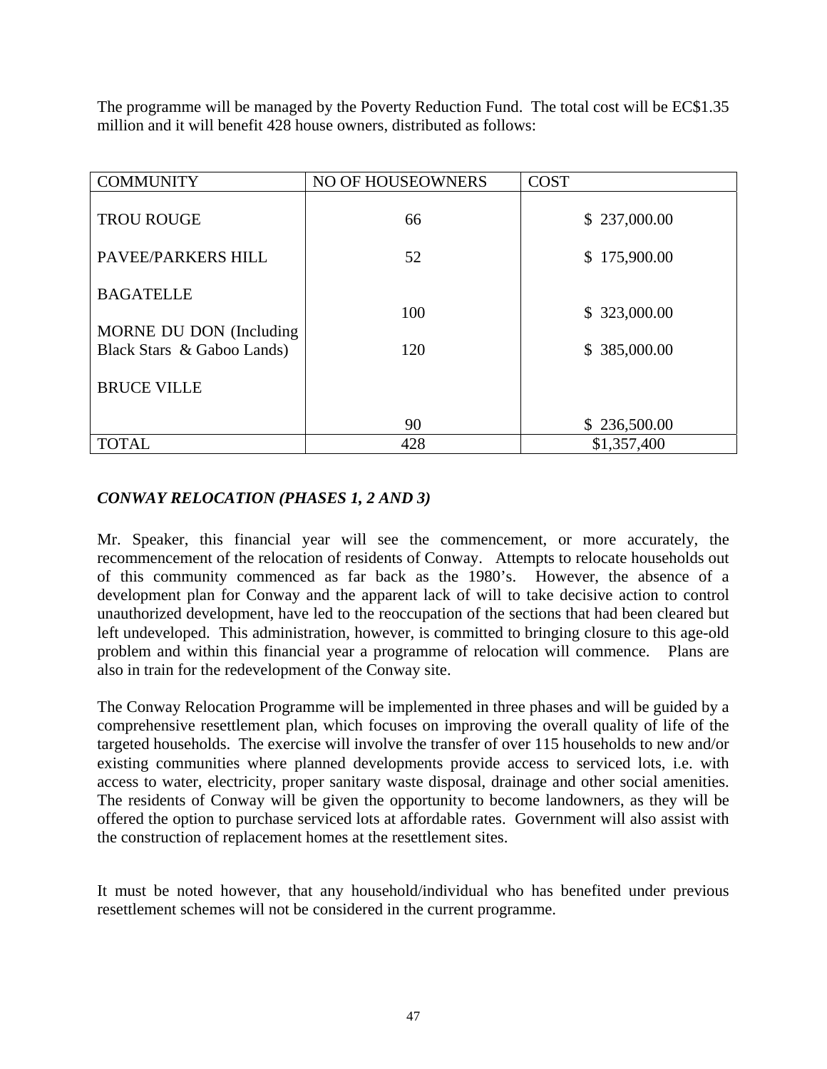The programme will be managed by the Poverty Reduction Fund. The total cost will be EC$1.35 million and it will benefit 428 house owners, distributed as follows:

| COMMUNITY | NO OF HOUSEOWNERS | COST |
|---|---|---|
| TROU ROUGE | 66 | $ 237,000.00 |
| PAVEE/PARKERS HILL | 52 | $ 175,900.00 |
| BAGATELLE | 100 | $ 323,000.00 |
| MORNE DU DON (Including Black Stars & Gaboo Lands) | 120 | $ 385,000.00 |
| BRUCE VILLE | 90 | $ 236,500.00 |
| TOTAL | 428 | $1,357,400 |

### *CONWAY RELOCATION (PHASES 1, 2 AND 3)*

Mr. Speaker, this financial year will see the commencement, or more accurately, the recommencement of the relocation of residents of Conway. Attempts to relocate households out of this community commenced as far back as the 1980's. However, the absence of a development plan for Conway and the apparent lack of will to take decisive action to control unauthorized development, have led to the reoccupation of the sections that had been cleared but left undeveloped. This administration, however, is committed to bringing closure to this age-old problem and within this financial year a programme of relocation will commence. Plans are also in train for the redevelopment of the Conway site.

The Conway Relocation Programme will be implemented in three phases and will be guided by a comprehensive resettlement plan, which focuses on improving the overall quality of life of the targeted households. The exercise will involve the transfer of over 115 households to new and/or existing communities where planned developments provide access to serviced lots, i.e. with access to water, electricity, proper sanitary waste disposal, drainage and other social amenities. The residents of Conway will be given the opportunity to become landowners, as they will be offered the option to purchase serviced lots at affordable rates. Government will also assist with the construction of replacement homes at the resettlement sites.

It must be noted however, that any household/individual who has benefited under previous resettlement schemes will not be considered in the current programme.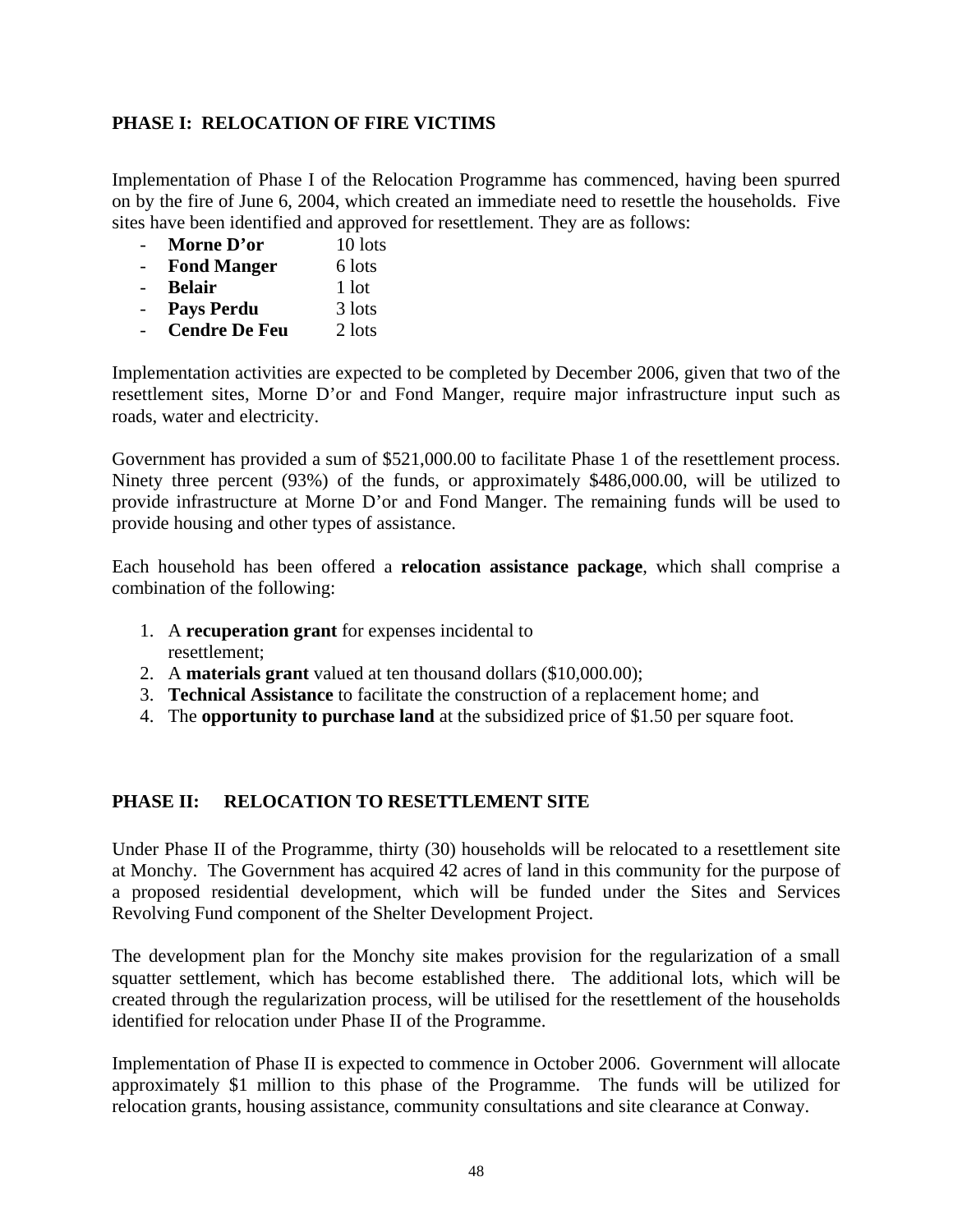## PHASE I: RELOCATION OF FIRE VICTIMS

Implementation of Phase I of the Relocation Programme has commenced, having been spurred on by the fire of June 6, 2004, which created an immediate need to resettle the households. Five sites have been identified and approved for resettlement. They are as follows:

- **Morne D'or** 10 lots
- **Fond Manger** 6 lots
- **Belair** 1 lot
- **Pays Perdu** 3 lots
- **Cendre De Feu** 2 lots

Implementation activities are expected to be completed by December 2006, given that two of the resettlement sites, Morne D'or and Fond Manger, require major infrastructure input such as roads, water and electricity.

Government has provided a sum of $521,000.00 to facilitate Phase 1 of the resettlement process. Ninety three percent (93%) of the funds, or approximately $486,000.00, will be utilized to provide infrastructure at Morne D'or and Fond Manger. The remaining funds will be used to provide housing and other types of assistance.

Each household has been offered a **relocation assistance package**, which shall comprise a combination of the following:

1. A **recuperation grant** for expenses incidental to resettlement;
2. A **materials grant** valued at ten thousand dollars ($10,000.00);
3. **Technical Assistance** to facilitate the construction of a replacement home; and
4. The **opportunity to purchase land** at the subsidized price of $1.50 per square foot.

## PHASE II: RELOCATION TO RESETTLEMENT SITE

Under Phase II of the Programme, thirty (30) households will be relocated to a resettlement site at Monchy. The Government has acquired 42 acres of land in this community for the purpose of a proposed residential development, which will be funded under the Sites and Services Revolving Fund component of the Shelter Development Project.

The development plan for the Monchy site makes provision for the regularization of a small squatter settlement, which has become established there. The additional lots, which will be created through the regularization process, will be utilised for the resettlement of the households identified for relocation under Phase II of the Programme.

Implementation of Phase II is expected to commence in October 2006. Government will allocate approximately $1 million to this phase of the Programme. The funds will be utilized for relocation grants, housing assistance, community consultations and site clearance at Conway.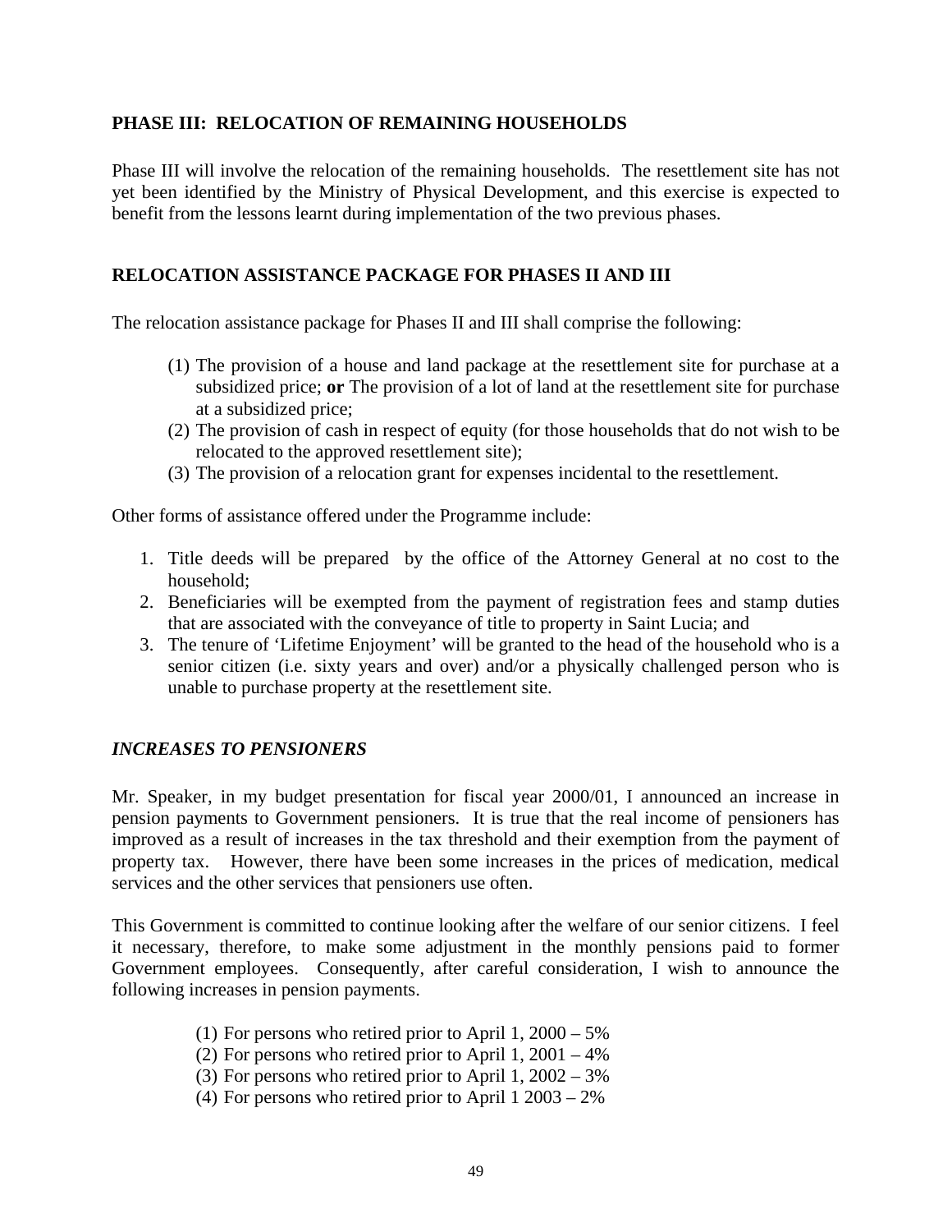## PHASE III: RELOCATION OF REMAINING HOUSEHOLDS

Phase III will involve the relocation of the remaining households. The resettlement site has not yet been identified by the Ministry of Physical Development, and this exercise is expected to benefit from the lessons learnt during implementation of the two previous phases.

## RELOCATION ASSISTANCE PACKAGE FOR PHASES II AND III

The relocation assistance package for Phases II and III shall comprise the following:

(1) The provision of a house and land package at the resettlement site for purchase at a subsidized price; **or** The provision of a lot of land at the resettlement site for purchase at a subsidized price;
(2) The provision of cash in respect of equity (for those households that do not wish to be relocated to the approved resettlement site);
(3) The provision of a relocation grant for expenses incidental to the resettlement.

Other forms of assistance offered under the Programme include:

1. Title deeds will be prepared by the office of the Attorney General at no cost to the household;
2. Beneficiaries will be exempted from the payment of registration fees and stamp duties that are associated with the conveyance of title to property in Saint Lucia; and
3. The tenure of 'Lifetime Enjoyment' will be granted to the head of the household who is a senior citizen (i.e. sixty years and over) and/or a physically challenged person who is unable to purchase property at the resettlement site.

## *INCREASES TO PENSIONERS*

Mr. Speaker, in my budget presentation for fiscal year 2000/01, I announced an increase in pension payments to Government pensioners. It is true that the real income of pensioners has improved as a result of increases in the tax threshold and their exemption from the payment of property tax. However, there have been some increases in the prices of medication, medical services and the other services that pensioners use often.

This Government is committed to continue looking after the welfare of our senior citizens. I feel it necessary, therefore, to make some adjustment in the monthly pensions paid to former Government employees. Consequently, after careful consideration, I wish to announce the following increases in pension payments.

(1) For persons who retired prior to April 1, 2000 – 5%
(2) For persons who retired prior to April 1, 2001 – 4%
(3) For persons who retired prior to April 1, 2002 – 3%
(4) For persons who retired prior to April 1 2003 – 2%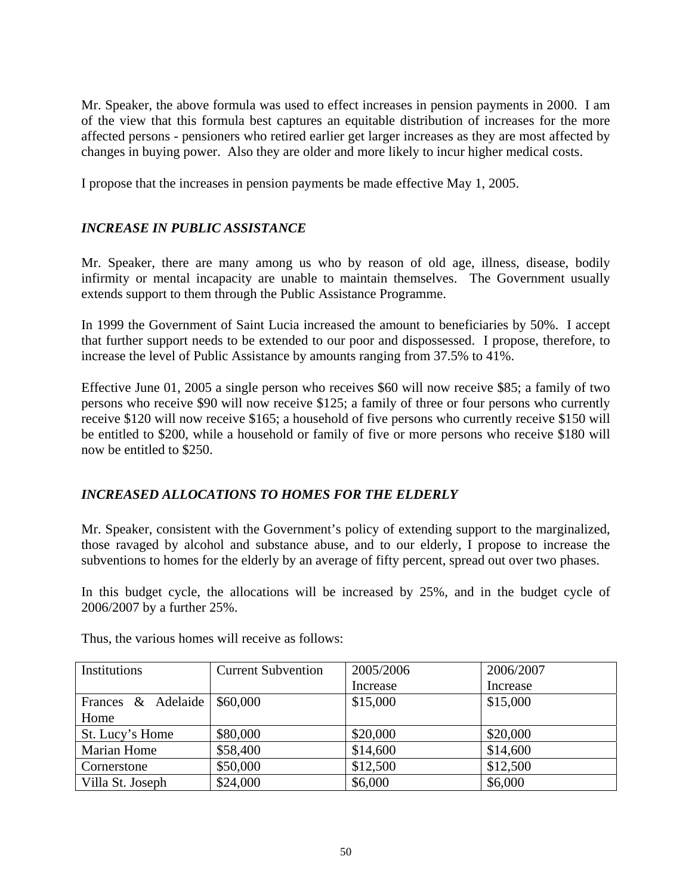Mr. Speaker, the above formula was used to effect increases in pension payments in 2000. I am of the view that this formula best captures an equitable distribution of increases for the more affected persons - pensioners who retired earlier get larger increases as they are most affected by changes in buying power. Also they are older and more likely to incur higher medical costs.

I propose that the increases in pension payments be made effective May 1, 2005.

### *INCREASE IN PUBLIC ASSISTANCE*

Mr. Speaker, there are many among us who by reason of old age, illness, disease, bodily infirmity or mental incapacity are unable to maintain themselves. The Government usually extends support to them through the Public Assistance Programme.

In 1999 the Government of Saint Lucia increased the amount to beneficiaries by 50%. I accept that further support needs to be extended to our poor and dispossessed. I propose, therefore, to increase the level of Public Assistance by amounts ranging from 37.5% to 41%.

Effective June 01, 2005 a single person who receives $60 will now receive $85; a family of two persons who receive $90 will now receive $125; a family of three or four persons who currently receive $120 will now receive $165; a household of five persons who currently receive $150 will be entitled to $200, while a household or family of five or more persons who receive $180 will now be entitled to $250.

### *INCREASED ALLOCATIONS TO HOMES FOR THE ELDERLY*

Mr. Speaker, consistent with the Government's policy of extending support to the marginalized, those ravaged by alcohol and substance abuse, and to our elderly, I propose to increase the subventions to homes for the elderly by an average of fifty percent, spread out over two phases.

In this budget cycle, the allocations will be increased by 25%, and in the budget cycle of 2006/2007 by a further 25%.

Thus, the various homes will receive as follows:

| Institutions | Current Subvention | 2005/2006 Increase | 2006/2007 Increase |
|---|---|---|---|
| Frances & Adelaide Home | $60,000 | $15,000 | $15,000 |
| St. Lucy's Home | $80,000 | $20,000 | $20,000 |
| Marian Home | $58,400 | $14,600 | $14,600 |
| Cornerstone | $50,000 | $12,500 | $12,500 |
| Villa St. Joseph | $24,000 | $6,000 | $6,000 |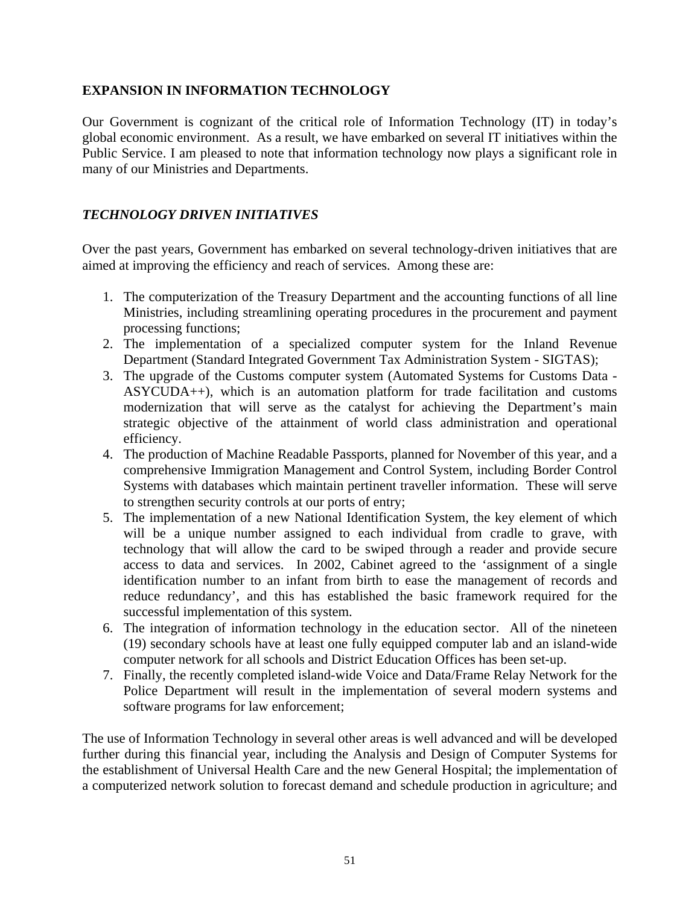## EXPANSION IN INFORMATION TECHNOLOGY

Our Government is cognizant of the critical role of Information Technology (IT) in today's global economic environment. As a result, we have embarked on several IT initiatives within the Public Service. I am pleased to note that information technology now plays a significant role in many of our Ministries and Departments.

### *TECHNOLOGY DRIVEN INITIATIVES*

Over the past years, Government has embarked on several technology-driven initiatives that are aimed at improving the efficiency and reach of services. Among these are:

1. The computerization of the Treasury Department and the accounting functions of all line Ministries, including streamlining operating procedures in the procurement and payment processing functions;
2. The implementation of a specialized computer system for the Inland Revenue Department (Standard Integrated Government Tax Administration System - SIGTAS);
3. The upgrade of the Customs computer system (Automated Systems for Customs Data - ASYCUDA++), which is an automation platform for trade facilitation and customs modernization that will serve as the catalyst for achieving the Department's main strategic objective of the attainment of world class administration and operational efficiency.
4. The production of Machine Readable Passports, planned for November of this year, and a comprehensive Immigration Management and Control System, including Border Control Systems with databases which maintain pertinent traveller information. These will serve to strengthen security controls at our ports of entry;
5. The implementation of a new National Identification System, the key element of which will be a unique number assigned to each individual from cradle to grave, with technology that will allow the card to be swiped through a reader and provide secure access to data and services. In 2002, Cabinet agreed to the 'assignment of a single identification number to an infant from birth to ease the management of records and reduce redundancy', and this has established the basic framework required for the successful implementation of this system.
6. The integration of information technology in the education sector. All of the nineteen (19) secondary schools have at least one fully equipped computer lab and an island-wide computer network for all schools and District Education Offices has been set-up.
7. Finally, the recently completed island-wide Voice and Data/Frame Relay Network for the Police Department will result in the implementation of several modern systems and software programs for law enforcement;

The use of Information Technology in several other areas is well advanced and will be developed further during this financial year, including the Analysis and Design of Computer Systems for the establishment of Universal Health Care and the new General Hospital; the implementation of a computerized network solution to forecast demand and schedule production in agriculture; and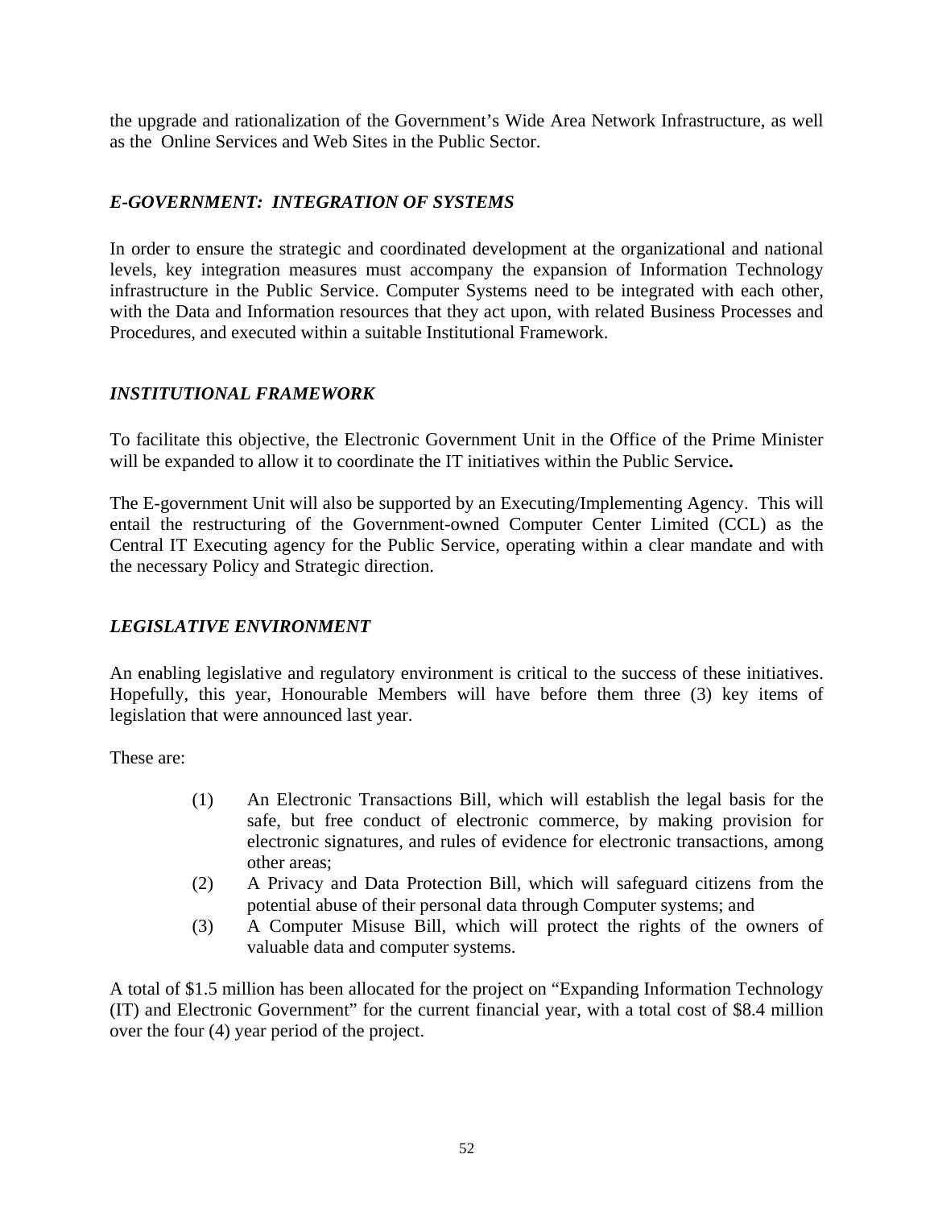the upgrade and rationalization of the Government's Wide Area Network Infrastructure, as well as the Online Services and Web Sites in the Public Sector.

### *E-GOVERNMENT: INTEGRATION OF SYSTEMS*

In order to ensure the strategic and coordinated development at the organizational and national levels, key integration measures must accompany the expansion of Information Technology infrastructure in the Public Service. Computer Systems need to be integrated with each other, with the Data and Information resources that they act upon, with related Business Processes and Procedures, and executed within a suitable Institutional Framework.

### *INSTITUTIONAL FRAMEWORK*

To facilitate this objective, the Electronic Government Unit in the Office of the Prime Minister will be expanded to allow it to coordinate the IT initiatives within the Public Service**.**

The E-government Unit will also be supported by an Executing/Implementing Agency. This will entail the restructuring of the Government-owned Computer Center Limited (CCL) as the Central IT Executing agency for the Public Service, operating within a clear mandate and with the necessary Policy and Strategic direction.

### *LEGISLATIVE ENVIRONMENT*

An enabling legislative and regulatory environment is critical to the success of these initiatives. Hopefully, this year, Honourable Members will have before them three (3) key items of legislation that were announced last year.

These are:

(1) An Electronic Transactions Bill, which will establish the legal basis for the safe, but free conduct of electronic commerce, by making provision for electronic signatures, and rules of evidence for electronic transactions, among other areas;

(2) A Privacy and Data Protection Bill, which will safeguard citizens from the potential abuse of their personal data through Computer systems; and

(3) A Computer Misuse Bill, which will protect the rights of the owners of valuable data and computer systems.

A total of $1.5 million has been allocated for the project on "Expanding Information Technology (IT) and Electronic Government" for the current financial year, with a total cost of $8.4 million over the four (4) year period of the project.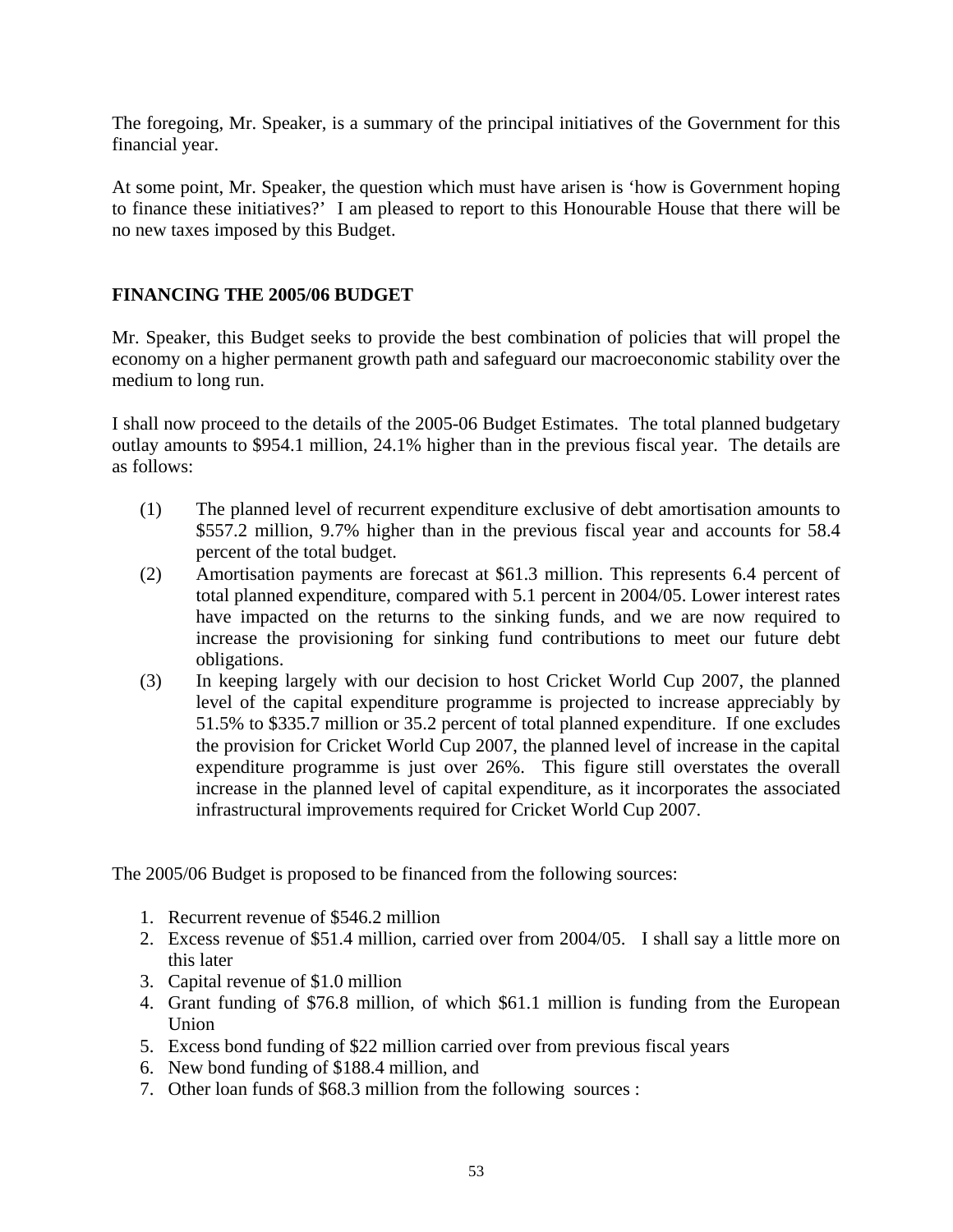The foregoing, Mr. Speaker, is a summary of the principal initiatives of the Government for this financial year.

At some point, Mr. Speaker, the question which must have arisen is 'how is Government hoping to finance these initiatives?' I am pleased to report to this Honourable House that there will be no new taxes imposed by this Budget.

**FINANCING THE 2005/06 BUDGET**

Mr. Speaker, this Budget seeks to provide the best combination of policies that will propel the economy on a higher permanent growth path and safeguard our macroeconomic stability over the medium to long run.

I shall now proceed to the details of the 2005-06 Budget Estimates. The total planned budgetary outlay amounts to $954.1 million, 24.1% higher than in the previous fiscal year. The details are as follows:

(1) The planned level of recurrent expenditure exclusive of debt amortisation amounts to $557.2 million, 9.7% higher than in the previous fiscal year and accounts for 58.4 percent of the total budget.

(2) Amortisation payments are forecast at $61.3 million. This represents 6.4 percent of total planned expenditure, compared with 5.1 percent in 2004/05. Lower interest rates have impacted on the returns to the sinking funds, and we are now required to increase the provisioning for sinking fund contributions to meet our future debt obligations.

(3) In keeping largely with our decision to host Cricket World Cup 2007, the planned level of the capital expenditure programme is projected to increase appreciably by 51.5% to $335.7 million or 35.2 percent of total planned expenditure. If one excludes the provision for Cricket World Cup 2007, the planned level of increase in the capital expenditure programme is just over 26%. This figure still overstates the overall increase in the planned level of capital expenditure, as it incorporates the associated infrastructural improvements required for Cricket World Cup 2007.

The 2005/06 Budget is proposed to be financed from the following sources:

1. Recurrent revenue of $546.2 million
2. Excess revenue of $51.4 million, carried over from 2004/05. I shall say a little more on this later
3. Capital revenue of $1.0 million
4. Grant funding of $76.8 million, of which $61.1 million is funding from the European Union
5. Excess bond funding of $22 million carried over from previous fiscal years
6. New bond funding of $188.4 million, and
7. Other loan funds of $68.3 million from the following sources :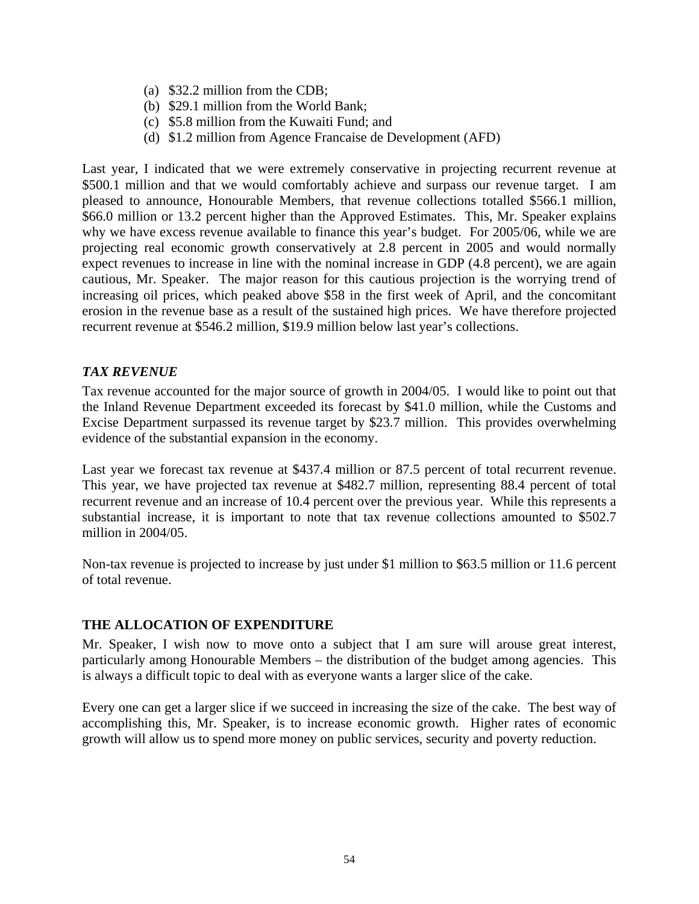(a) $32.2 million from the CDB;
(b) $29.1 million from the World Bank;
(c) $5.8 million from the Kuwaiti Fund; and
(d) $1.2 million from Agence Francaise de Development (AFD)

Last year, I indicated that we were extremely conservative in projecting recurrent revenue at $500.1 million and that we would comfortably achieve and surpass our revenue target. I am pleased to announce, Honourable Members, that revenue collections totalled $566.1 million, $66.0 million or 13.2 percent higher than the Approved Estimates. This, Mr. Speaker explains why we have excess revenue available to finance this year's budget. For 2005/06, while we are projecting real economic growth conservatively at 2.8 percent in 2005 and would normally expect revenues to increase in line with the nominal increase in GDP (4.8 percent), we are again cautious, Mr. Speaker. The major reason for this cautious projection is the worrying trend of increasing oil prices, which peaked above $58 in the first week of April, and the concomitant erosion in the revenue base as a result of the sustained high prices. We have therefore projected recurrent revenue at $546.2 million, $19.9 million below last year's collections.

### *TAX REVENUE*

Tax revenue accounted for the major source of growth in 2004/05. I would like to point out that the Inland Revenue Department exceeded its forecast by $41.0 million, while the Customs and Excise Department surpassed its revenue target by $23.7 million. This provides overwhelming evidence of the substantial expansion in the economy.

Last year we forecast tax revenue at $437.4 million or 87.5 percent of total recurrent revenue. This year, we have projected tax revenue at $482.7 million, representing 88.4 percent of total recurrent revenue and an increase of 10.4 percent over the previous year. While this represents a substantial increase, it is important to note that tax revenue collections amounted to $502.7 million in 2004/05.

Non-tax revenue is projected to increase by just under $1 million to $63.5 million or 11.6 percent of total revenue.

## THE ALLOCATION OF EXPENDITURE

Mr. Speaker, I wish now to move onto a subject that I am sure will arouse great interest, particularly among Honourable Members – the distribution of the budget among agencies. This is always a difficult topic to deal with as everyone wants a larger slice of the cake.

Every one can get a larger slice if we succeed in increasing the size of the cake. The best way of accomplishing this, Mr. Speaker, is to increase economic growth. Higher rates of economic growth will allow us to spend more money on public services, security and poverty reduction.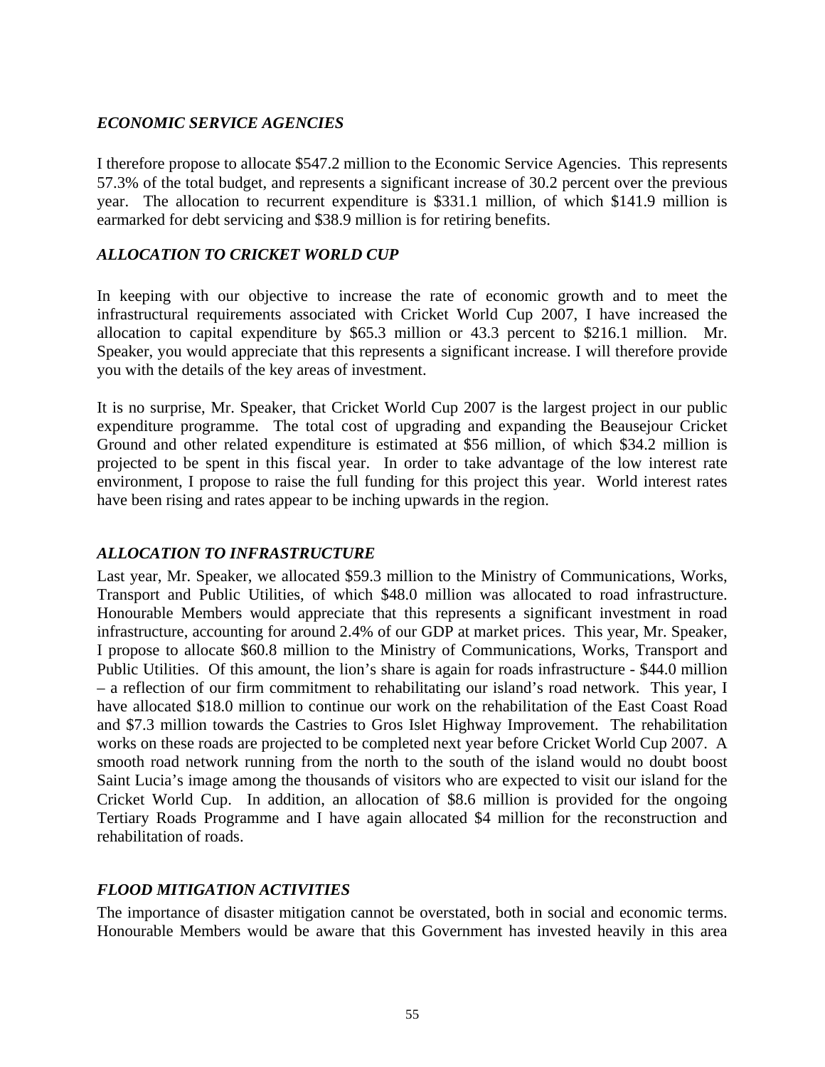### *ECONOMIC SERVICE AGENCIES*

I therefore propose to allocate $547.2 million to the Economic Service Agencies. This represents 57.3% of the total budget, and represents a significant increase of 30.2 percent over the previous year. The allocation to recurrent expenditure is $331.1 million, of which $141.9 million is earmarked for debt servicing and $38.9 million is for retiring benefits.

### *ALLOCATION TO CRICKET WORLD CUP*

In keeping with our objective to increase the rate of economic growth and to meet the infrastructural requirements associated with Cricket World Cup 2007, I have increased the allocation to capital expenditure by $65.3 million or 43.3 percent to $216.1 million. Mr. Speaker, you would appreciate that this represents a significant increase. I will therefore provide you with the details of the key areas of investment.

It is no surprise, Mr. Speaker, that Cricket World Cup 2007 is the largest project in our public expenditure programme. The total cost of upgrading and expanding the Beausejour Cricket Ground and other related expenditure is estimated at $56 million, of which $34.2 million is projected to be spent in this fiscal year. In order to take advantage of the low interest rate environment, I propose to raise the full funding for this project this year. World interest rates have been rising and rates appear to be inching upwards in the region.

### *ALLOCATION TO INFRASTRUCTURE*

Last year, Mr. Speaker, we allocated $59.3 million to the Ministry of Communications, Works, Transport and Public Utilities, of which $48.0 million was allocated to road infrastructure. Honourable Members would appreciate that this represents a significant investment in road infrastructure, accounting for around 2.4% of our GDP at market prices. This year, Mr. Speaker, I propose to allocate $60.8 million to the Ministry of Communications, Works, Transport and Public Utilities. Of this amount, the lion's share is again for roads infrastructure - $44.0 million – a reflection of our firm commitment to rehabilitating our island's road network. This year, I have allocated $18.0 million to continue our work on the rehabilitation of the East Coast Road and $7.3 million towards the Castries to Gros Islet Highway Improvement. The rehabilitation works on these roads are projected to be completed next year before Cricket World Cup 2007. A smooth road network running from the north to the south of the island would no doubt boost Saint Lucia's image among the thousands of visitors who are expected to visit our island for the Cricket World Cup. In addition, an allocation of $8.6 million is provided for the ongoing Tertiary Roads Programme and I have again allocated $4 million for the reconstruction and rehabilitation of roads.

### *FLOOD MITIGATION ACTIVITIES*

The importance of disaster mitigation cannot be overstated, both in social and economic terms. Honourable Members would be aware that this Government has invested heavily in this area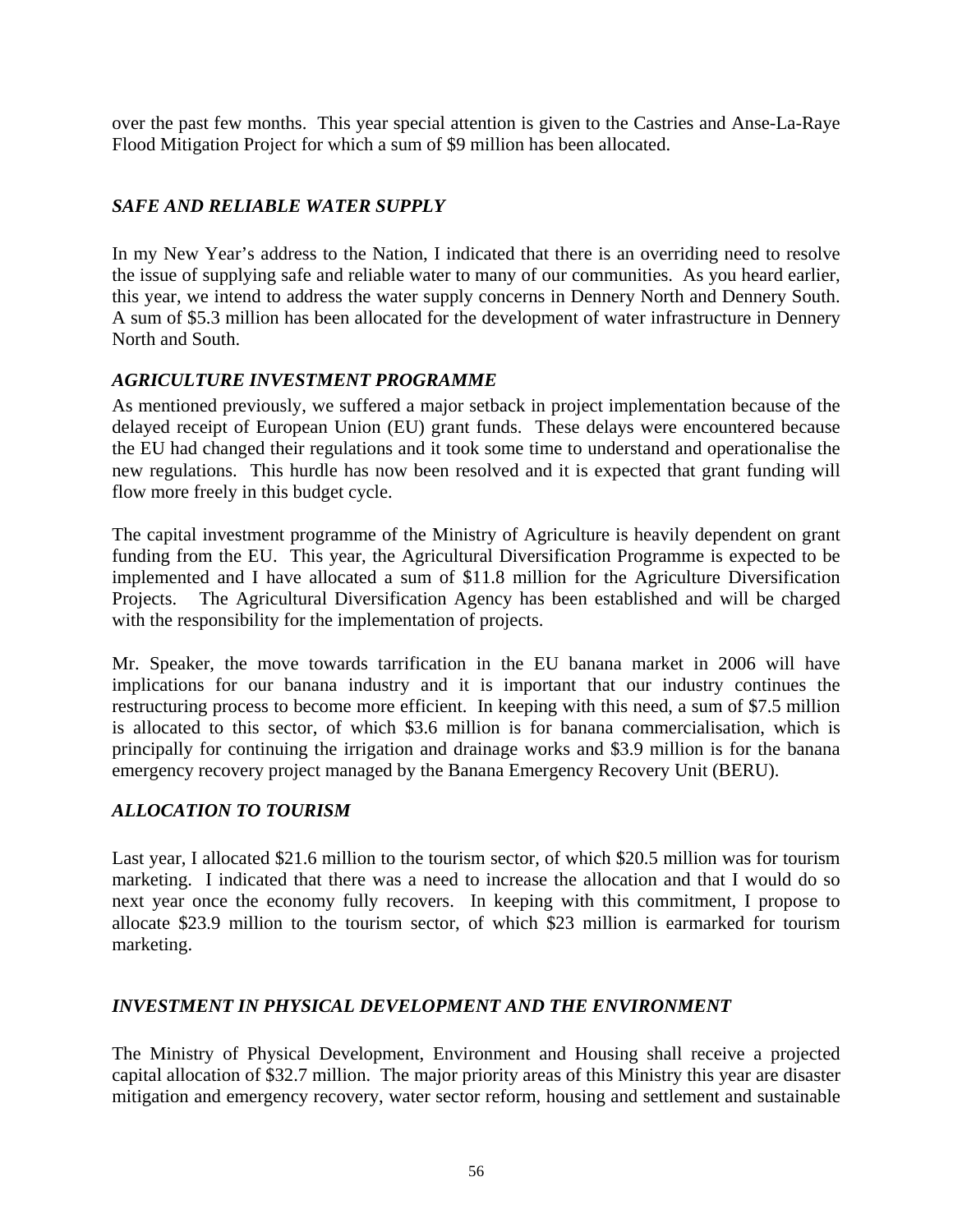over the past few months. This year special attention is given to the Castries and Anse-La-Raye Flood Mitigation Project for which a sum of $9 million has been allocated.

### *SAFE AND RELIABLE WATER SUPPLY*

In my New Year's address to the Nation, I indicated that there is an overriding need to resolve the issue of supplying safe and reliable water to many of our communities. As you heard earlier, this year, we intend to address the water supply concerns in Dennery North and Dennery South. A sum of $5.3 million has been allocated for the development of water infrastructure in Dennery North and South.

### *AGRICULTURE INVESTMENT PROGRAMME*

As mentioned previously, we suffered a major setback in project implementation because of the delayed receipt of European Union (EU) grant funds. These delays were encountered because the EU had changed their regulations and it took some time to understand and operationalise the new regulations. This hurdle has now been resolved and it is expected that grant funding will flow more freely in this budget cycle.

The capital investment programme of the Ministry of Agriculture is heavily dependent on grant funding from the EU. This year, the Agricultural Diversification Programme is expected to be implemented and I have allocated a sum of $11.8 million for the Agriculture Diversification Projects. The Agricultural Diversification Agency has been established and will be charged with the responsibility for the implementation of projects.

Mr. Speaker, the move towards tarrification in the EU banana market in 2006 will have implications for our banana industry and it is important that our industry continues the restructuring process to become more efficient. In keeping with this need, a sum of $7.5 million is allocated to this sector, of which $3.6 million is for banana commercialisation, which is principally for continuing the irrigation and drainage works and $3.9 million is for the banana emergency recovery project managed by the Banana Emergency Recovery Unit (BERU).

### *ALLOCATION TO TOURISM*

Last year, I allocated $21.6 million to the tourism sector, of which $20.5 million was for tourism marketing. I indicated that there was a need to increase the allocation and that I would do so next year once the economy fully recovers. In keeping with this commitment, I propose to allocate $23.9 million to the tourism sector, of which $23 million is earmarked for tourism marketing.

### *INVESTMENT IN PHYSICAL DEVELOPMENT AND THE ENVIRONMENT*

The Ministry of Physical Development, Environment and Housing shall receive a projected capital allocation of $32.7 million. The major priority areas of this Ministry this year are disaster mitigation and emergency recovery, water sector reform, housing and settlement and sustainable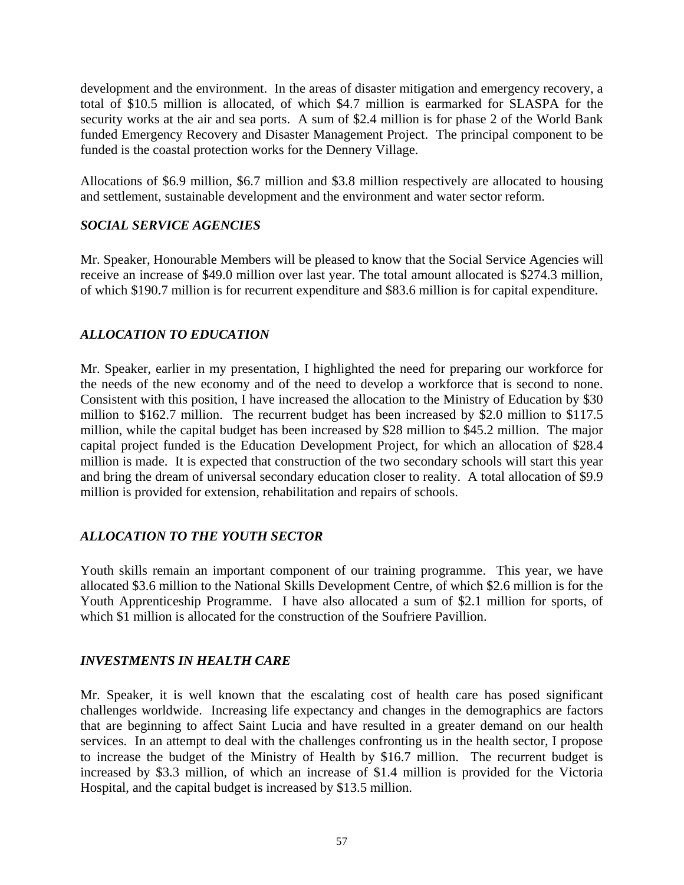development and the environment. In the areas of disaster mitigation and emergency recovery, a total of $10.5 million is allocated, of which $4.7 million is earmarked for SLASPA for the security works at the air and sea ports. A sum of $2.4 million is for phase 2 of the World Bank funded Emergency Recovery and Disaster Management Project. The principal component to be funded is the coastal protection works for the Dennery Village.

Allocations of $6.9 million, $6.7 million and $3.8 million respectively are allocated to housing and settlement, sustainable development and the environment and water sector reform.

### *SOCIAL SERVICE AGENCIES*

Mr. Speaker, Honourable Members will be pleased to know that the Social Service Agencies will receive an increase of $49.0 million over last year. The total amount allocated is $274.3 million, of which $190.7 million is for recurrent expenditure and $83.6 million is for capital expenditure.

### *ALLOCATION TO EDUCATION*

Mr. Speaker, earlier in my presentation, I highlighted the need for preparing our workforce for the needs of the new economy and of the need to develop a workforce that is second to none. Consistent with this position, I have increased the allocation to the Ministry of Education by $30 million to $162.7 million. The recurrent budget has been increased by $2.0 million to $117.5 million, while the capital budget has been increased by $28 million to $45.2 million. The major capital project funded is the Education Development Project, for which an allocation of $28.4 million is made. It is expected that construction of the two secondary schools will start this year and bring the dream of universal secondary education closer to reality. A total allocation of $9.9 million is provided for extension, rehabilitation and repairs of schools.

### *ALLOCATION TO THE YOUTH SECTOR*

Youth skills remain an important component of our training programme. This year, we have allocated $3.6 million to the National Skills Development Centre, of which $2.6 million is for the Youth Apprenticeship Programme. I have also allocated a sum of $2.1 million for sports, of which $1 million is allocated for the construction of the Soufriere Pavillion.

### *INVESTMENTS IN HEALTH CARE*

Mr. Speaker, it is well known that the escalating cost of health care has posed significant challenges worldwide. Increasing life expectancy and changes in the demographics are factors that are beginning to affect Saint Lucia and have resulted in a greater demand on our health services. In an attempt to deal with the challenges confronting us in the health sector, I propose to increase the budget of the Ministry of Health by $16.7 million. The recurrent budget is increased by $3.3 million, of which an increase of $1.4 million is provided for the Victoria Hospital, and the capital budget is increased by $13.5 million.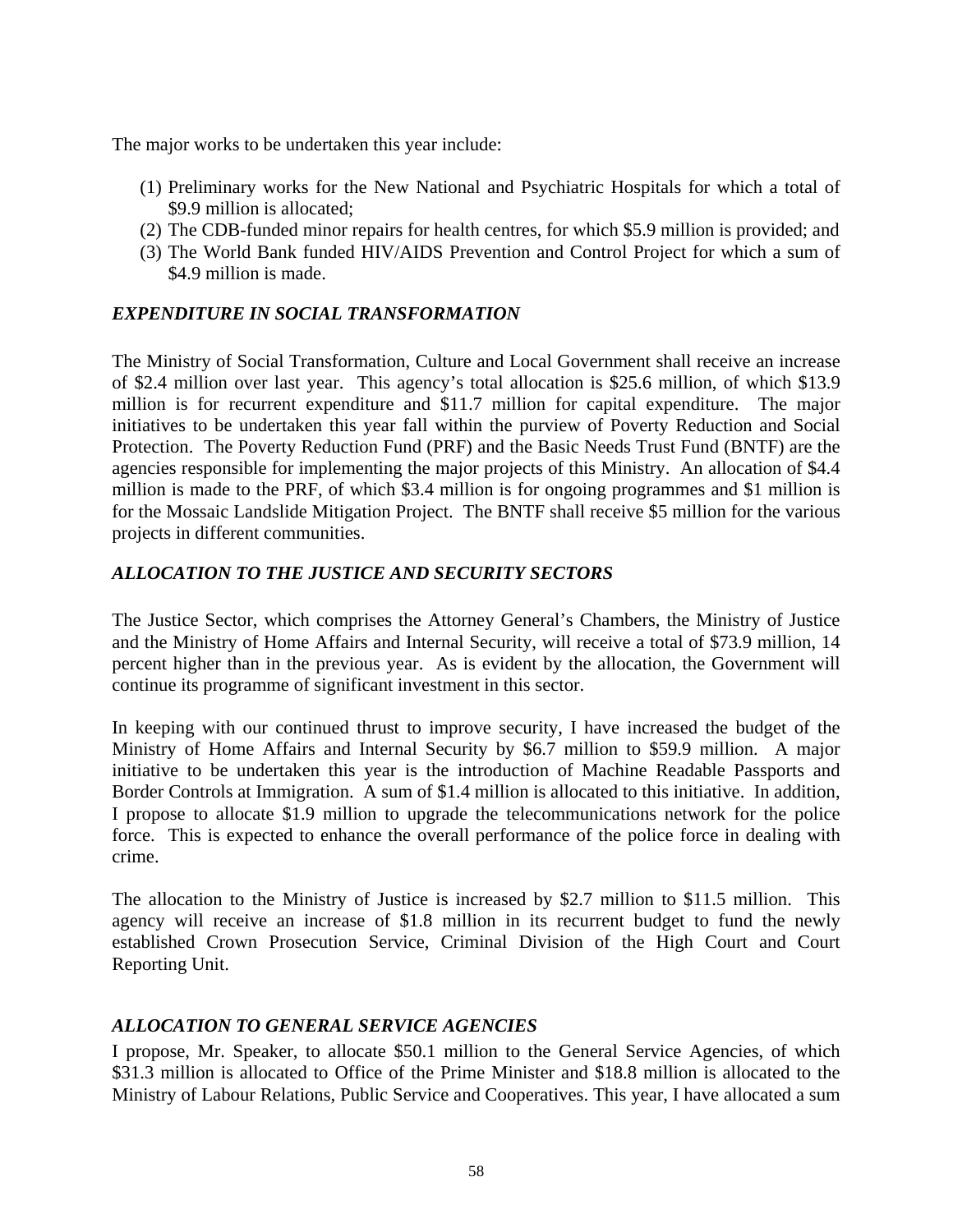The major works to be undertaken this year include:

(1) Preliminary works for the New National and Psychiatric Hospitals for which a total of $9.9 million is allocated;
(2) The CDB-funded minor repairs for health centres, for which $5.9 million is provided; and
(3) The World Bank funded HIV/AIDS Prevention and Control Project for which a sum of $4.9 million is made.

### *EXPENDITURE IN SOCIAL TRANSFORMATION*

The Ministry of Social Transformation, Culture and Local Government shall receive an increase of $2.4 million over last year. This agency's total allocation is $25.6 million, of which $13.9 million is for recurrent expenditure and $11.7 million for capital expenditure. The major initiatives to be undertaken this year fall within the purview of Poverty Reduction and Social Protection. The Poverty Reduction Fund (PRF) and the Basic Needs Trust Fund (BNTF) are the agencies responsible for implementing the major projects of this Ministry. An allocation of $4.4 million is made to the PRF, of which $3.4 million is for ongoing programmes and $1 million is for the Mossaic Landslide Mitigation Project. The BNTF shall receive $5 million for the various projects in different communities.

### *ALLOCATION TO THE JUSTICE AND SECURITY SECTORS*

The Justice Sector, which comprises the Attorney General's Chambers, the Ministry of Justice and the Ministry of Home Affairs and Internal Security, will receive a total of $73.9 million, 14 percent higher than in the previous year. As is evident by the allocation, the Government will continue its programme of significant investment in this sector.

In keeping with our continued thrust to improve security, I have increased the budget of the Ministry of Home Affairs and Internal Security by $6.7 million to $59.9 million. A major initiative to be undertaken this year is the introduction of Machine Readable Passports and Border Controls at Immigration. A sum of $1.4 million is allocated to this initiative. In addition, I propose to allocate $1.9 million to upgrade the telecommunications network for the police force. This is expected to enhance the overall performance of the police force in dealing with crime.

The allocation to the Ministry of Justice is increased by $2.7 million to $11.5 million. This agency will receive an increase of $1.8 million in its recurrent budget to fund the newly established Crown Prosecution Service, Criminal Division of the High Court and Court Reporting Unit.

### *ALLOCATION TO GENERAL SERVICE AGENCIES*

I propose, Mr. Speaker, to allocate $50.1 million to the General Service Agencies, of which $31.3 million is allocated to Office of the Prime Minister and $18.8 million is allocated to the Ministry of Labour Relations, Public Service and Cooperatives. This year, I have allocated a sum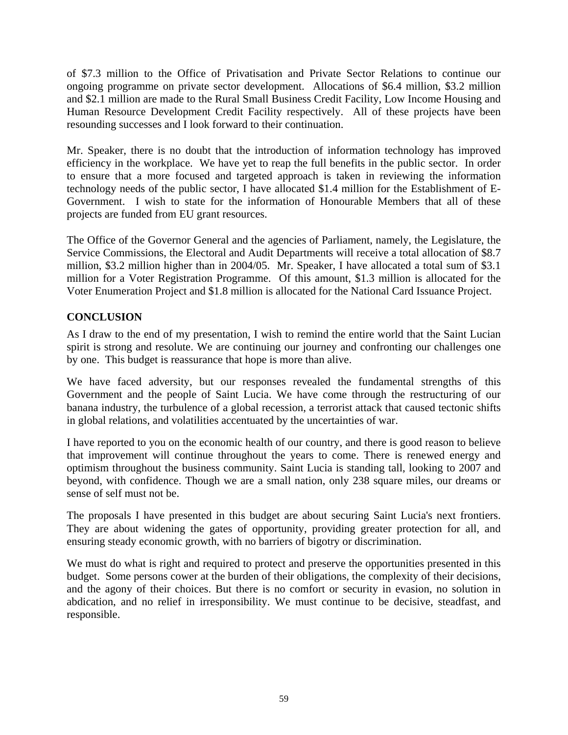of $7.3 million to the Office of Privatisation and Private Sector Relations to continue our ongoing programme on private sector development. Allocations of $6.4 million, $3.2 million and $2.1 million are made to the Rural Small Business Credit Facility, Low Income Housing and Human Resource Development Credit Facility respectively. All of these projects have been resounding successes and I look forward to their continuation.

Mr. Speaker, there is no doubt that the introduction of information technology has improved efficiency in the workplace. We have yet to reap the full benefits in the public sector. In order to ensure that a more focused and targeted approach is taken in reviewing the information technology needs of the public sector, I have allocated $1.4 million for the Establishment of E-Government. I wish to state for the information of Honourable Members that all of these projects are funded from EU grant resources.

The Office of the Governor General and the agencies of Parliament, namely, the Legislature, the Service Commissions, the Electoral and Audit Departments will receive a total allocation of $8.7 million, $3.2 million higher than in 2004/05. Mr. Speaker, I have allocated a total sum of $3.1 million for a Voter Registration Programme. Of this amount, $1.3 million is allocated for the Voter Enumeration Project and $1.8 million is allocated for the National Card Issuance Project.

**CONCLUSION**

As I draw to the end of my presentation, I wish to remind the entire world that the Saint Lucian spirit is strong and resolute. We are continuing our journey and confronting our challenges one by one. This budget is reassurance that hope is more than alive.

We have faced adversity, but our responses revealed the fundamental strengths of this Government and the people of Saint Lucia. We have come through the restructuring of our banana industry, the turbulence of a global recession, a terrorist attack that caused tectonic shifts in global relations, and volatilities accentuated by the uncertainties of war.

I have reported to you on the economic health of our country, and there is good reason to believe that improvement will continue throughout the years to come. There is renewed energy and optimism throughout the business community. Saint Lucia is standing tall, looking to 2007 and beyond, with confidence. Though we are a small nation, only 238 square miles, our dreams or sense of self must not be.

The proposals I have presented in this budget are about securing Saint Lucia's next frontiers. They are about widening the gates of opportunity, providing greater protection for all, and ensuring steady economic growth, with no barriers of bigotry or discrimination.

We must do what is right and required to protect and preserve the opportunities presented in this budget. Some persons cower at the burden of their obligations, the complexity of their decisions, and the agony of their choices. But there is no comfort or security in evasion, no solution in abdication, and no relief in irresponsibility. We must continue to be decisive, steadfast, and responsible.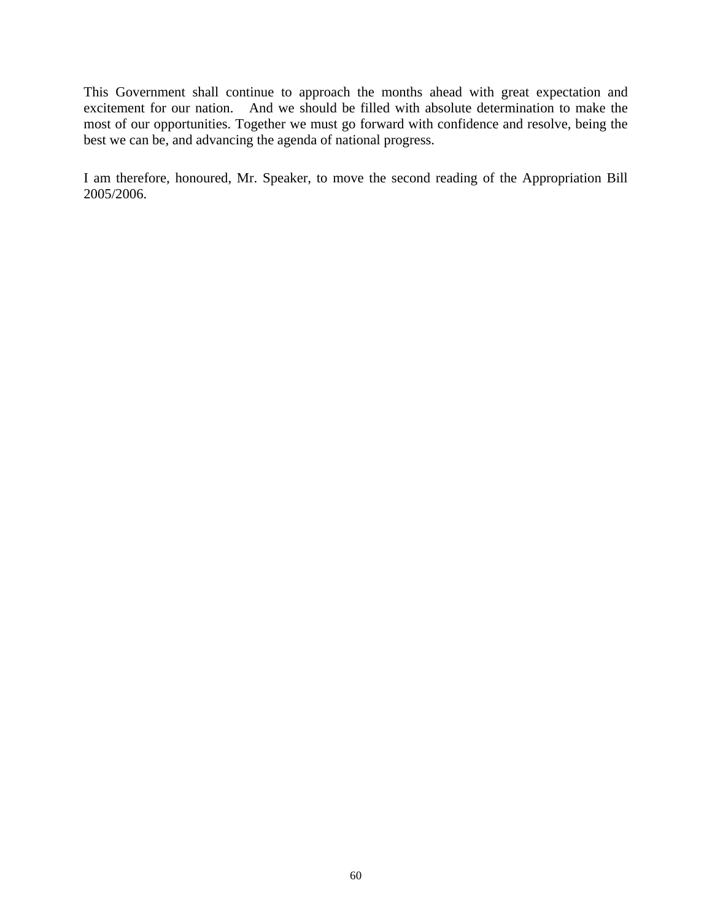This Government shall continue to approach the months ahead with great expectation and excitement for our nation. And we should be filled with absolute determination to make the most of our opportunities. Together we must go forward with confidence and resolve, being the best we can be, and advancing the agenda of national progress.

I am therefore, honoured, Mr. Speaker, to move the second reading of the Appropriation Bill 2005/2006.